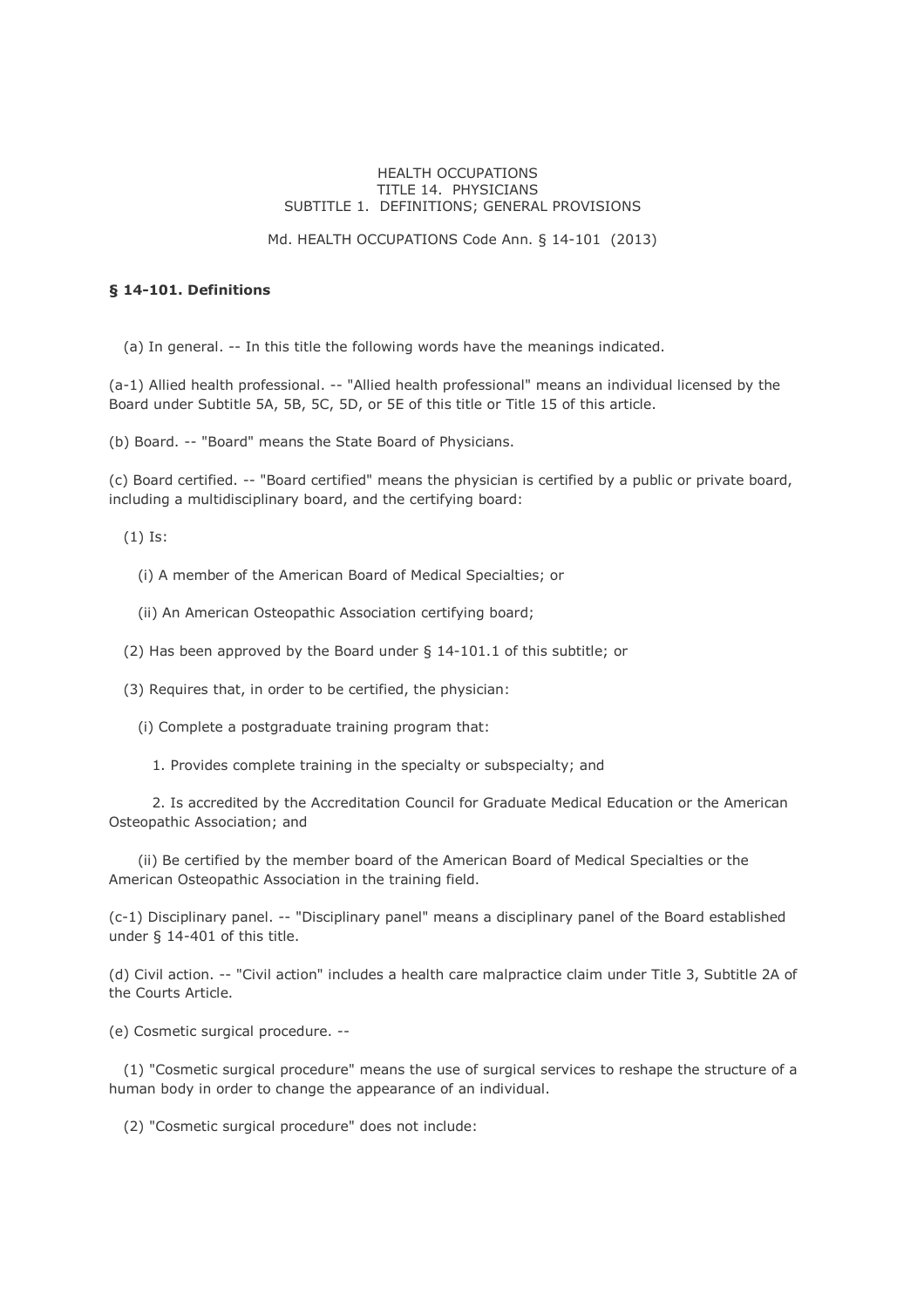HEALTH OCCUPATIONS
TITLE 14. PHYSICIANS
SUBTITLE 1. DEFINITIONS; GENERAL PROVISIONS

Md. HEALTH OCCUPATIONS Code Ann. § 14-101 (2013)

### § 14-101. Definitions

(a) In general. -- In this title the following words have the meanings indicated.

(a-1) Allied health professional. -- "Allied health professional" means an individual licensed by the Board under Subtitle 5A, 5B, 5C, 5D, or 5E of this title or Title 15 of this article.

(b) Board. -- "Board" means the State Board of Physicians.

(c) Board certified. -- "Board certified" means the physician is certified by a public or private board, including a multidisciplinary board, and the certifying board:

(1) Is:

(i) A member of the American Board of Medical Specialties; or

(ii) An American Osteopathic Association certifying board;

(2) Has been approved by the Board under § 14-101.1 of this subtitle; or

(3) Requires that, in order to be certified, the physician:

(i) Complete a postgraduate training program that:

1. Provides complete training in the specialty or subspecialty; and

2. Is accredited by the Accreditation Council for Graduate Medical Education or the American Osteopathic Association; and

(ii) Be certified by the member board of the American Board of Medical Specialties or the American Osteopathic Association in the training field.

(c-1) Disciplinary panel. -- "Disciplinary panel" means a disciplinary panel of the Board established under § 14-401 of this title.

(d) Civil action. -- "Civil action" includes a health care malpractice claim under Title 3, Subtitle 2A of the Courts Article.

(e) Cosmetic surgical procedure. --

(1) "Cosmetic surgical procedure" means the use of surgical services to reshape the structure of a human body in order to change the appearance of an individual.

(2) "Cosmetic surgical procedure" does not include: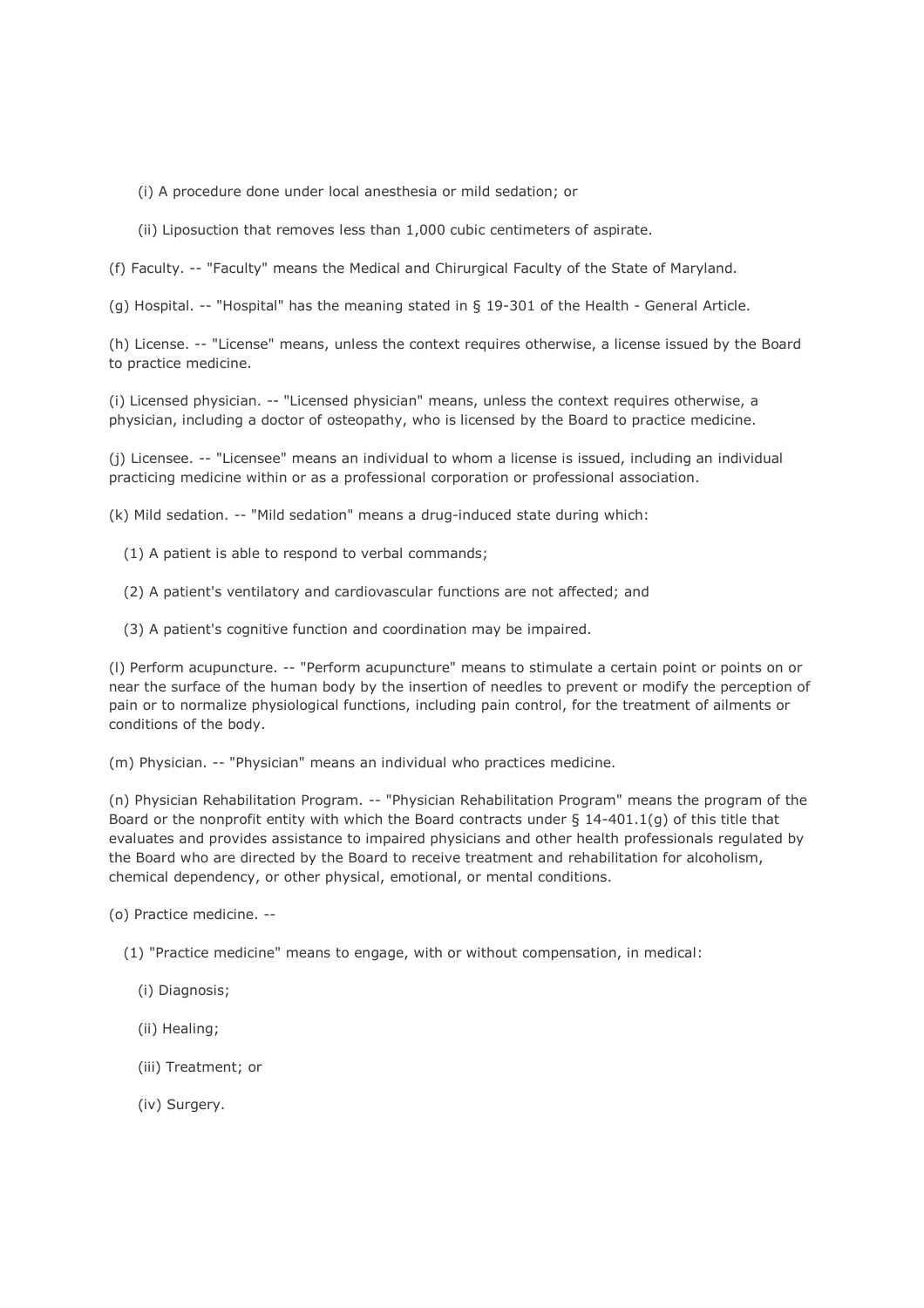(i) A procedure done under local anesthesia or mild sedation; or

(ii) Liposuction that removes less than 1,000 cubic centimeters of aspirate.

(f) Faculty. -- "Faculty" means the Medical and Chirurgical Faculty of the State of Maryland.

(g) Hospital. -- "Hospital" has the meaning stated in § 19-301 of the Health - General Article.

(h) License. -- "License" means, unless the context requires otherwise, a license issued by the Board to practice medicine.

(i) Licensed physician. -- "Licensed physician" means, unless the context requires otherwise, a physician, including a doctor of osteopathy, who is licensed by the Board to practice medicine.

(j) Licensee. -- "Licensee" means an individual to whom a license is issued, including an individual practicing medicine within or as a professional corporation or professional association.

(k) Mild sedation. -- "Mild sedation" means a drug-induced state during which:

(1) A patient is able to respond to verbal commands;

(2) A patient's ventilatory and cardiovascular functions are not affected; and

(3) A patient's cognitive function and coordination may be impaired.

(l) Perform acupuncture. -- "Perform acupuncture" means to stimulate a certain point or points on or near the surface of the human body by the insertion of needles to prevent or modify the perception of pain or to normalize physiological functions, including pain control, for the treatment of ailments or conditions of the body.

(m) Physician. -- "Physician" means an individual who practices medicine.

(n) Physician Rehabilitation Program. -- "Physician Rehabilitation Program" means the program of the Board or the nonprofit entity with which the Board contracts under § 14-401.1(g) of this title that evaluates and provides assistance to impaired physicians and other health professionals regulated by the Board who are directed by the Board to receive treatment and rehabilitation for alcoholism, chemical dependency, or other physical, emotional, or mental conditions.

(o) Practice medicine. --

(1) "Practice medicine" means to engage, with or without compensation, in medical:

(i) Diagnosis;

(ii) Healing;

(iii) Treatment; or

(iv) Surgery.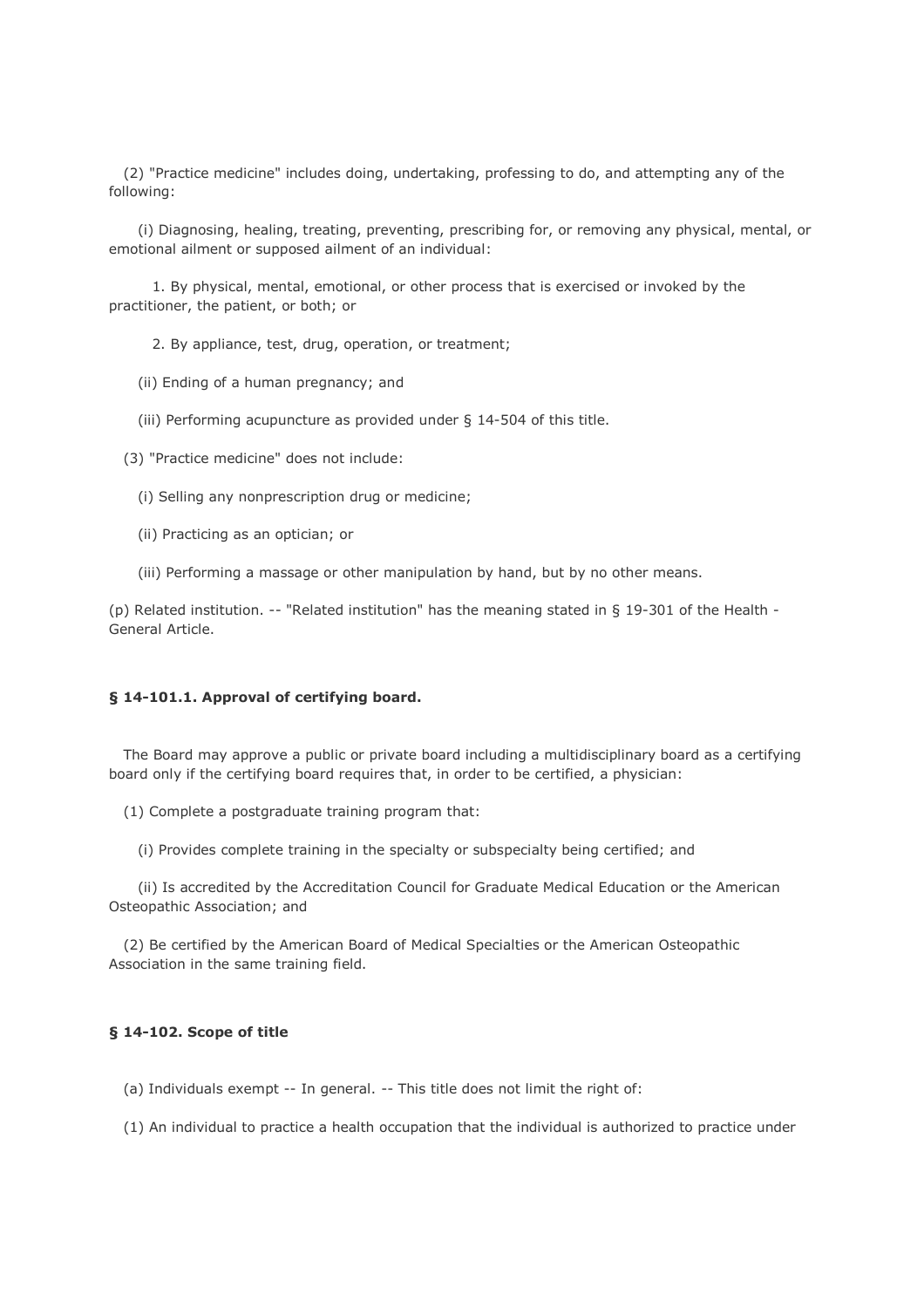(2) "Practice medicine" includes doing, undertaking, professing to do, and attempting any of the following:

(i) Diagnosing, healing, treating, preventing, prescribing for, or removing any physical, mental, or emotional ailment or supposed ailment of an individual:

1. By physical, mental, emotional, or other process that is exercised or invoked by the practitioner, the patient, or both; or

2. By appliance, test, drug, operation, or treatment;

(ii) Ending of a human pregnancy; and

(iii) Performing acupuncture as provided under § 14-504 of this title.

(3) "Practice medicine" does not include:

(i) Selling any nonprescription drug or medicine;

(ii) Practicing as an optician; or

(iii) Performing a massage or other manipulation by hand, but by no other means.

(p) Related institution. -- "Related institution" has the meaning stated in § 19-301 of the Health - General Article.

**§ 14-101.1. Approval of certifying board.**

The Board may approve a public or private board including a multidisciplinary board as a certifying board only if the certifying board requires that, in order to be certified, a physician:

(1) Complete a postgraduate training program that:

(i) Provides complete training in the specialty or subspecialty being certified; and

(ii) Is accredited by the Accreditation Council for Graduate Medical Education or the American Osteopathic Association; and

(2) Be certified by the American Board of Medical Specialties or the American Osteopathic Association in the same training field.

**§ 14-102. Scope of title**

(a) Individuals exempt -- In general. -- This title does not limit the right of:

(1) An individual to practice a health occupation that the individual is authorized to practice under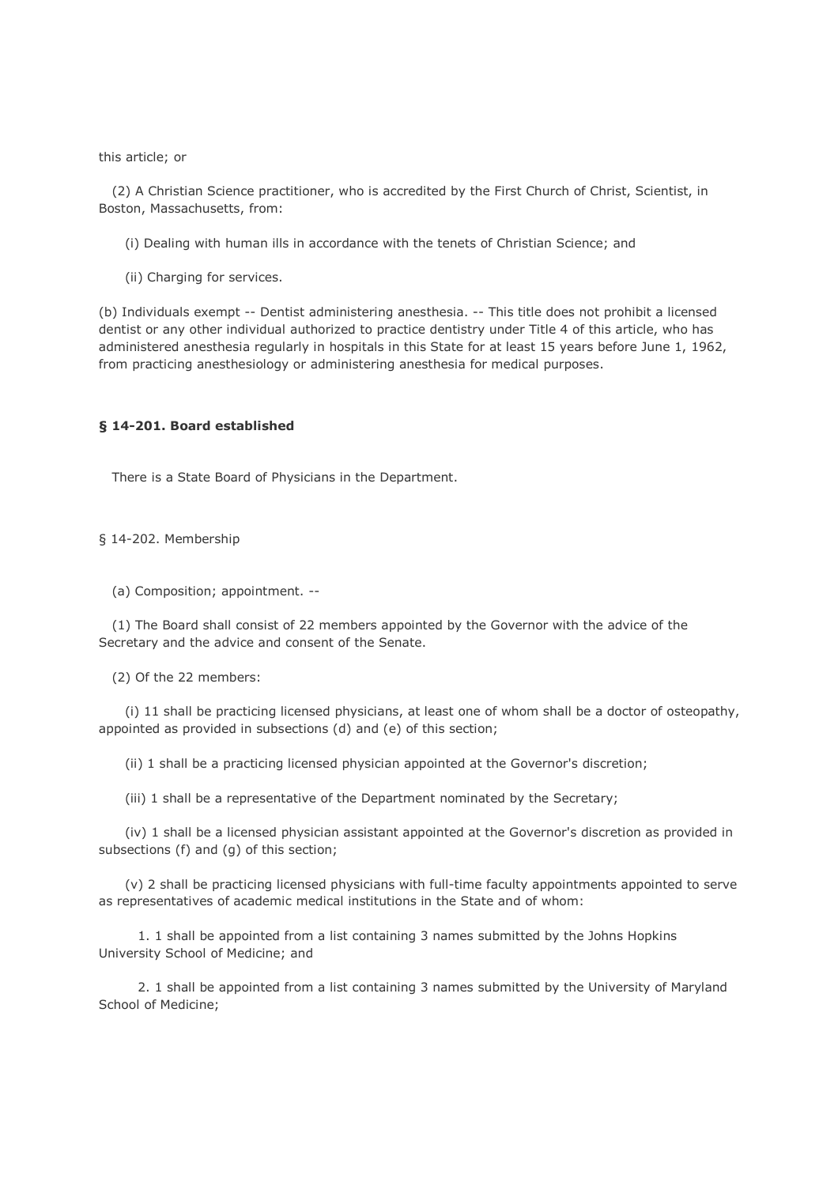this article; or

(2) A Christian Science practitioner, who is accredited by the First Church of Christ, Scientist, in Boston, Massachusetts, from:

(i) Dealing with human ills in accordance with the tenets of Christian Science; and

(ii) Charging for services.

(b) Individuals exempt -- Dentist administering anesthesia. -- This title does not prohibit a licensed dentist or any other individual authorized to practice dentistry under Title 4 of this article, who has administered anesthesia regularly in hospitals in this State for at least 15 years before June 1, 1962, from practicing anesthesiology or administering anesthesia for medical purposes.

**§ 14-201. Board established**

There is a State Board of Physicians in the Department.

§ 14-202. Membership

(a) Composition; appointment. --

(1) The Board shall consist of 22 members appointed by the Governor with the advice of the Secretary and the advice and consent of the Senate.

(2) Of the 22 members:

(i) 11 shall be practicing licensed physicians, at least one of whom shall be a doctor of osteopathy, appointed as provided in subsections (d) and (e) of this section;

(ii) 1 shall be a practicing licensed physician appointed at the Governor's discretion;

(iii) 1 shall be a representative of the Department nominated by the Secretary;

(iv) 1 shall be a licensed physician assistant appointed at the Governor's discretion as provided in subsections (f) and (g) of this section;

(v) 2 shall be practicing licensed physicians with full-time faculty appointments appointed to serve as representatives of academic medical institutions in the State and of whom:

1. 1 shall be appointed from a list containing 3 names submitted by the Johns Hopkins University School of Medicine; and

2. 1 shall be appointed from a list containing 3 names submitted by the University of Maryland School of Medicine;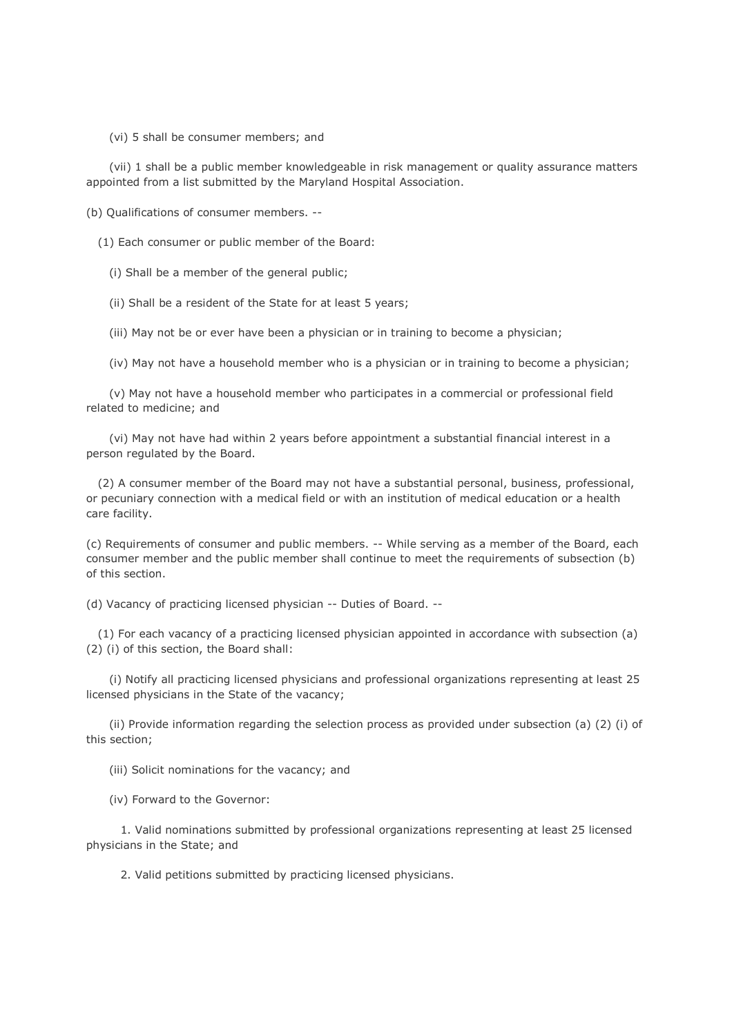(vi) 5 shall be consumer members; and

(vii) 1 shall be a public member knowledgeable in risk management or quality assurance matters appointed from a list submitted by the Maryland Hospital Association.

(b) Qualifications of consumer members. --

(1) Each consumer or public member of the Board:

(i) Shall be a member of the general public;

(ii) Shall be a resident of the State for at least 5 years;

(iii) May not be or ever have been a physician or in training to become a physician;

(iv) May not have a household member who is a physician or in training to become a physician;

(v) May not have a household member who participates in a commercial or professional field related to medicine; and

(vi) May not have had within 2 years before appointment a substantial financial interest in a person regulated by the Board.

(2) A consumer member of the Board may not have a substantial personal, business, professional, or pecuniary connection with a medical field or with an institution of medical education or a health care facility.

(c) Requirements of consumer and public members. -- While serving as a member of the Board, each consumer member and the public member shall continue to meet the requirements of subsection (b) of this section.

(d) Vacancy of practicing licensed physician -- Duties of Board. --

(1) For each vacancy of a practicing licensed physician appointed in accordance with subsection (a) (2) (i) of this section, the Board shall:

(i) Notify all practicing licensed physicians and professional organizations representing at least 25 licensed physicians in the State of the vacancy;

(ii) Provide information regarding the selection process as provided under subsection (a) (2) (i) of this section;

(iii) Solicit nominations for the vacancy; and

(iv) Forward to the Governor:

1. Valid nominations submitted by professional organizations representing at least 25 licensed physicians in the State; and

2. Valid petitions submitted by practicing licensed physicians.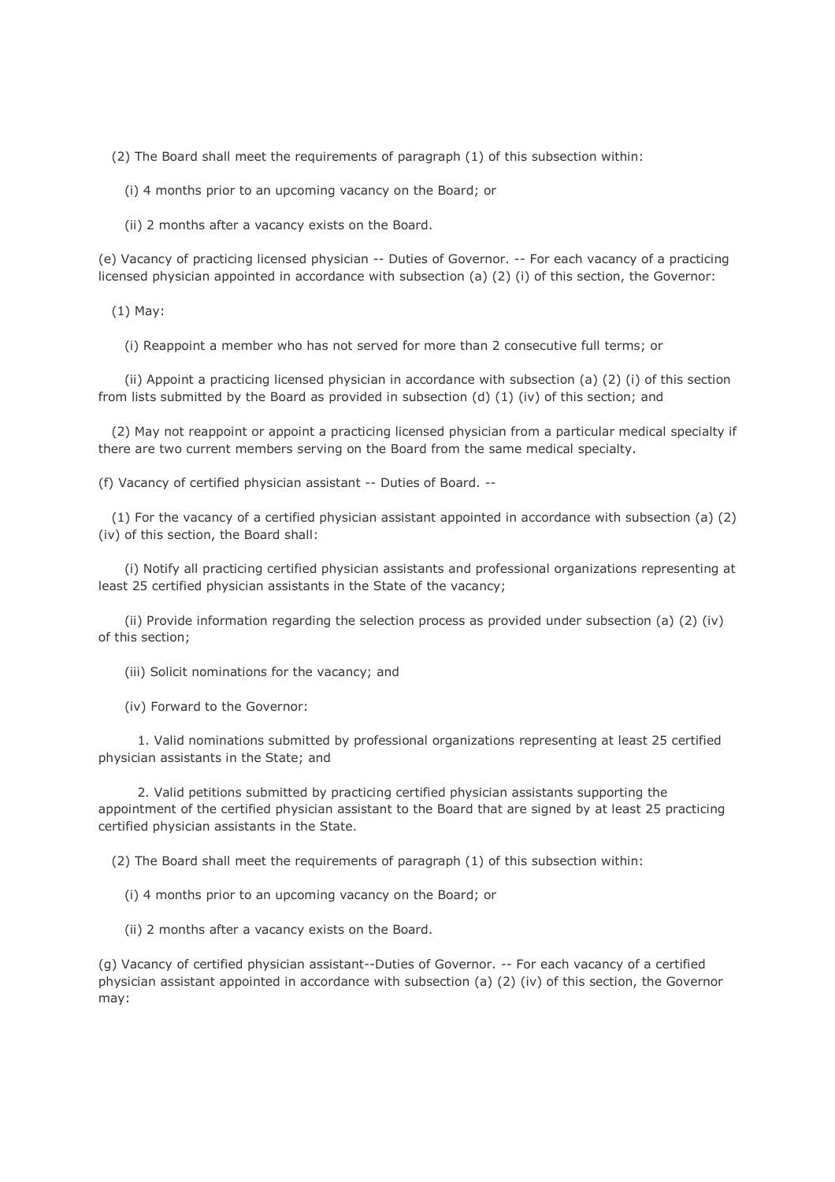(2) The Board shall meet the requirements of paragraph (1) of this subsection within:

(i) 4 months prior to an upcoming vacancy on the Board; or

(ii) 2 months after a vacancy exists on the Board.

(e) Vacancy of practicing licensed physician -- Duties of Governor. -- For each vacancy of a practicing licensed physician appointed in accordance with subsection (a) (2) (i) of this section, the Governor:

(1) May:

(i) Reappoint a member who has not served for more than 2 consecutive full terms; or

(ii) Appoint a practicing licensed physician in accordance with subsection (a) (2) (i) of this section from lists submitted by the Board as provided in subsection (d) (1) (iv) of this section; and

(2) May not reappoint or appoint a practicing licensed physician from a particular medical specialty if there are two current members serving on the Board from the same medical specialty.

(f) Vacancy of certified physician assistant -- Duties of Board. --

(1) For the vacancy of a certified physician assistant appointed in accordance with subsection (a) (2) (iv) of this section, the Board shall:

(i) Notify all practicing certified physician assistants and professional organizations representing at least 25 certified physician assistants in the State of the vacancy;

(ii) Provide information regarding the selection process as provided under subsection (a) (2) (iv) of this section;

(iii) Solicit nominations for the vacancy; and

(iv) Forward to the Governor:

1. Valid nominations submitted by professional organizations representing at least 25 certified physician assistants in the State; and

2. Valid petitions submitted by practicing certified physician assistants supporting the appointment of the certified physician assistant to the Board that are signed by at least 25 practicing certified physician assistants in the State.

(2) The Board shall meet the requirements of paragraph (1) of this subsection within:

(i) 4 months prior to an upcoming vacancy on the Board; or

(ii) 2 months after a vacancy exists on the Board.

(g) Vacancy of certified physician assistant--Duties of Governor. -- For each vacancy of a certified physician assistant appointed in accordance with subsection (a) (2) (iv) of this section, the Governor may: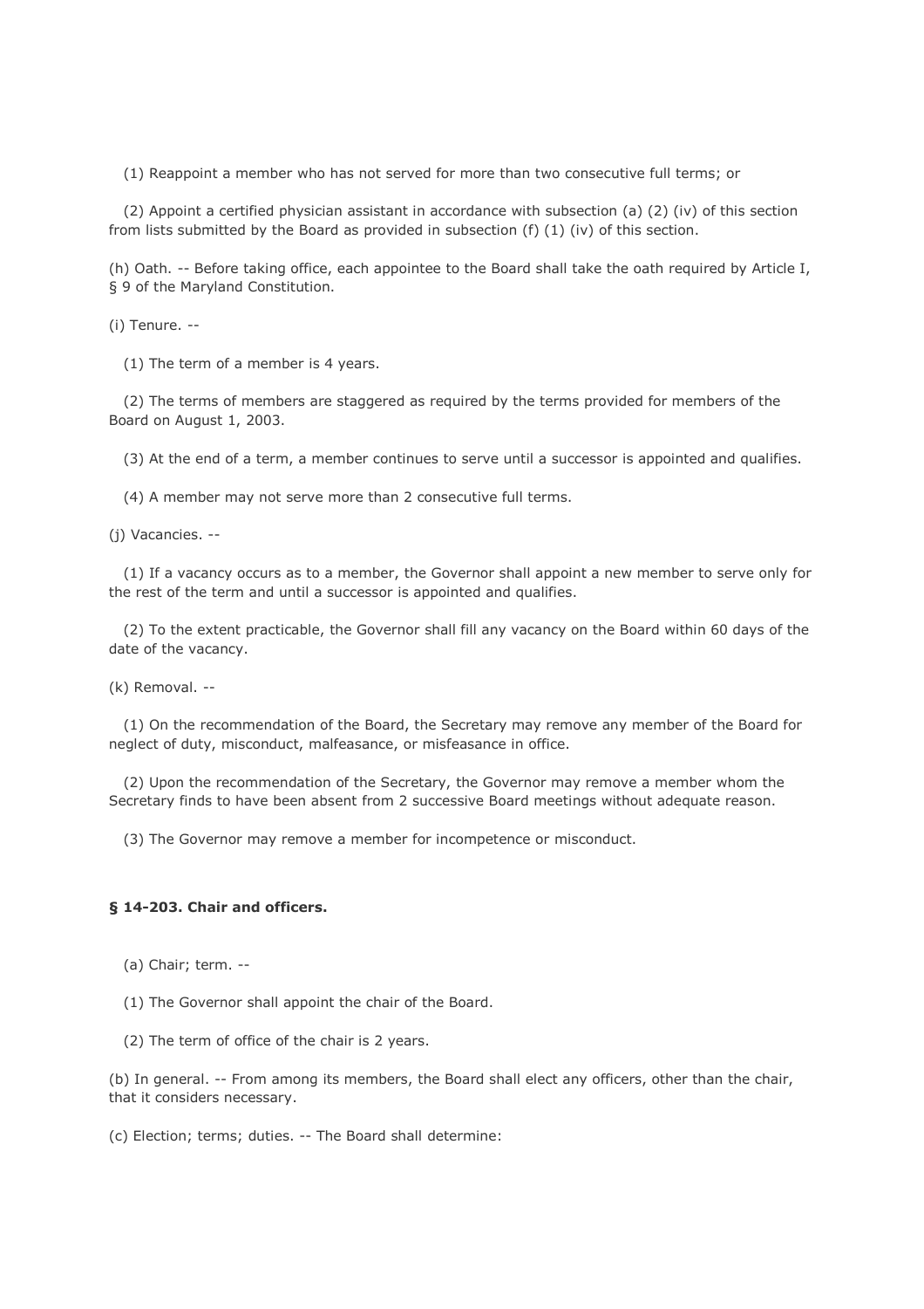(1) Reappoint a member who has not served for more than two consecutive full terms; or

(2) Appoint a certified physician assistant in accordance with subsection (a) (2) (iv) of this section from lists submitted by the Board as provided in subsection (f) (1) (iv) of this section.

(h) Oath. -- Before taking office, each appointee to the Board shall take the oath required by Article I, § 9 of the Maryland Constitution.

(i) Tenure. --

(1) The term of a member is 4 years.

(2) The terms of members are staggered as required by the terms provided for members of the Board on August 1, 2003.

(3) At the end of a term, a member continues to serve until a successor is appointed and qualifies.

(4) A member may not serve more than 2 consecutive full terms.

(j) Vacancies. --

(1) If a vacancy occurs as to a member, the Governor shall appoint a new member to serve only for the rest of the term and until a successor is appointed and qualifies.

(2) To the extent practicable, the Governor shall fill any vacancy on the Board within 60 days of the date of the vacancy.

(k) Removal. --

(1) On the recommendation of the Board, the Secretary may remove any member of the Board for neglect of duty, misconduct, malfeasance, or misfeasance in office.

(2) Upon the recommendation of the Secretary, the Governor may remove a member whom the Secretary finds to have been absent from 2 successive Board meetings without adequate reason.

(3) The Governor may remove a member for incompetence or misconduct.

### § 14-203. Chair and officers.

(a) Chair; term. --

(1) The Governor shall appoint the chair of the Board.

(2) The term of office of the chair is 2 years.

(b) In general. -- From among its members, the Board shall elect any officers, other than the chair, that it considers necessary.

(c) Election; terms; duties. -- The Board shall determine: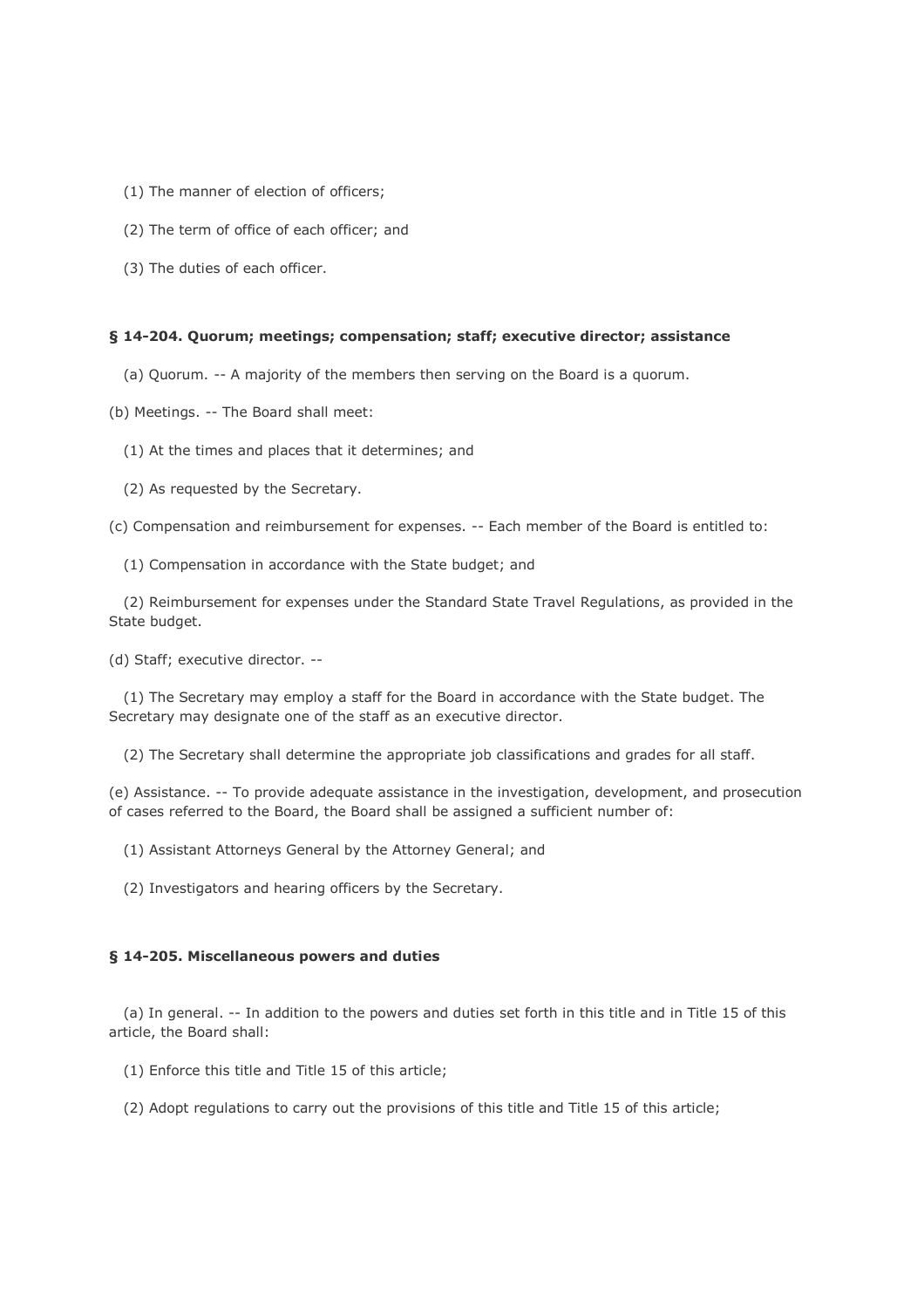(1) The manner of election of officers;

(2) The term of office of each officer; and

(3) The duties of each officer.

### § 14-204. Quorum; meetings; compensation; staff; executive director; assistance

(a) Quorum. -- A majority of the members then serving on the Board is a quorum.

(b) Meetings. -- The Board shall meet:

(1) At the times and places that it determines; and

(2) As requested by the Secretary.

(c) Compensation and reimbursement for expenses. -- Each member of the Board is entitled to:

(1) Compensation in accordance with the State budget; and

(2) Reimbursement for expenses under the Standard State Travel Regulations, as provided in the State budget.

(d) Staff; executive director. --

(1) The Secretary may employ a staff for the Board in accordance with the State budget. The Secretary may designate one of the staff as an executive director.

(2) The Secretary shall determine the appropriate job classifications and grades for all staff.

(e) Assistance. -- To provide adequate assistance in the investigation, development, and prosecution of cases referred to the Board, the Board shall be assigned a sufficient number of:

(1) Assistant Attorneys General by the Attorney General; and

(2) Investigators and hearing officers by the Secretary.

### § 14-205. Miscellaneous powers and duties

(a) In general. -- In addition to the powers and duties set forth in this title and in Title 15 of this article, the Board shall:

(1) Enforce this title and Title 15 of this article;

(2) Adopt regulations to carry out the provisions of this title and Title 15 of this article;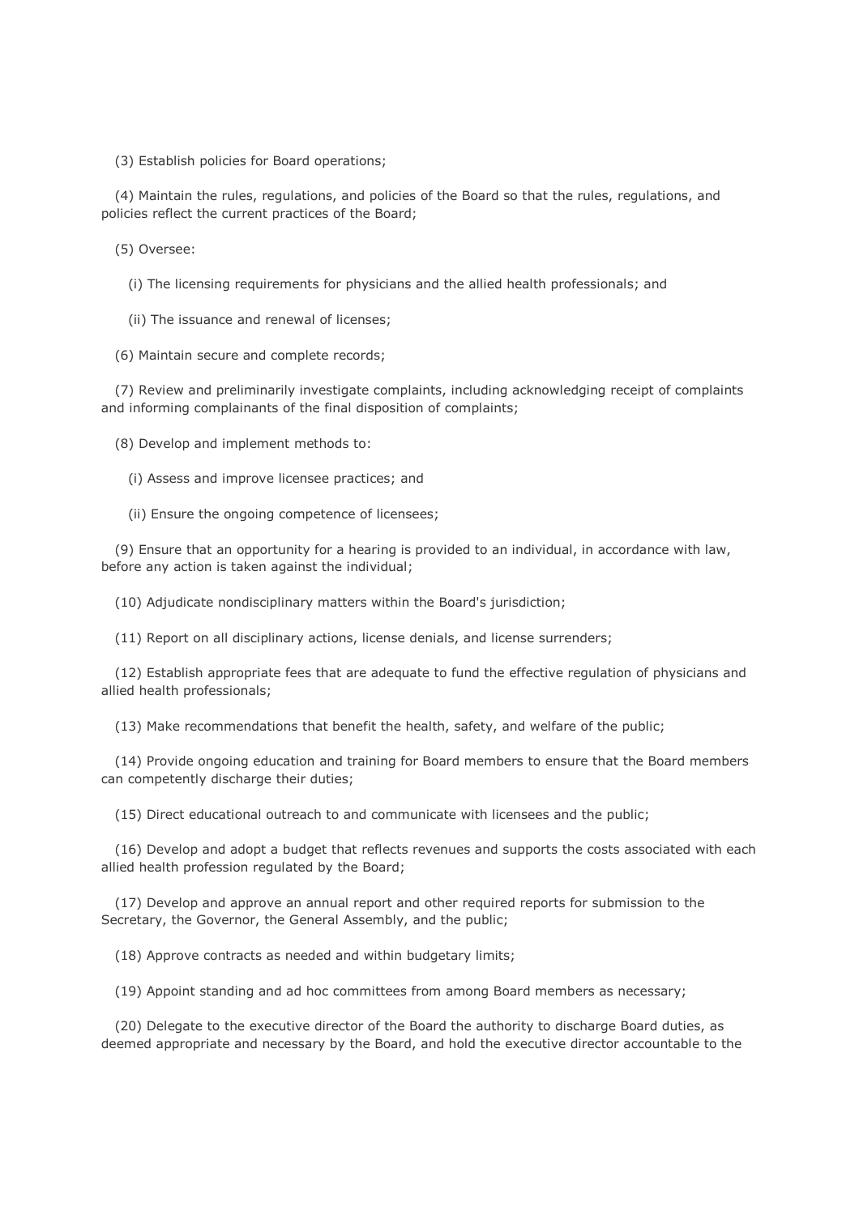(3) Establish policies for Board operations;

(4) Maintain the rules, regulations, and policies of the Board so that the rules, regulations, and policies reflect the current practices of the Board;

(5) Oversee:

(i) The licensing requirements for physicians and the allied health professionals; and

(ii) The issuance and renewal of licenses;

(6) Maintain secure and complete records;

(7) Review and preliminarily investigate complaints, including acknowledging receipt of complaints and informing complainants of the final disposition of complaints;

(8) Develop and implement methods to:

(i) Assess and improve licensee practices; and

(ii) Ensure the ongoing competence of licensees;

(9) Ensure that an opportunity for a hearing is provided to an individual, in accordance with law, before any action is taken against the individual;

(10) Adjudicate nondisciplinary matters within the Board's jurisdiction;

(11) Report on all disciplinary actions, license denials, and license surrenders;

(12) Establish appropriate fees that are adequate to fund the effective regulation of physicians and allied health professionals;

(13) Make recommendations that benefit the health, safety, and welfare of the public;

(14) Provide ongoing education and training for Board members to ensure that the Board members can competently discharge their duties;

(15) Direct educational outreach to and communicate with licensees and the public;

(16) Develop and adopt a budget that reflects revenues and supports the costs associated with each allied health profession regulated by the Board;

(17) Develop and approve an annual report and other required reports for submission to the Secretary, the Governor, the General Assembly, and the public;

(18) Approve contracts as needed and within budgetary limits;

(19) Appoint standing and ad hoc committees from among Board members as necessary;

(20) Delegate to the executive director of the Board the authority to discharge Board duties, as deemed appropriate and necessary by the Board, and hold the executive director accountable to the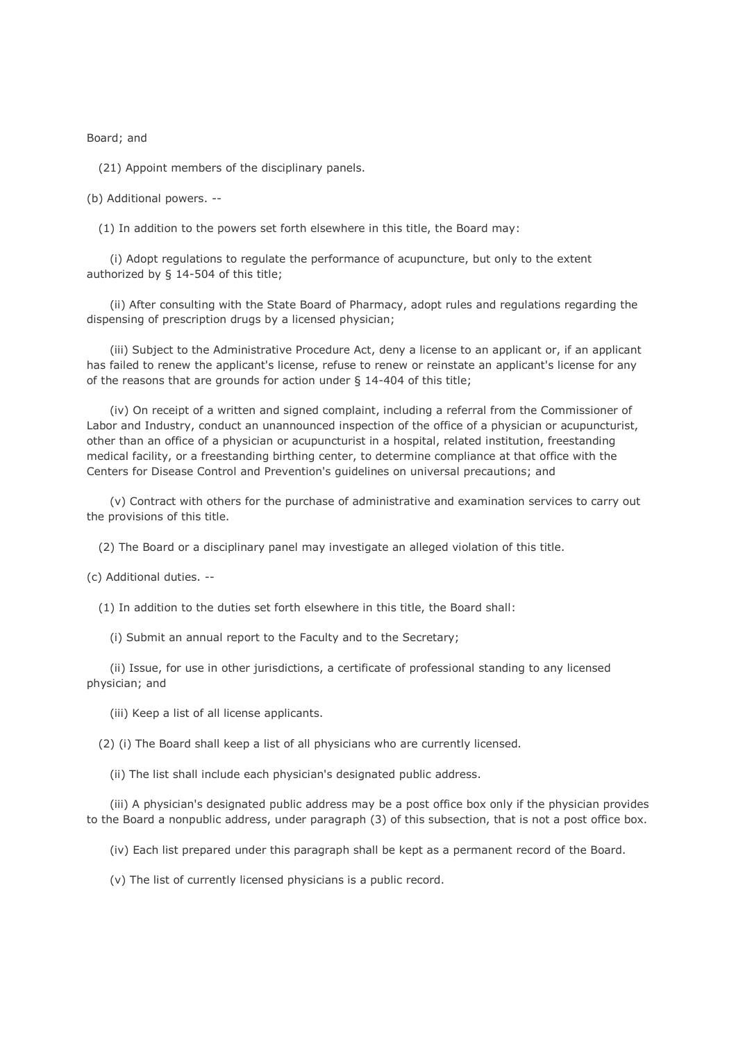Board; and

(21) Appoint members of the disciplinary panels.

(b) Additional powers. --

(1) In addition to the powers set forth elsewhere in this title, the Board may:

(i) Adopt regulations to regulate the performance of acupuncture, but only to the extent authorized by § 14-504 of this title;

(ii) After consulting with the State Board of Pharmacy, adopt rules and regulations regarding the dispensing of prescription drugs by a licensed physician;

(iii) Subject to the Administrative Procedure Act, deny a license to an applicant or, if an applicant has failed to renew the applicant's license, refuse to renew or reinstate an applicant's license for any of the reasons that are grounds for action under § 14-404 of this title;

(iv) On receipt of a written and signed complaint, including a referral from the Commissioner of Labor and Industry, conduct an unannounced inspection of the office of a physician or acupuncturist, other than an office of a physician or acupuncturist in a hospital, related institution, freestanding medical facility, or a freestanding birthing center, to determine compliance at that office with the Centers for Disease Control and Prevention's guidelines on universal precautions; and

(v) Contract with others for the purchase of administrative and examination services to carry out the provisions of this title.

(2) The Board or a disciplinary panel may investigate an alleged violation of this title.

(c) Additional duties. --

(1) In addition to the duties set forth elsewhere in this title, the Board shall:

(i) Submit an annual report to the Faculty and to the Secretary;

(ii) Issue, for use in other jurisdictions, a certificate of professional standing to any licensed physician; and

(iii) Keep a list of all license applicants.

(2) (i) The Board shall keep a list of all physicians who are currently licensed.

(ii) The list shall include each physician's designated public address.

(iii) A physician's designated public address may be a post office box only if the physician provides to the Board a nonpublic address, under paragraph (3) of this subsection, that is not a post office box.

(iv) Each list prepared under this paragraph shall be kept as a permanent record of the Board.

(v) The list of currently licensed physicians is a public record.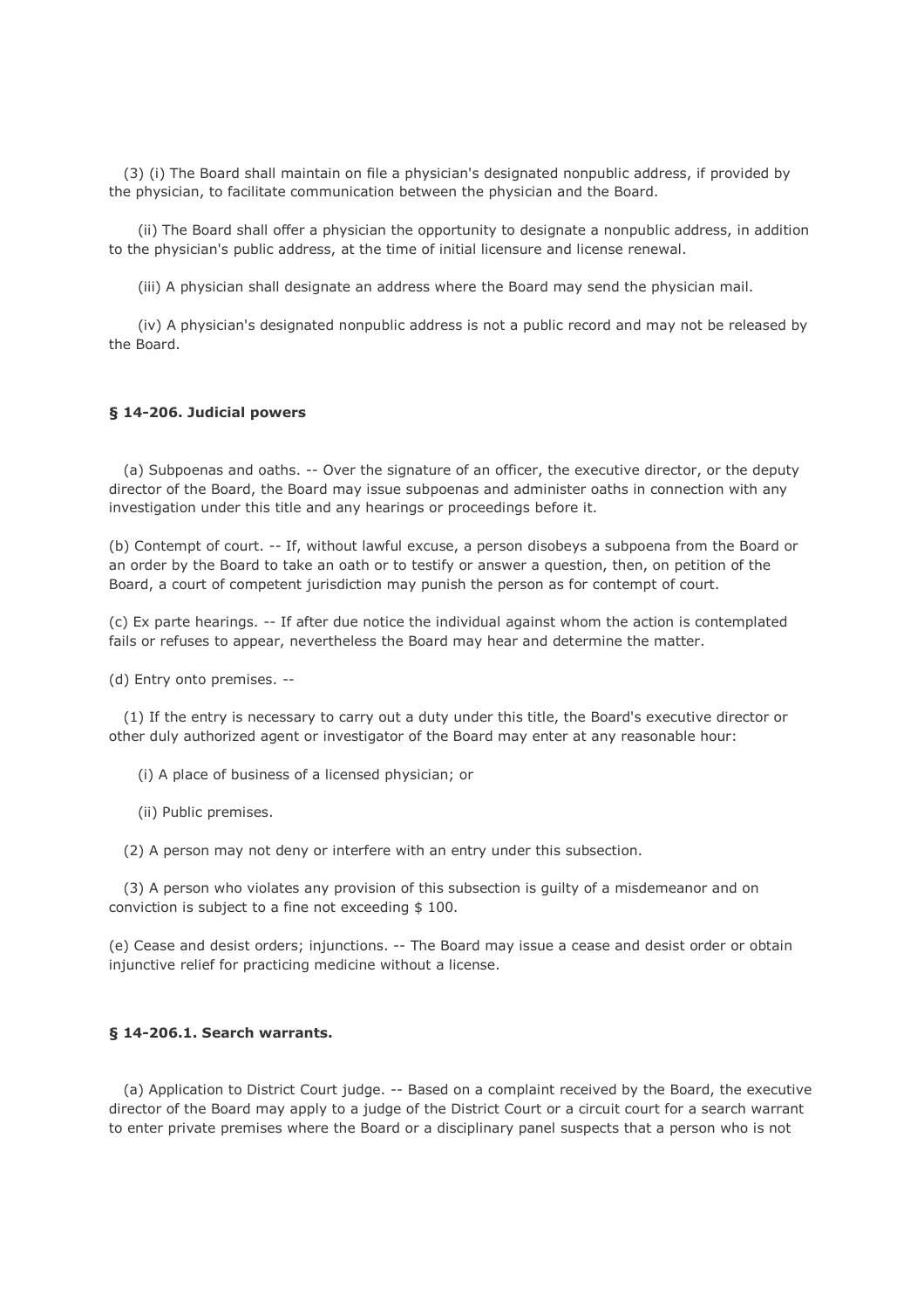(3) (i) The Board shall maintain on file a physician's designated nonpublic address, if provided by the physician, to facilitate communication between the physician and the Board.

(ii) The Board shall offer a physician the opportunity to designate a nonpublic address, in addition to the physician's public address, at the time of initial licensure and license renewal.

(iii) A physician shall designate an address where the Board may send the physician mail.

(iv) A physician's designated nonpublic address is not a public record and may not be released by the Board.

**§ 14-206. Judicial powers**

(a) Subpoenas and oaths. -- Over the signature of an officer, the executive director, or the deputy director of the Board, the Board may issue subpoenas and administer oaths in connection with any investigation under this title and any hearings or proceedings before it.

(b) Contempt of court. -- If, without lawful excuse, a person disobeys a subpoena from the Board or an order by the Board to take an oath or to testify or answer a question, then, on petition of the Board, a court of competent jurisdiction may punish the person as for contempt of court.

(c) Ex parte hearings. -- If after due notice the individual against whom the action is contemplated fails or refuses to appear, nevertheless the Board may hear and determine the matter.

(d) Entry onto premises. --

(1) If the entry is necessary to carry out a duty under this title, the Board's executive director or other duly authorized agent or investigator of the Board may enter at any reasonable hour:

(i) A place of business of a licensed physician; or

(ii) Public premises.

(2) A person may not deny or interfere with an entry under this subsection.

(3) A person who violates any provision of this subsection is guilty of a misdemeanor and on conviction is subject to a fine not exceeding $ 100.

(e) Cease and desist orders; injunctions. -- The Board may issue a cease and desist order or obtain injunctive relief for practicing medicine without a license.

**§ 14-206.1. Search warrants.**

(a) Application to District Court judge. -- Based on a complaint received by the Board, the executive director of the Board may apply to a judge of the District Court or a circuit court for a search warrant to enter private premises where the Board or a disciplinary panel suspects that a person who is not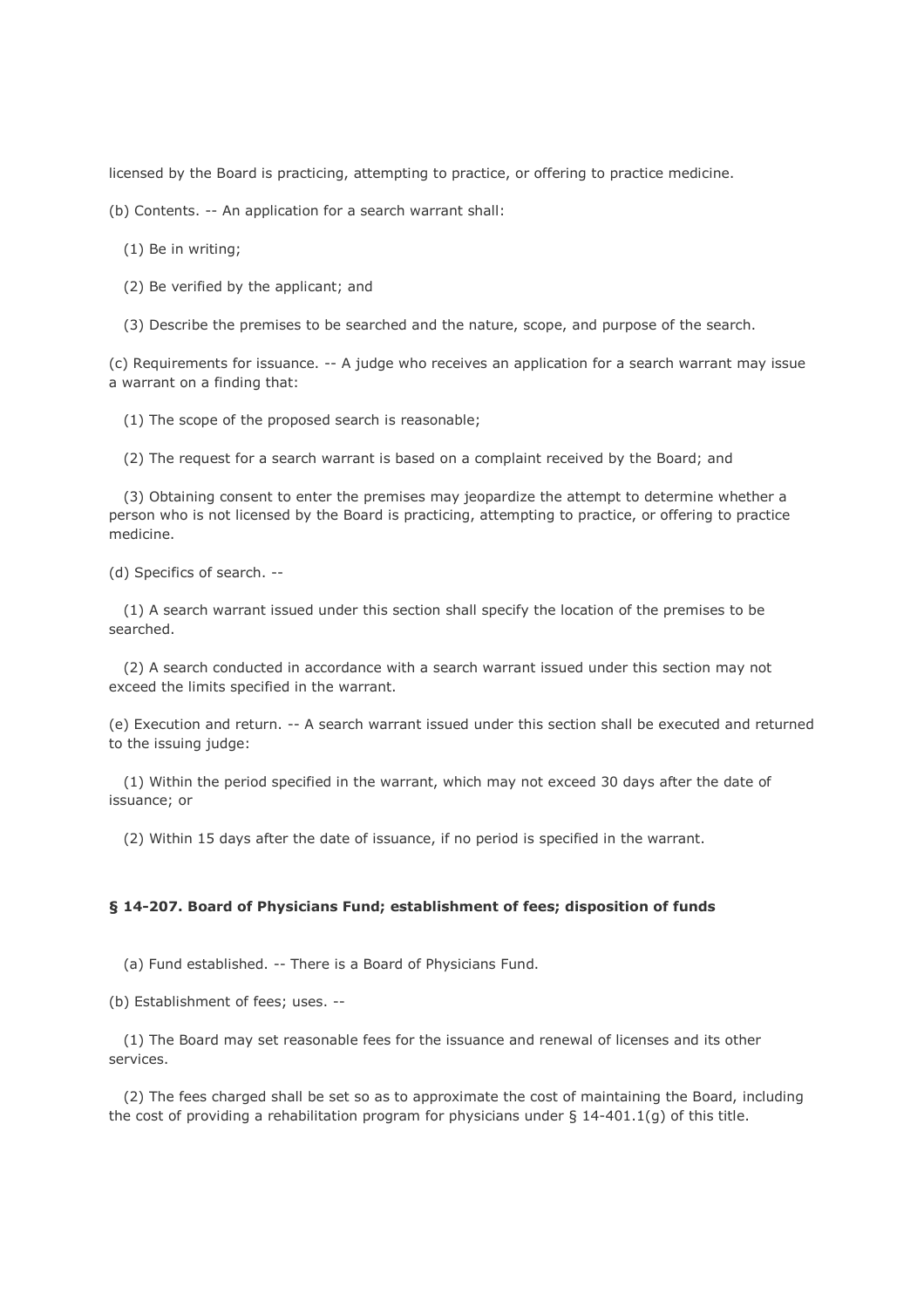licensed by the Board is practicing, attempting to practice, or offering to practice medicine.

(b) Contents. -- An application for a search warrant shall:

(1) Be in writing;

(2) Be verified by the applicant; and

(3) Describe the premises to be searched and the nature, scope, and purpose of the search.

(c) Requirements for issuance. -- A judge who receives an application for a search warrant may issue a warrant on a finding that:

(1) The scope of the proposed search is reasonable;

(2) The request for a search warrant is based on a complaint received by the Board; and

(3) Obtaining consent to enter the premises may jeopardize the attempt to determine whether a person who is not licensed by the Board is practicing, attempting to practice, or offering to practice medicine.

(d) Specifics of search. --

(1) A search warrant issued under this section shall specify the location of the premises to be searched.

(2) A search conducted in accordance with a search warrant issued under this section may not exceed the limits specified in the warrant.

(e) Execution and return. -- A search warrant issued under this section shall be executed and returned to the issuing judge:

(1) Within the period specified in the warrant, which may not exceed 30 days after the date of issuance; or

(2) Within 15 days after the date of issuance, if no period is specified in the warrant.

### § 14-207. Board of Physicians Fund; establishment of fees; disposition of funds

(a) Fund established. -- There is a Board of Physicians Fund.

(b) Establishment of fees; uses. --

(1) The Board may set reasonable fees for the issuance and renewal of licenses and its other services.

(2) The fees charged shall be set so as to approximate the cost of maintaining the Board, including the cost of providing a rehabilitation program for physicians under § 14-401.1(g) of this title.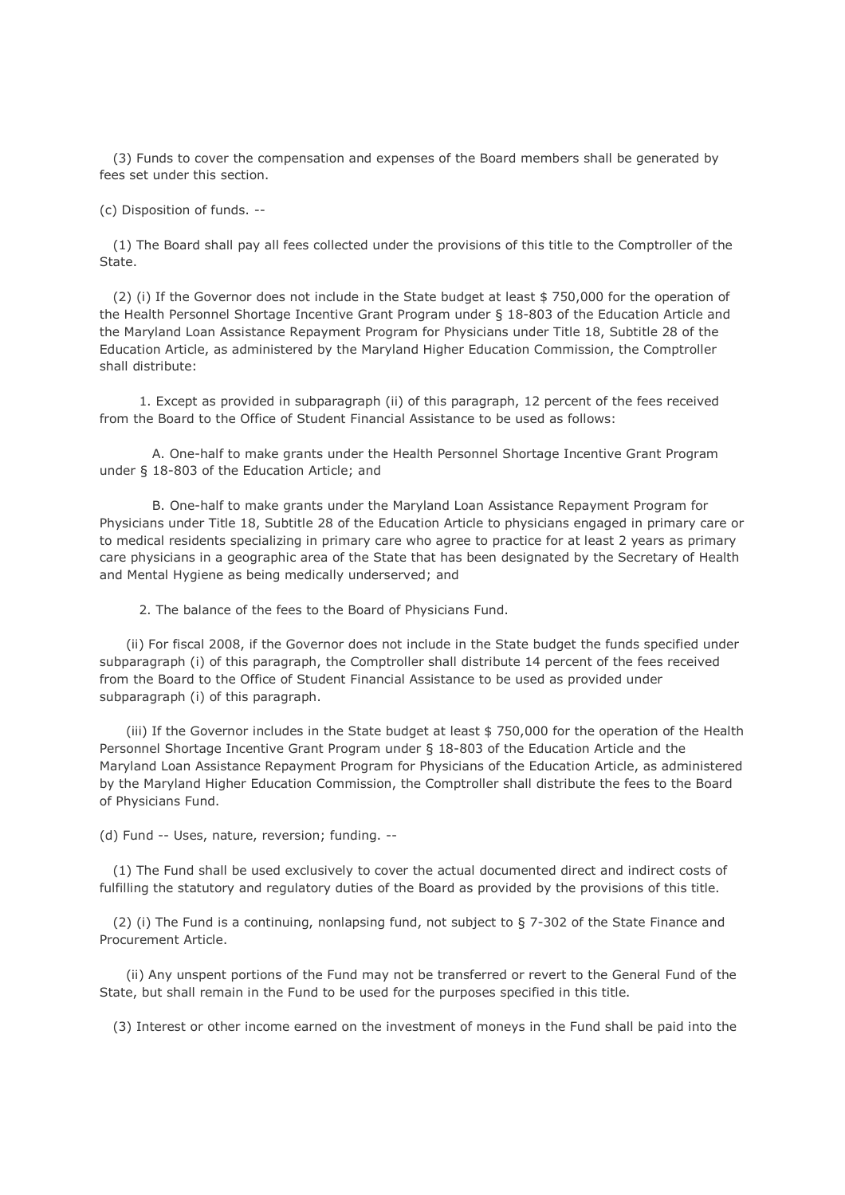(3) Funds to cover the compensation and expenses of the Board members shall be generated by fees set under this section.

(c) Disposition of funds. --

(1) The Board shall pay all fees collected under the provisions of this title to the Comptroller of the State.

(2) (i) If the Governor does not include in the State budget at least $ 750,000 for the operation of the Health Personnel Shortage Incentive Grant Program under § 18-803 of the Education Article and the Maryland Loan Assistance Repayment Program for Physicians under Title 18, Subtitle 28 of the Education Article, as administered by the Maryland Higher Education Commission, the Comptroller shall distribute:

1. Except as provided in subparagraph (ii) of this paragraph, 12 percent of the fees received from the Board to the Office of Student Financial Assistance to be used as follows:

A. One-half to make grants under the Health Personnel Shortage Incentive Grant Program under § 18-803 of the Education Article; and

B. One-half to make grants under the Maryland Loan Assistance Repayment Program for Physicians under Title 18, Subtitle 28 of the Education Article to physicians engaged in primary care or to medical residents specializing in primary care who agree to practice for at least 2 years as primary care physicians in a geographic area of the State that has been designated by the Secretary of Health and Mental Hygiene as being medically underserved; and

2. The balance of the fees to the Board of Physicians Fund.

(ii) For fiscal 2008, if the Governor does not include in the State budget the funds specified under subparagraph (i) of this paragraph, the Comptroller shall distribute 14 percent of the fees received from the Board to the Office of Student Financial Assistance to be used as provided under subparagraph (i) of this paragraph.

(iii) If the Governor includes in the State budget at least $ 750,000 for the operation of the Health Personnel Shortage Incentive Grant Program under § 18-803 of the Education Article and the Maryland Loan Assistance Repayment Program for Physicians of the Education Article, as administered by the Maryland Higher Education Commission, the Comptroller shall distribute the fees to the Board of Physicians Fund.

(d) Fund -- Uses, nature, reversion; funding. --

(1) The Fund shall be used exclusively to cover the actual documented direct and indirect costs of fulfilling the statutory and regulatory duties of the Board as provided by the provisions of this title.

(2) (i) The Fund is a continuing, nonlapsing fund, not subject to § 7-302 of the State Finance and Procurement Article.

(ii) Any unspent portions of the Fund may not be transferred or revert to the General Fund of the State, but shall remain in the Fund to be used for the purposes specified in this title.

(3) Interest or other income earned on the investment of moneys in the Fund shall be paid into the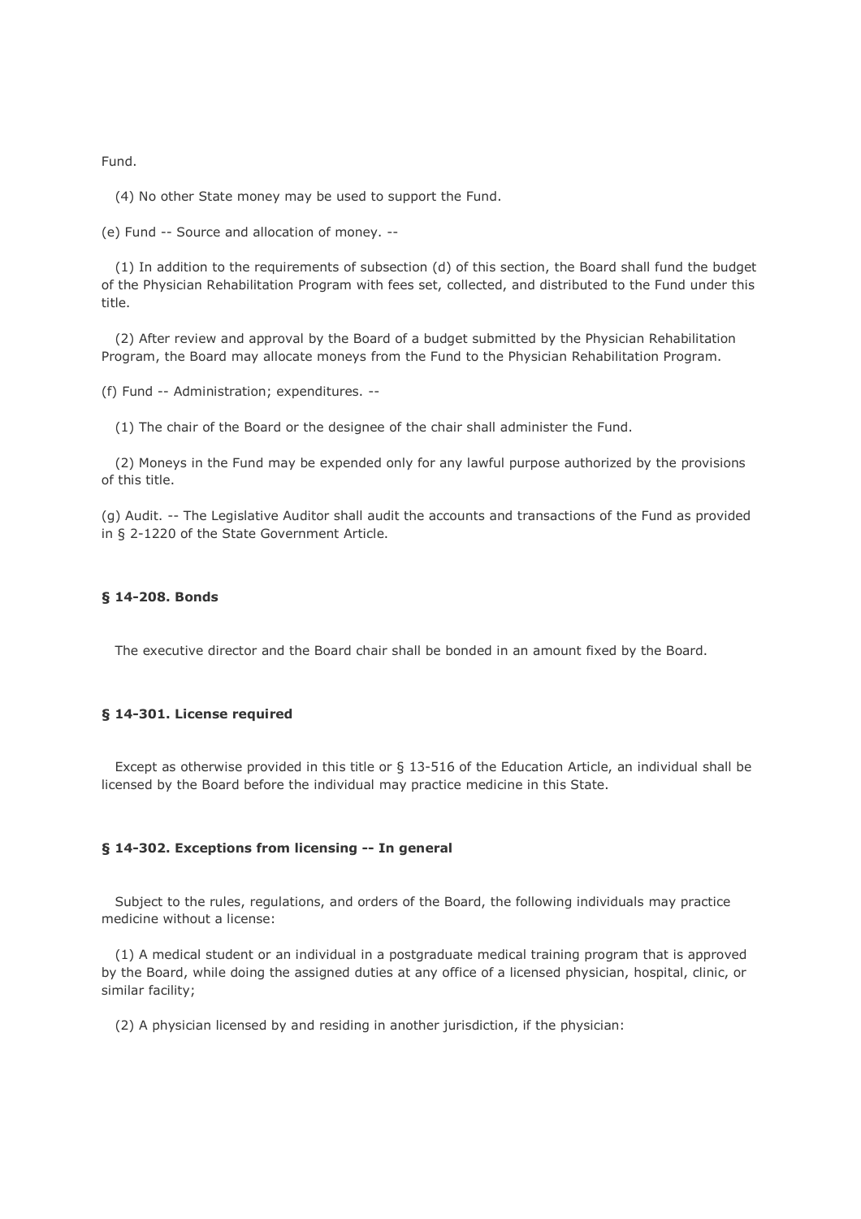Fund.

(4) No other State money may be used to support the Fund.

(e) Fund -- Source and allocation of money. --

(1) In addition to the requirements of subsection (d) of this section, the Board shall fund the budget of the Physician Rehabilitation Program with fees set, collected, and distributed to the Fund under this title.

(2) After review and approval by the Board of a budget submitted by the Physician Rehabilitation Program, the Board may allocate moneys from the Fund to the Physician Rehabilitation Program.

(f) Fund -- Administration; expenditures. --

(1) The chair of the Board or the designee of the chair shall administer the Fund.

(2) Moneys in the Fund may be expended only for any lawful purpose authorized by the provisions of this title.

(g) Audit. -- The Legislative Auditor shall audit the accounts and transactions of the Fund as provided in § 2-1220 of the State Government Article.

**§ 14-208. Bonds**

The executive director and the Board chair shall be bonded in an amount fixed by the Board.

**§ 14-301. License required**

Except as otherwise provided in this title or § 13-516 of the Education Article, an individual shall be licensed by the Board before the individual may practice medicine in this State.

**§ 14-302. Exceptions from licensing -- In general**

Subject to the rules, regulations, and orders of the Board, the following individuals may practice medicine without a license:

(1) A medical student or an individual in a postgraduate medical training program that is approved by the Board, while doing the assigned duties at any office of a licensed physician, hospital, clinic, or similar facility;

(2) A physician licensed by and residing in another jurisdiction, if the physician: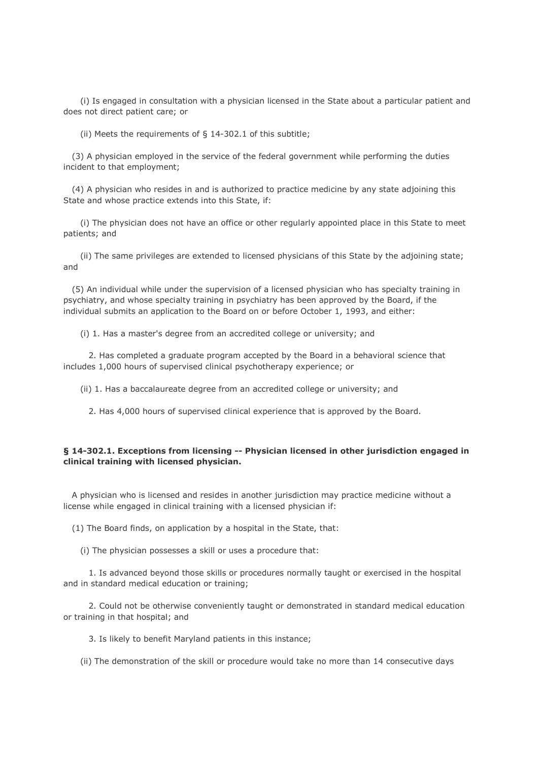(i) Is engaged in consultation with a physician licensed in the State about a particular patient and does not direct patient care; or

(ii) Meets the requirements of § 14-302.1 of this subtitle;

(3) A physician employed in the service of the federal government while performing the duties incident to that employment;

(4) A physician who resides in and is authorized to practice medicine by any state adjoining this State and whose practice extends into this State, if:

(i) The physician does not have an office or other regularly appointed place in this State to meet patients; and

(ii) The same privileges are extended to licensed physicians of this State by the adjoining state; and

(5) An individual while under the supervision of a licensed physician who has specialty training in psychiatry, and whose specialty training in psychiatry has been approved by the Board, if the individual submits an application to the Board on or before October 1, 1993, and either:

(i) 1. Has a master's degree from an accredited college or university; and

2. Has completed a graduate program accepted by the Board in a behavioral science that includes 1,000 hours of supervised clinical psychotherapy experience; or

(ii) 1. Has a baccalaureate degree from an accredited college or university; and

2. Has 4,000 hours of supervised clinical experience that is approved by the Board.

**§ 14-302.1. Exceptions from licensing -- Physician licensed in other jurisdiction engaged in clinical training with licensed physician.**

A physician who is licensed and resides in another jurisdiction may practice medicine without a license while engaged in clinical training with a licensed physician if:

(1) The Board finds, on application by a hospital in the State, that:

(i) The physician possesses a skill or uses a procedure that:

1. Is advanced beyond those skills or procedures normally taught or exercised in the hospital and in standard medical education or training;

2. Could not be otherwise conveniently taught or demonstrated in standard medical education or training in that hospital; and

3. Is likely to benefit Maryland patients in this instance;

(ii) The demonstration of the skill or procedure would take no more than 14 consecutive days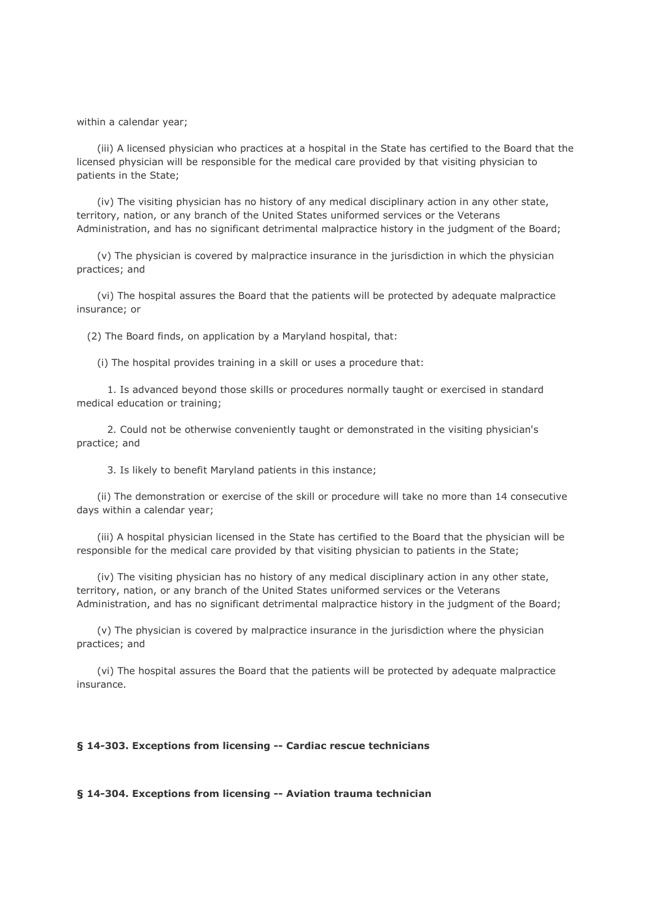within a calendar year;

(iii) A licensed physician who practices at a hospital in the State has certified to the Board that the licensed physician will be responsible for the medical care provided by that visiting physician to patients in the State;

(iv) The visiting physician has no history of any medical disciplinary action in any other state, territory, nation, or any branch of the United States uniformed services or the Veterans Administration, and has no significant detrimental malpractice history in the judgment of the Board;

(v) The physician is covered by malpractice insurance in the jurisdiction in which the physician practices; and

(vi) The hospital assures the Board that the patients will be protected by adequate malpractice insurance; or

(2) The Board finds, on application by a Maryland hospital, that:

(i) The hospital provides training in a skill or uses a procedure that:

1. Is advanced beyond those skills or procedures normally taught or exercised in standard medical education or training;

2. Could not be otherwise conveniently taught or demonstrated in the visiting physician's practice; and

3. Is likely to benefit Maryland patients in this instance;

(ii) The demonstration or exercise of the skill or procedure will take no more than 14 consecutive days within a calendar year;

(iii) A hospital physician licensed in the State has certified to the Board that the physician will be responsible for the medical care provided by that visiting physician to patients in the State;

(iv) The visiting physician has no history of any medical disciplinary action in any other state, territory, nation, or any branch of the United States uniformed services or the Veterans Administration, and has no significant detrimental malpractice history in the judgment of the Board;

(v) The physician is covered by malpractice insurance in the jurisdiction where the physician practices; and

(vi) The hospital assures the Board that the patients will be protected by adequate malpractice insurance.

**§ 14-303. Exceptions from licensing -- Cardiac rescue technicians**

**§ 14-304. Exceptions from licensing -- Aviation trauma technician**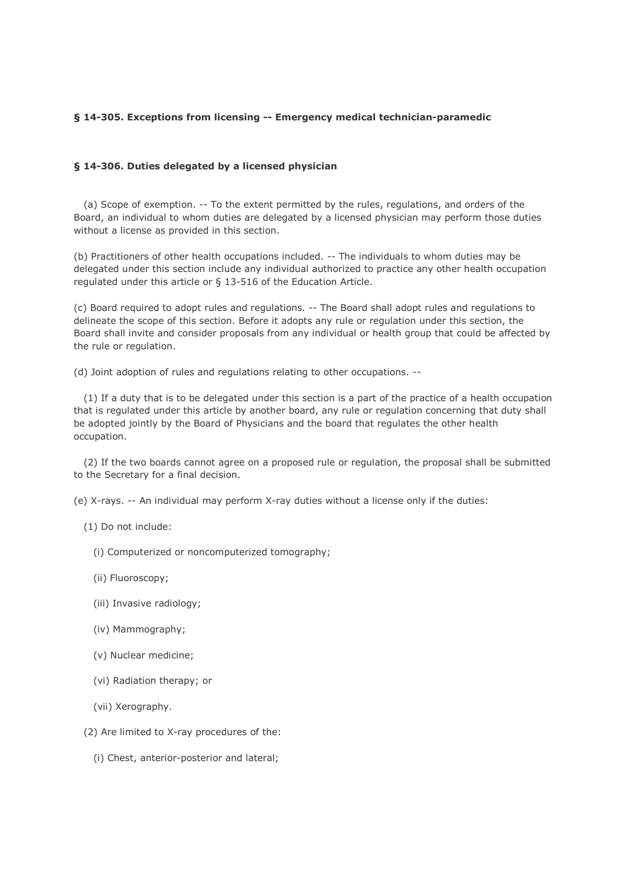**§ 14-305. Exceptions from licensing -- Emergency medical technician-paramedic**

**§ 14-306. Duties delegated by a licensed physician**

(a) Scope of exemption. -- To the extent permitted by the rules, regulations, and orders of the Board, an individual to whom duties are delegated by a licensed physician may perform those duties without a license as provided in this section.

(b) Practitioners of other health occupations included. -- The individuals to whom duties may be delegated under this section include any individual authorized to practice any other health occupation regulated under this article or § 13-516 of the Education Article.

(c) Board required to adopt rules and regulations. -- The Board shall adopt rules and regulations to delineate the scope of this section. Before it adopts any rule or regulation under this section, the Board shall invite and consider proposals from any individual or health group that could be affected by the rule or regulation.

(d) Joint adoption of rules and regulations relating to other occupations. --

(1) If a duty that is to be delegated under this section is a part of the practice of a health occupation that is regulated under this article by another board, any rule or regulation concerning that duty shall be adopted jointly by the Board of Physicians and the board that regulates the other health occupation.

(2) If the two boards cannot agree on a proposed rule or regulation, the proposal shall be submitted to the Secretary for a final decision.

(e) X-rays. -- An individual may perform X-ray duties without a license only if the duties:

(1) Do not include:

(i) Computerized or noncomputerized tomography;

(ii) Fluoroscopy;

(iii) Invasive radiology;

(iv) Mammography;

(v) Nuclear medicine;

(vi) Radiation therapy; or

(vii) Xerography.

(2) Are limited to X-ray procedures of the:

(i) Chest, anterior-posterior and lateral;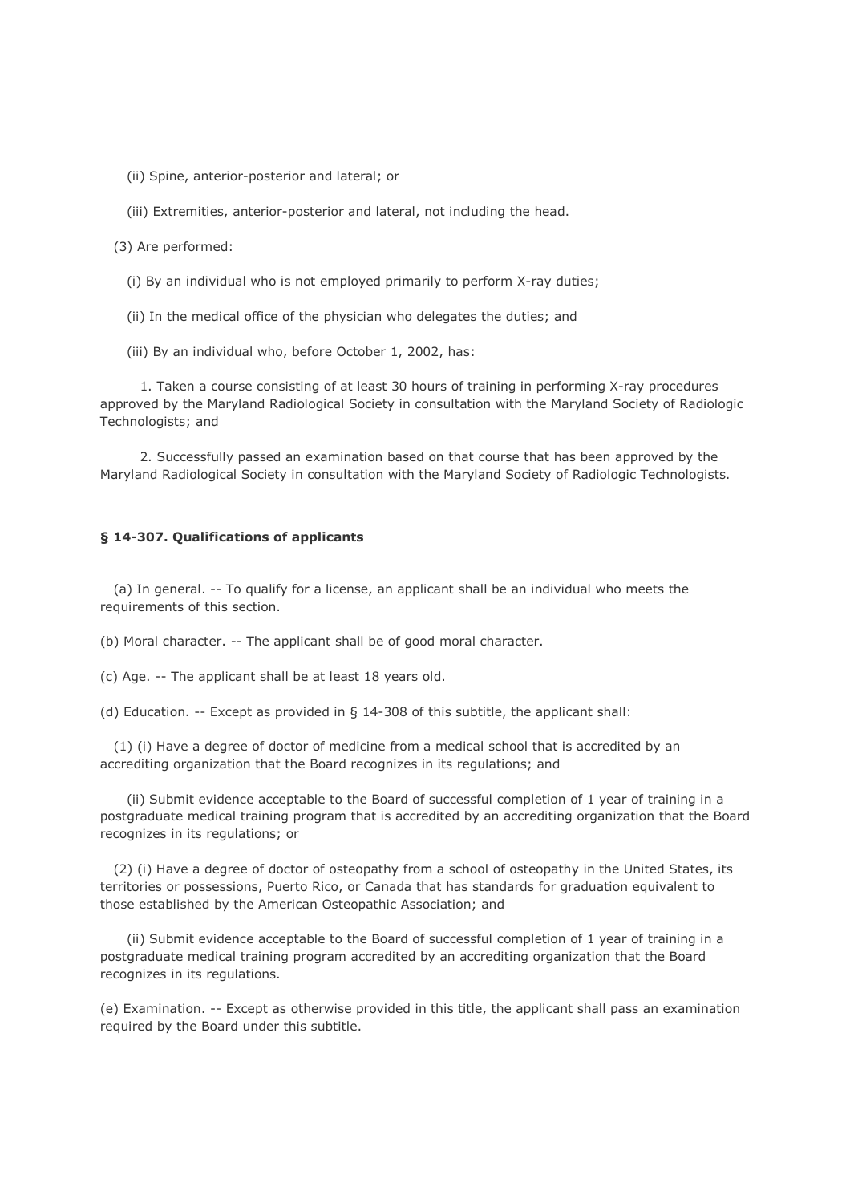(ii) Spine, anterior-posterior and lateral; or

(iii) Extremities, anterior-posterior and lateral, not including the head.

(3) Are performed:

(i) By an individual who is not employed primarily to perform X-ray duties;

(ii) In the medical office of the physician who delegates the duties; and

(iii) By an individual who, before October 1, 2002, has:

1. Taken a course consisting of at least 30 hours of training in performing X-ray procedures approved by the Maryland Radiological Society in consultation with the Maryland Society of Radiologic Technologists; and

2. Successfully passed an examination based on that course that has been approved by the Maryland Radiological Society in consultation with the Maryland Society of Radiologic Technologists.

**§ 14-307. Qualifications of applicants**

(a) In general. -- To qualify for a license, an applicant shall be an individual who meets the requirements of this section.

(b) Moral character. -- The applicant shall be of good moral character.

(c) Age. -- The applicant shall be at least 18 years old.

(d) Education. -- Except as provided in § 14-308 of this subtitle, the applicant shall:

(1) (i) Have a degree of doctor of medicine from a medical school that is accredited by an accrediting organization that the Board recognizes in its regulations; and

(ii) Submit evidence acceptable to the Board of successful completion of 1 year of training in a postgraduate medical training program that is accredited by an accrediting organization that the Board recognizes in its regulations; or

(2) (i) Have a degree of doctor of osteopathy from a school of osteopathy in the United States, its territories or possessions, Puerto Rico, or Canada that has standards for graduation equivalent to those established by the American Osteopathic Association; and

(ii) Submit evidence acceptable to the Board of successful completion of 1 year of training in a postgraduate medical training program accredited by an accrediting organization that the Board recognizes in its regulations.

(e) Examination. -- Except as otherwise provided in this title, the applicant shall pass an examination required by the Board under this subtitle.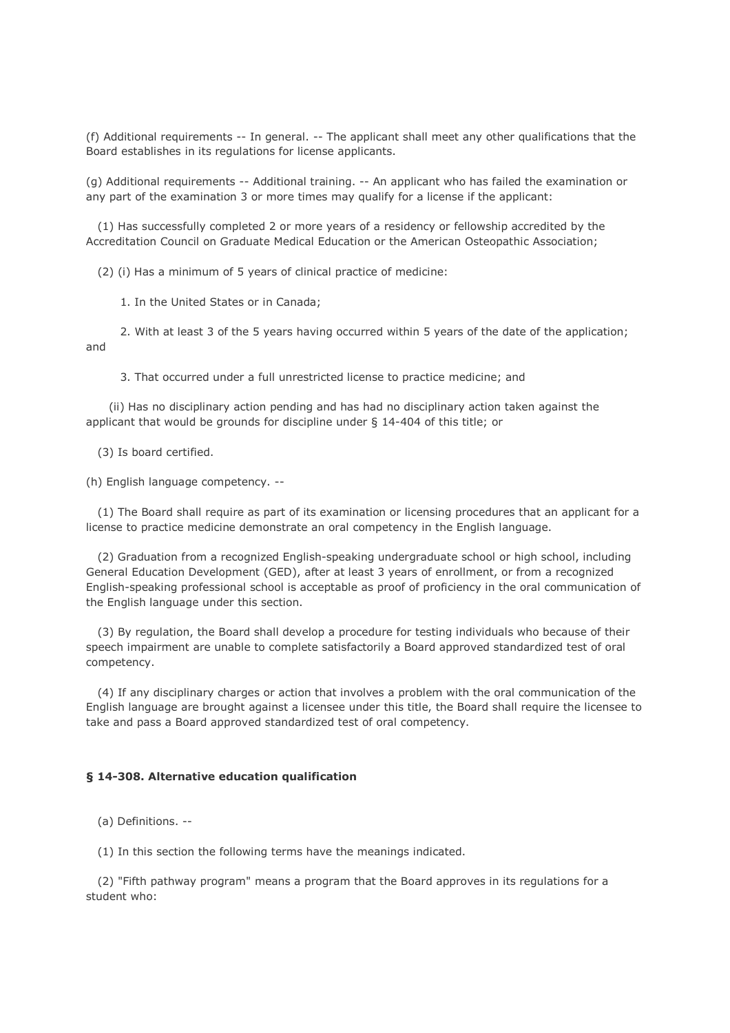(f) Additional requirements -- In general. -- The applicant shall meet any other qualifications that the Board establishes in its regulations for license applicants.

(g) Additional requirements -- Additional training. -- An applicant who has failed the examination or any part of the examination 3 or more times may qualify for a license if the applicant:

(1) Has successfully completed 2 or more years of a residency or fellowship accredited by the Accreditation Council on Graduate Medical Education or the American Osteopathic Association;

(2) (i) Has a minimum of 5 years of clinical practice of medicine:

1. In the United States or in Canada;

2. With at least 3 of the 5 years having occurred within 5 years of the date of the application; and

3. That occurred under a full unrestricted license to practice medicine; and

(ii) Has no disciplinary action pending and has had no disciplinary action taken against the applicant that would be grounds for discipline under § 14-404 of this title; or

(3) Is board certified.

(h) English language competency. --

(1) The Board shall require as part of its examination or licensing procedures that an applicant for a license to practice medicine demonstrate an oral competency in the English language.

(2) Graduation from a recognized English-speaking undergraduate school or high school, including General Education Development (GED), after at least 3 years of enrollment, or from a recognized English-speaking professional school is acceptable as proof of proficiency in the oral communication of the English language under this section.

(3) By regulation, the Board shall develop a procedure for testing individuals who because of their speech impairment are unable to complete satisfactorily a Board approved standardized test of oral competency.

(4) If any disciplinary charges or action that involves a problem with the oral communication of the English language are brought against a licensee under this title, the Board shall require the licensee to take and pass a Board approved standardized test of oral competency.

### § 14-308. Alternative education qualification

(a) Definitions. --

(1) In this section the following terms have the meanings indicated.

(2) "Fifth pathway program" means a program that the Board approves in its regulations for a student who: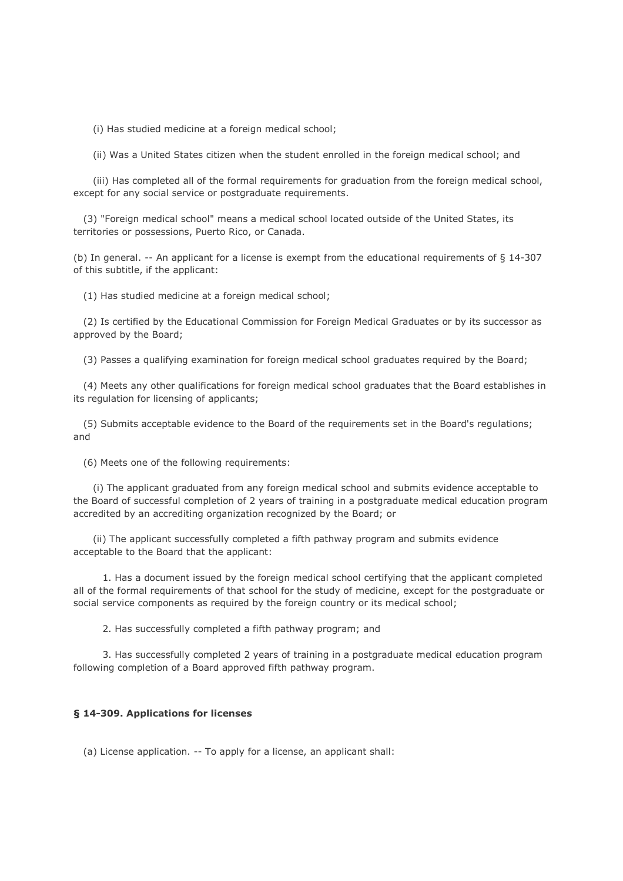(i) Has studied medicine at a foreign medical school;

(ii) Was a United States citizen when the student enrolled in the foreign medical school; and

(iii) Has completed all of the formal requirements for graduation from the foreign medical school, except for any social service or postgraduate requirements.

(3) "Foreign medical school" means a medical school located outside of the United States, its territories or possessions, Puerto Rico, or Canada.

(b) In general. -- An applicant for a license is exempt from the educational requirements of § 14-307 of this subtitle, if the applicant:

(1) Has studied medicine at a foreign medical school;

(2) Is certified by the Educational Commission for Foreign Medical Graduates or by its successor as approved by the Board;

(3) Passes a qualifying examination for foreign medical school graduates required by the Board;

(4) Meets any other qualifications for foreign medical school graduates that the Board establishes in its regulation for licensing of applicants;

(5) Submits acceptable evidence to the Board of the requirements set in the Board's regulations; and

(6) Meets one of the following requirements:

(i) The applicant graduated from any foreign medical school and submits evidence acceptable to the Board of successful completion of 2 years of training in a postgraduate medical education program accredited by an accrediting organization recognized by the Board; or

(ii) The applicant successfully completed a fifth pathway program and submits evidence acceptable to the Board that the applicant:

1. Has a document issued by the foreign medical school certifying that the applicant completed all of the formal requirements of that school for the study of medicine, except for the postgraduate or social service components as required by the foreign country or its medical school;

2. Has successfully completed a fifth pathway program; and

3. Has successfully completed 2 years of training in a postgraduate medical education program following completion of a Board approved fifth pathway program.

**§ 14-309. Applications for licenses**

(a) License application. -- To apply for a license, an applicant shall: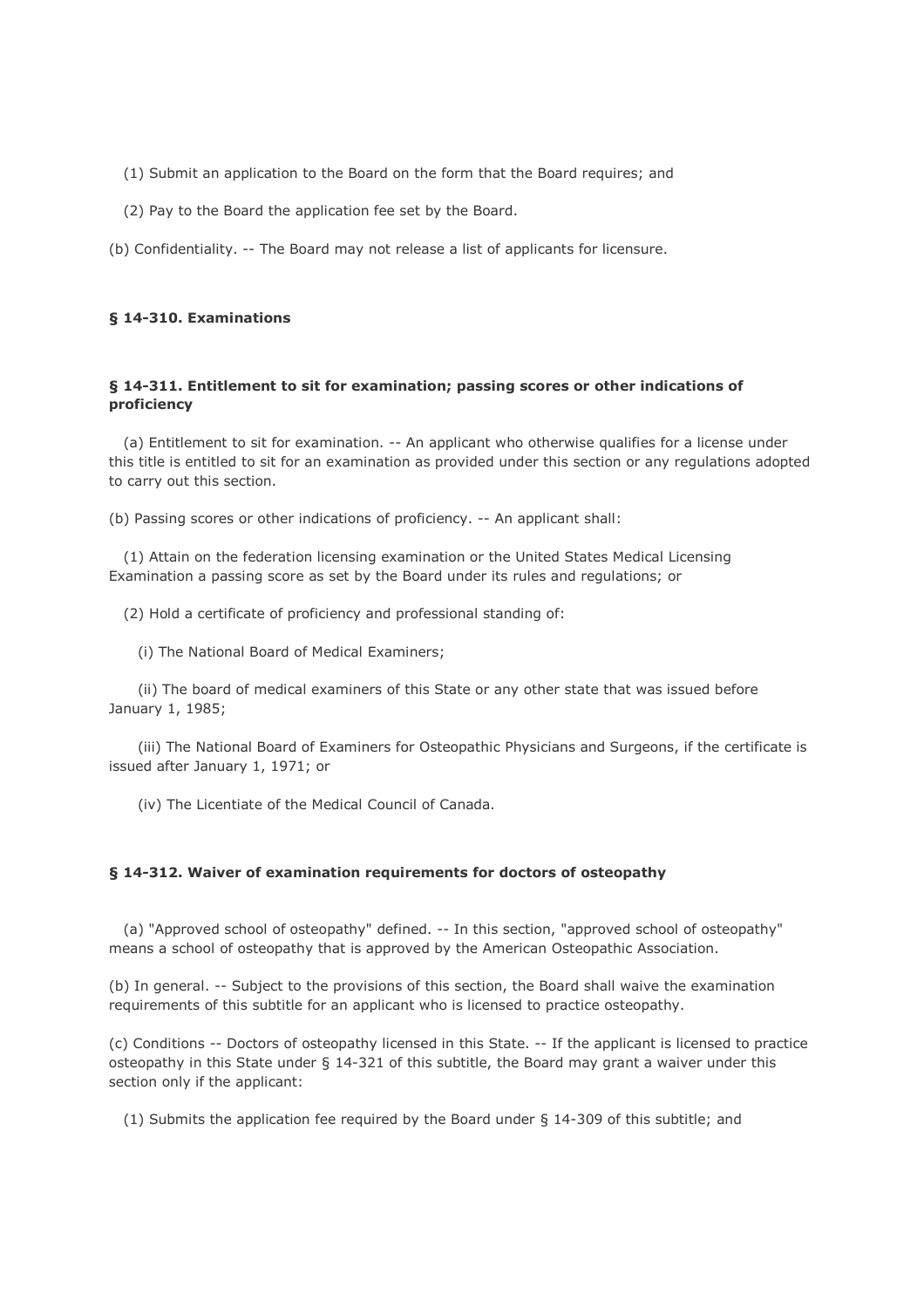(1) Submit an application to the Board on the form that the Board requires; and

(2) Pay to the Board the application fee set by the Board.

(b) Confidentiality. -- The Board may not release a list of applicants for licensure.

### § 14-310. Examinations

### § 14-311. Entitlement to sit for examination; passing scores or other indications of proficiency

(a) Entitlement to sit for examination. -- An applicant who otherwise qualifies for a license under this title is entitled to sit for an examination as provided under this section or any regulations adopted to carry out this section.

(b) Passing scores or other indications of proficiency. -- An applicant shall:

(1) Attain on the federation licensing examination or the United States Medical Licensing Examination a passing score as set by the Board under its rules and regulations; or

(2) Hold a certificate of proficiency and professional standing of:

(i) The National Board of Medical Examiners;

(ii) The board of medical examiners of this State or any other state that was issued before January 1, 1985;

(iii) The National Board of Examiners for Osteopathic Physicians and Surgeons, if the certificate is issued after January 1, 1971; or

(iv) The Licentiate of the Medical Council of Canada.

### § 14-312. Waiver of examination requirements for doctors of osteopathy

(a) "Approved school of osteopathy" defined. -- In this section, "approved school of osteopathy" means a school of osteopathy that is approved by the American Osteopathic Association.

(b) In general. -- Subject to the provisions of this section, the Board shall waive the examination requirements of this subtitle for an applicant who is licensed to practice osteopathy.

(c) Conditions -- Doctors of osteopathy licensed in this State. -- If the applicant is licensed to practice osteopathy in this State under § 14-321 of this subtitle, the Board may grant a waiver under this section only if the applicant:

(1) Submits the application fee required by the Board under § 14-309 of this subtitle; and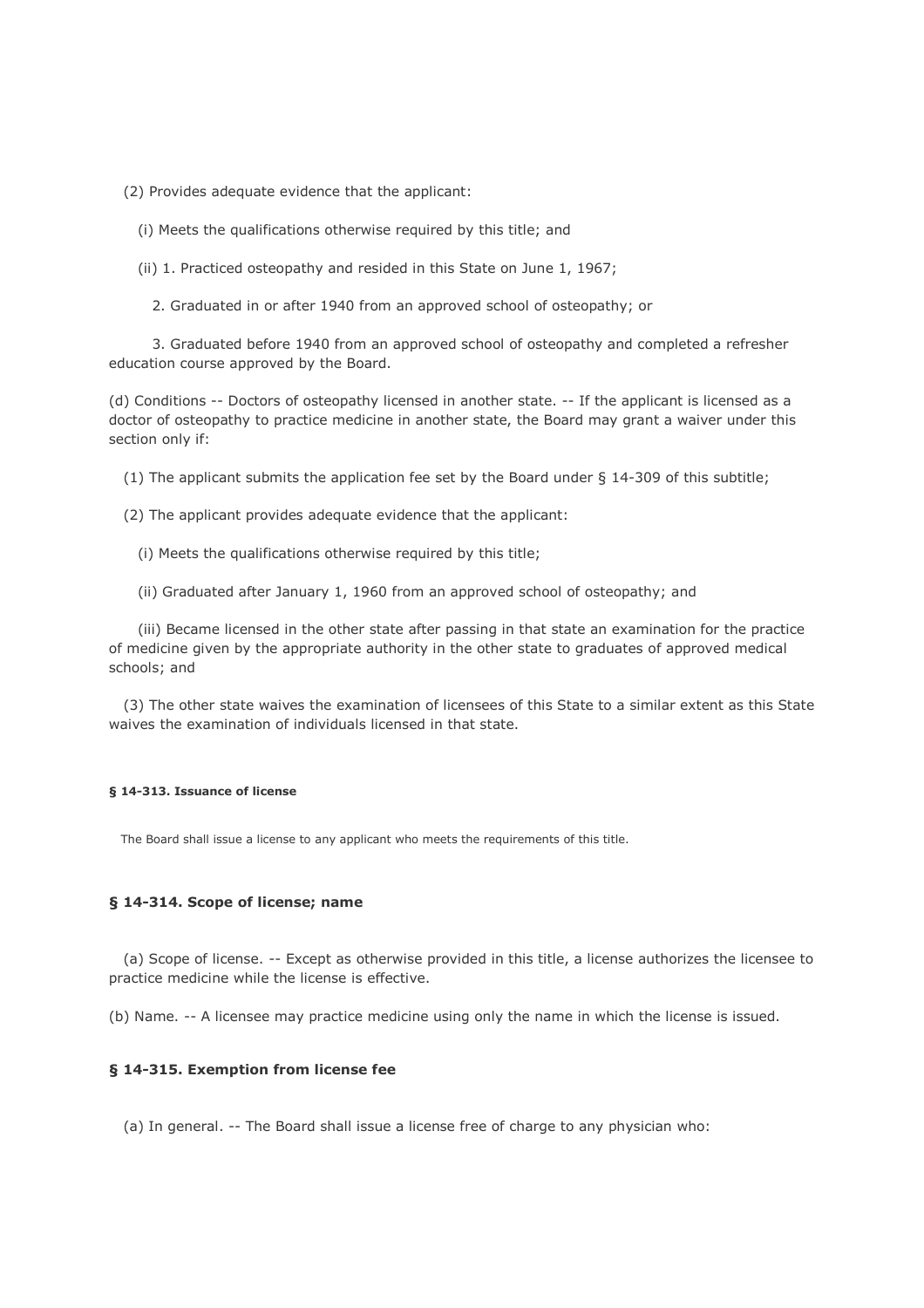(2) Provides adequate evidence that the applicant:

(i) Meets the qualifications otherwise required by this title; and

(ii) 1. Practiced osteopathy and resided in this State on June 1, 1967;

2. Graduated in or after 1940 from an approved school of osteopathy; or

3. Graduated before 1940 from an approved school of osteopathy and completed a refresher education course approved by the Board.

(d) Conditions -- Doctors of osteopathy licensed in another state. -- If the applicant is licensed as a doctor of osteopathy to practice medicine in another state, the Board may grant a waiver under this section only if:

(1) The applicant submits the application fee set by the Board under § 14-309 of this subtitle;

(2) The applicant provides adequate evidence that the applicant:

(i) Meets the qualifications otherwise required by this title;

(ii) Graduated after January 1, 1960 from an approved school of osteopathy; and

(iii) Became licensed in the other state after passing in that state an examination for the practice of medicine given by the appropriate authority in the other state to graduates of approved medical schools; and

(3) The other state waives the examination of licensees of this State to a similar extent as this State waives the examination of individuals licensed in that state.

#### § 14-313. Issuance of license

The Board shall issue a license to any applicant who meets the requirements of this title.

### § 14-314. Scope of license; name

(a) Scope of license. -- Except as otherwise provided in this title, a license authorizes the licensee to practice medicine while the license is effective.

(b) Name. -- A licensee may practice medicine using only the name in which the license is issued.

### § 14-315. Exemption from license fee

(a) In general. -- The Board shall issue a license free of charge to any physician who: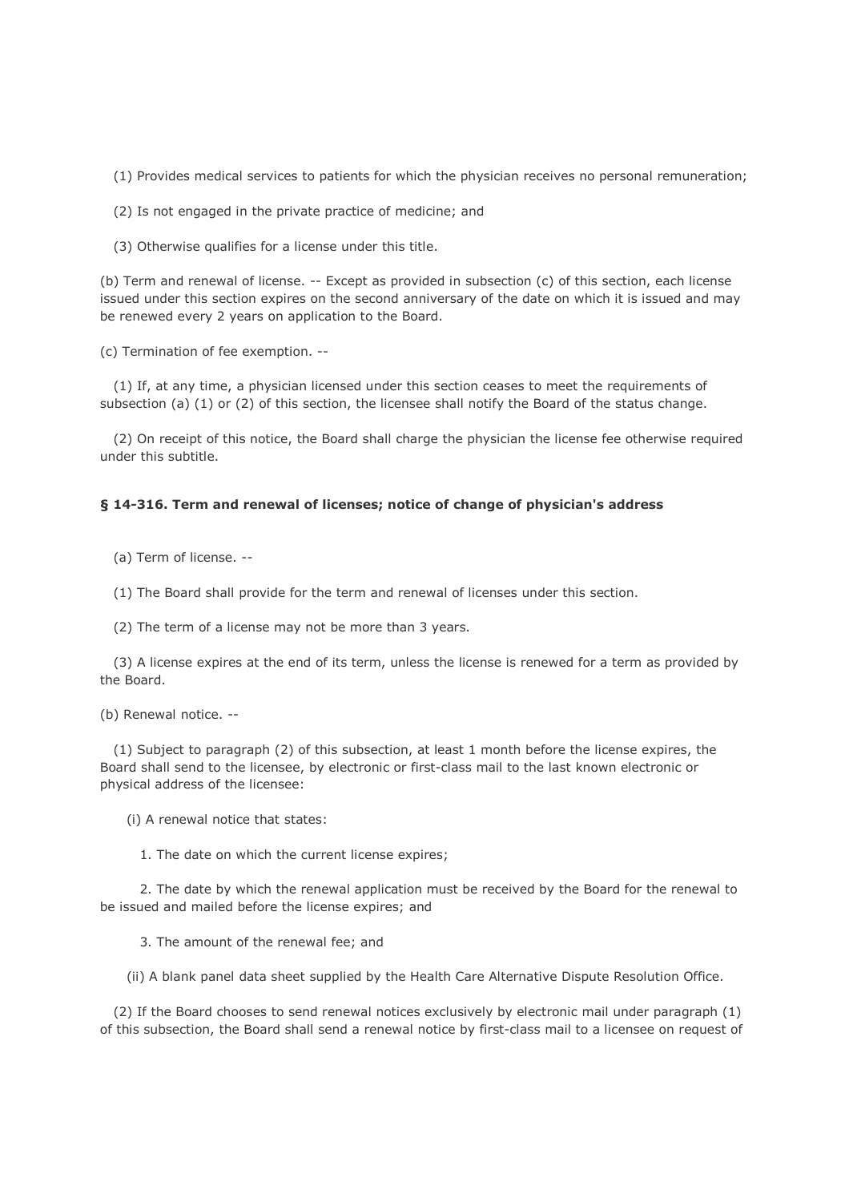(1) Provides medical services to patients for which the physician receives no personal remuneration;

(2) Is not engaged in the private practice of medicine; and

(3) Otherwise qualifies for a license under this title.

(b) Term and renewal of license. -- Except as provided in subsection (c) of this section, each license issued under this section expires on the second anniversary of the date on which it is issued and may be renewed every 2 years on application to the Board.

(c) Termination of fee exemption. --

(1) If, at any time, a physician licensed under this section ceases to meet the requirements of subsection (a) (1) or (2) of this section, the licensee shall notify the Board of the status change.

(2) On receipt of this notice, the Board shall charge the physician the license fee otherwise required under this subtitle.

### § 14-316. Term and renewal of licenses; notice of change of physician's address

(a) Term of license. --

(1) The Board shall provide for the term and renewal of licenses under this section.

(2) The term of a license may not be more than 3 years.

(3) A license expires at the end of its term, unless the license is renewed for a term as provided by the Board.

(b) Renewal notice. --

(1) Subject to paragraph (2) of this subsection, at least 1 month before the license expires, the Board shall send to the licensee, by electronic or first-class mail to the last known electronic or physical address of the licensee:

(i) A renewal notice that states:

1. The date on which the current license expires;

2. The date by which the renewal application must be received by the Board for the renewal to be issued and mailed before the license expires; and

3. The amount of the renewal fee; and

(ii) A blank panel data sheet supplied by the Health Care Alternative Dispute Resolution Office.

(2) If the Board chooses to send renewal notices exclusively by electronic mail under paragraph (1) of this subsection, the Board shall send a renewal notice by first-class mail to a licensee on request of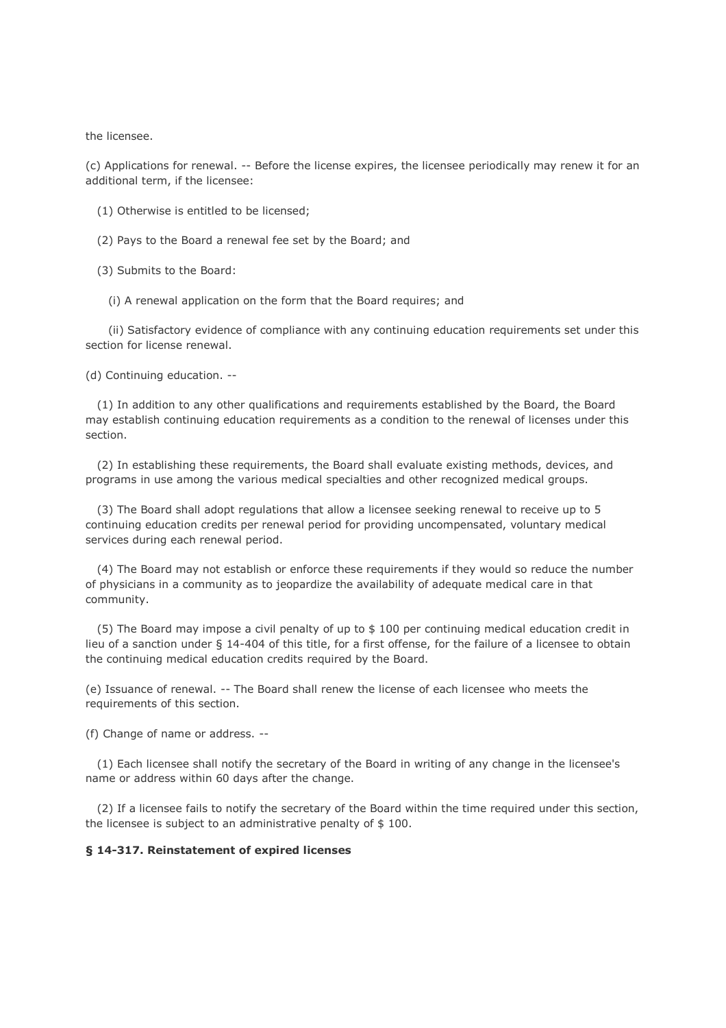the licensee.

(c) Applications for renewal. -- Before the license expires, the licensee periodically may renew it for an additional term, if the licensee:

(1) Otherwise is entitled to be licensed;

(2) Pays to the Board a renewal fee set by the Board; and

(3) Submits to the Board:

(i) A renewal application on the form that the Board requires; and

(ii) Satisfactory evidence of compliance with any continuing education requirements set under this section for license renewal.

(d) Continuing education. --

(1) In addition to any other qualifications and requirements established by the Board, the Board may establish continuing education requirements as a condition to the renewal of licenses under this section.

(2) In establishing these requirements, the Board shall evaluate existing methods, devices, and programs in use among the various medical specialties and other recognized medical groups.

(3) The Board shall adopt regulations that allow a licensee seeking renewal to receive up to 5 continuing education credits per renewal period for providing uncompensated, voluntary medical services during each renewal period.

(4) The Board may not establish or enforce these requirements if they would so reduce the number of physicians in a community as to jeopardize the availability of adequate medical care in that community.

(5) The Board may impose a civil penalty of up to $ 100 per continuing medical education credit in lieu of a sanction under § 14-404 of this title, for a first offense, for the failure of a licensee to obtain the continuing medical education credits required by the Board.

(e) Issuance of renewal. -- The Board shall renew the license of each licensee who meets the requirements of this section.

(f) Change of name or address. --

(1) Each licensee shall notify the secretary of the Board in writing of any change in the licensee's name or address within 60 days after the change.

(2) If a licensee fails to notify the secretary of the Board within the time required under this section, the licensee is subject to an administrative penalty of $ 100.

**§ 14-317. Reinstatement of expired licenses**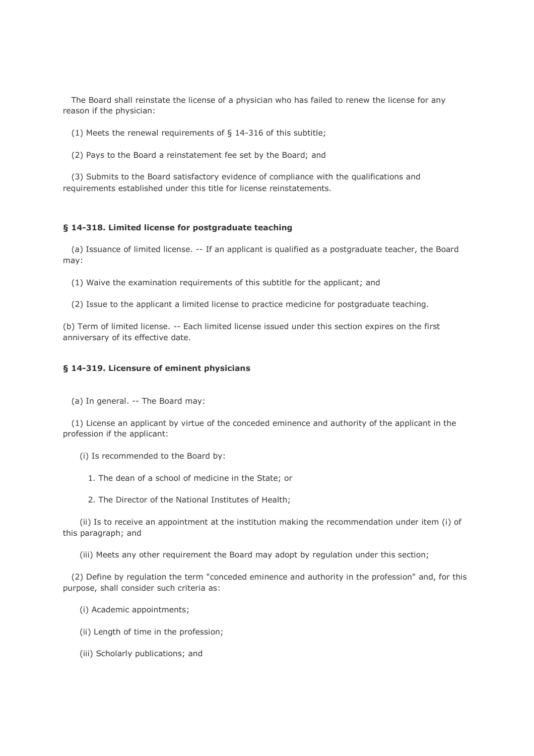The Board shall reinstate the license of a physician who has failed to renew the license for any reason if the physician:

(1) Meets the renewal requirements of § 14-316 of this subtitle;

(2) Pays to the Board a reinstatement fee set by the Board; and

(3) Submits to the Board satisfactory evidence of compliance with the qualifications and requirements established under this title for license reinstatements.

**§ 14-318. Limited license for postgraduate teaching**

(a) Issuance of limited license. -- If an applicant is qualified as a postgraduate teacher, the Board may:

(1) Waive the examination requirements of this subtitle for the applicant; and

(2) Issue to the applicant a limited license to practice medicine for postgraduate teaching.

(b) Term of limited license. -- Each limited license issued under this section expires on the first anniversary of its effective date.

**§ 14-319. Licensure of eminent physicians**

(a) In general. -- The Board may:

(1) License an applicant by virtue of the conceded eminence and authority of the applicant in the profession if the applicant:

(i) Is recommended to the Board by:

1. The dean of a school of medicine in the State; or

2. The Director of the National Institutes of Health;

(ii) Is to receive an appointment at the institution making the recommendation under item (i) of this paragraph; and

(iii) Meets any other requirement the Board may adopt by regulation under this section;

(2) Define by regulation the term "conceded eminence and authority in the profession" and, for this purpose, shall consider such criteria as:

(i) Academic appointments;

(ii) Length of time in the profession;

(iii) Scholarly publications; and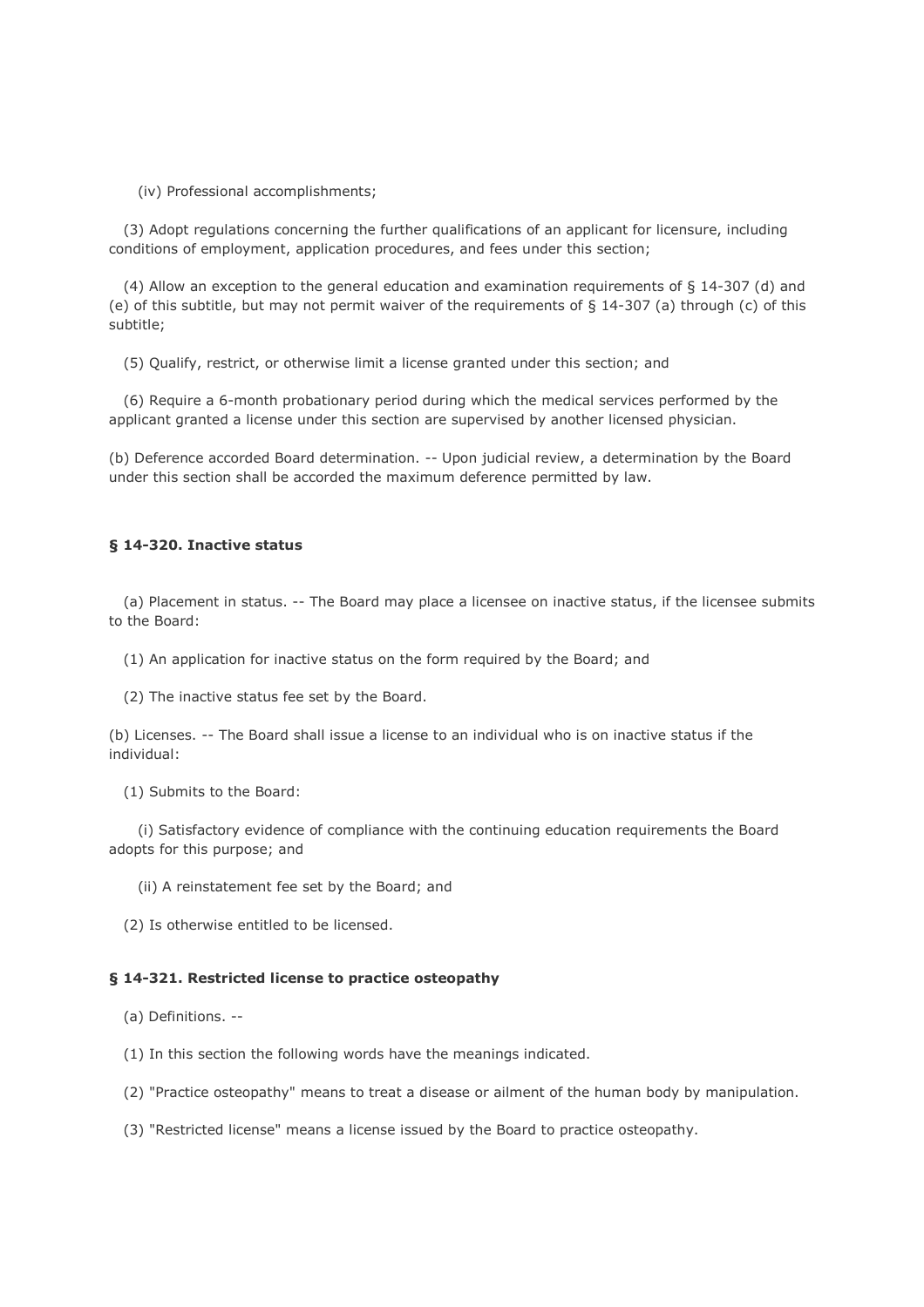(iv) Professional accomplishments;

(3) Adopt regulations concerning the further qualifications of an applicant for licensure, including conditions of employment, application procedures, and fees under this section;

(4) Allow an exception to the general education and examination requirements of § 14-307 (d) and (e) of this subtitle, but may not permit waiver of the requirements of § 14-307 (a) through (c) of this subtitle;

(5) Qualify, restrict, or otherwise limit a license granted under this section; and

(6) Require a 6-month probationary period during which the medical services performed by the applicant granted a license under this section are supervised by another licensed physician.

(b) Deference accorded Board determination. -- Upon judicial review, a determination by the Board under this section shall be accorded the maximum deference permitted by law.

### § 14-320. Inactive status

(a) Placement in status. -- The Board may place a licensee on inactive status, if the licensee submits to the Board:

(1) An application for inactive status on the form required by the Board; and

(2) The inactive status fee set by the Board.

(b) Licenses. -- The Board shall issue a license to an individual who is on inactive status if the individual:

(1) Submits to the Board:

(i) Satisfactory evidence of compliance with the continuing education requirements the Board adopts for this purpose; and

(ii) A reinstatement fee set by the Board; and

(2) Is otherwise entitled to be licensed.

### § 14-321. Restricted license to practice osteopathy

(a) Definitions. --

(1) In this section the following words have the meanings indicated.

(2) "Practice osteopathy" means to treat a disease or ailment of the human body by manipulation.

(3) "Restricted license" means a license issued by the Board to practice osteopathy.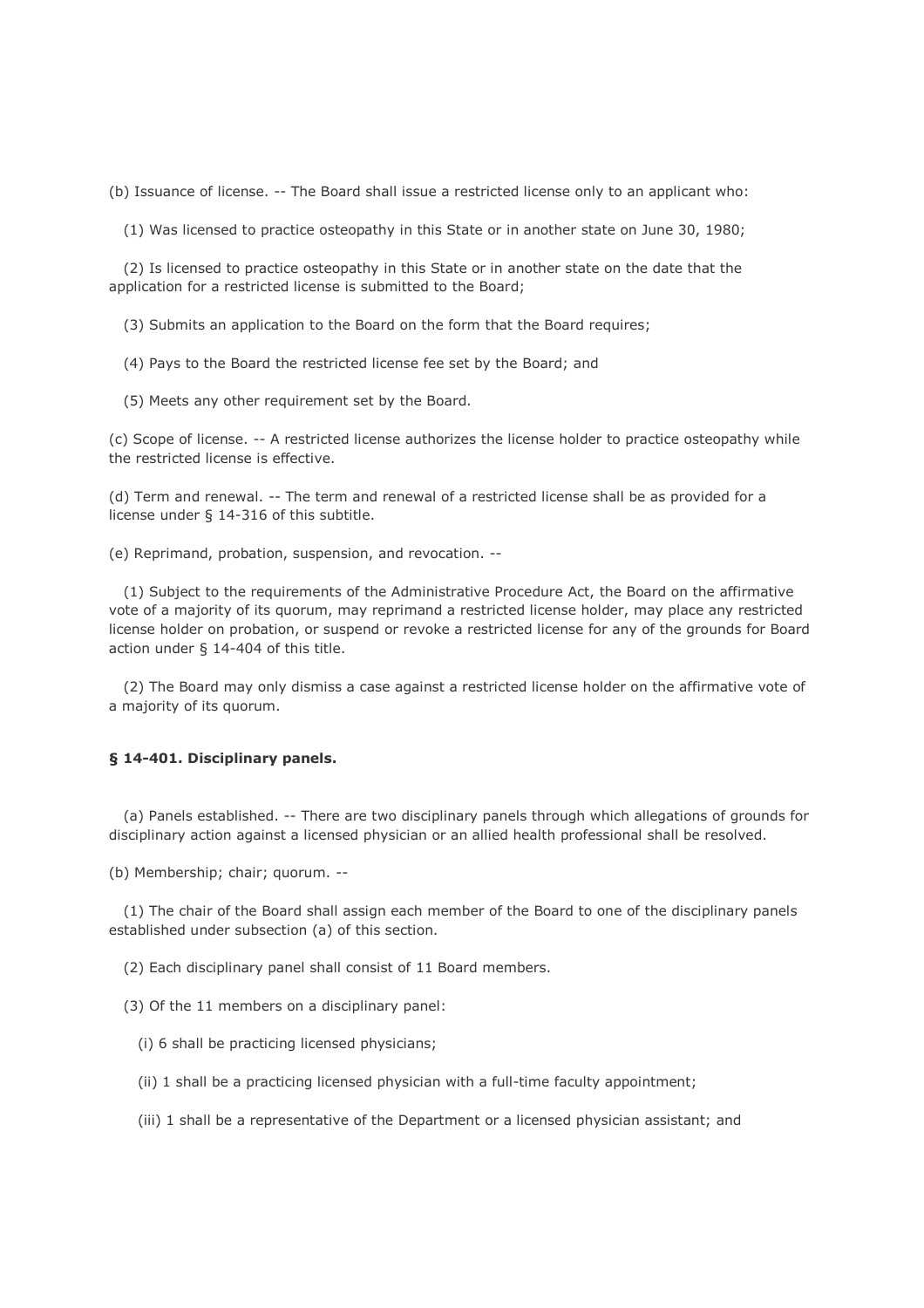(b) Issuance of license. -- The Board shall issue a restricted license only to an applicant who:

(1) Was licensed to practice osteopathy in this State or in another state on June 30, 1980;

(2) Is licensed to practice osteopathy in this State or in another state on the date that the application for a restricted license is submitted to the Board;

(3) Submits an application to the Board on the form that the Board requires;

(4) Pays to the Board the restricted license fee set by the Board; and

(5) Meets any other requirement set by the Board.

(c) Scope of license. -- A restricted license authorizes the license holder to practice osteopathy while the restricted license is effective.

(d) Term and renewal. -- The term and renewal of a restricted license shall be as provided for a license under § 14-316 of this subtitle.

(e) Reprimand, probation, suspension, and revocation. --

(1) Subject to the requirements of the Administrative Procedure Act, the Board on the affirmative vote of a majority of its quorum, may reprimand a restricted license holder, may place any restricted license holder on probation, or suspend or revoke a restricted license for any of the grounds for Board action under § 14-404 of this title.

(2) The Board may only dismiss a case against a restricted license holder on the affirmative vote of a majority of its quorum.

**§ 14-401. Disciplinary panels.**

(a) Panels established. -- There are two disciplinary panels through which allegations of grounds for disciplinary action against a licensed physician or an allied health professional shall be resolved.

(b) Membership; chair; quorum. --

(1) The chair of the Board shall assign each member of the Board to one of the disciplinary panels established under subsection (a) of this section.

(2) Each disciplinary panel shall consist of 11 Board members.

(3) Of the 11 members on a disciplinary panel:

(i) 6 shall be practicing licensed physicians;

(ii) 1 shall be a practicing licensed physician with a full-time faculty appointment;

(iii) 1 shall be a representative of the Department or a licensed physician assistant; and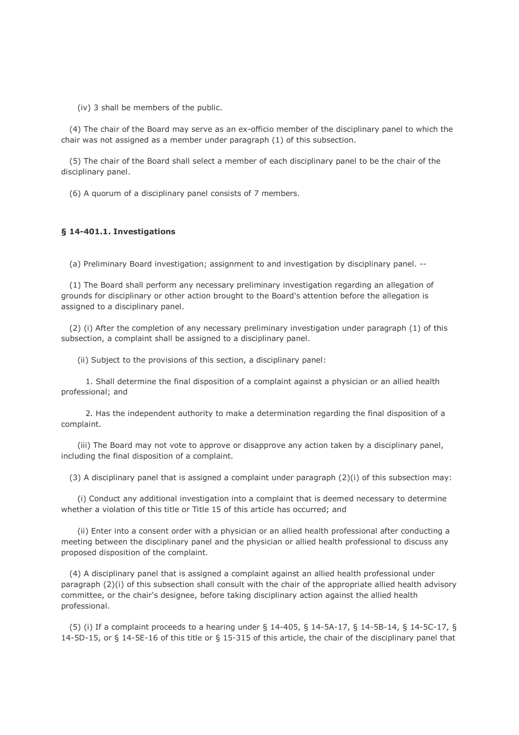(iv) 3 shall be members of the public.

(4) The chair of the Board may serve as an ex-officio member of the disciplinary panel to which the chair was not assigned as a member under paragraph (1) of this subsection.

(5) The chair of the Board shall select a member of each disciplinary panel to be the chair of the disciplinary panel.

(6) A quorum of a disciplinary panel consists of 7 members.

**§ 14-401.1. Investigations**

(a) Preliminary Board investigation; assignment to and investigation by disciplinary panel. --

(1) The Board shall perform any necessary preliminary investigation regarding an allegation of grounds for disciplinary or other action brought to the Board's attention before the allegation is assigned to a disciplinary panel.

(2) (i) After the completion of any necessary preliminary investigation under paragraph (1) of this subsection, a complaint shall be assigned to a disciplinary panel.

(ii) Subject to the provisions of this section, a disciplinary panel:

1. Shall determine the final disposition of a complaint against a physician or an allied health professional; and

2. Has the independent authority to make a determination regarding the final disposition of a complaint.

(iii) The Board may not vote to approve or disapprove any action taken by a disciplinary panel, including the final disposition of a complaint.

(3) A disciplinary panel that is assigned a complaint under paragraph (2)(i) of this subsection may:

(i) Conduct any additional investigation into a complaint that is deemed necessary to determine whether a violation of this title or Title 15 of this article has occurred; and

(ii) Enter into a consent order with a physician or an allied health professional after conducting a meeting between the disciplinary panel and the physician or allied health professional to discuss any proposed disposition of the complaint.

(4) A disciplinary panel that is assigned a complaint against an allied health professional under paragraph (2)(i) of this subsection shall consult with the chair of the appropriate allied health advisory committee, or the chair's designee, before taking disciplinary action against the allied health professional.

(5) (i) If a complaint proceeds to a hearing under § 14-405, § 14-5A-17, § 14-5B-14, § 14-5C-17, § 14-5D-15, or § 14-5E-16 of this title or § 15-315 of this article, the chair of the disciplinary panel that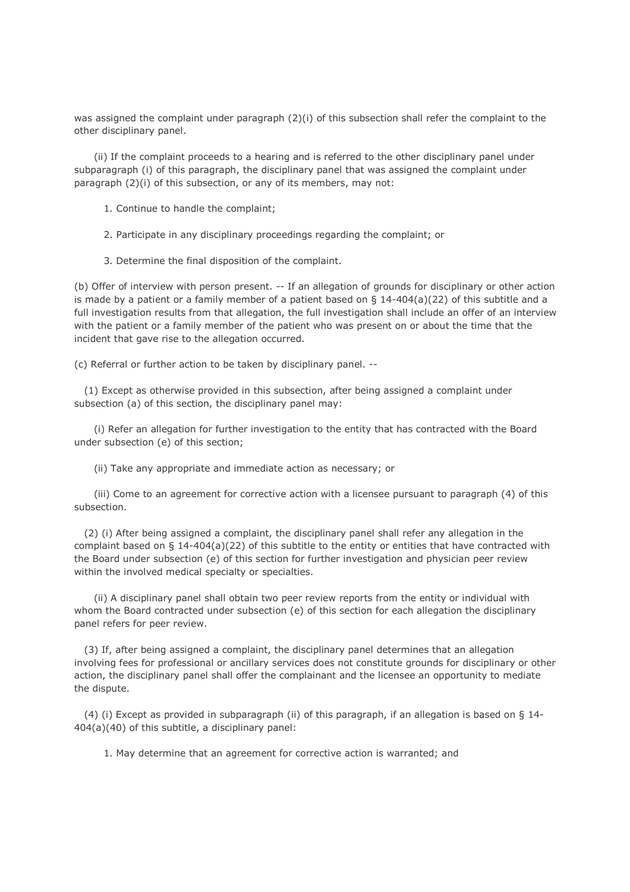was assigned the complaint under paragraph (2)(i) of this subsection shall refer the complaint to the other disciplinary panel.

(ii) If the complaint proceeds to a hearing and is referred to the other disciplinary panel under subparagraph (i) of this paragraph, the disciplinary panel that was assigned the complaint under paragraph (2)(i) of this subsection, or any of its members, may not:

1. Continue to handle the complaint;

2. Participate in any disciplinary proceedings regarding the complaint; or

3. Determine the final disposition of the complaint.

(b) Offer of interview with person present. -- If an allegation of grounds for disciplinary or other action is made by a patient or a family member of a patient based on § 14-404(a)(22) of this subtitle and a full investigation results from that allegation, the full investigation shall include an offer of an interview with the patient or a family member of the patient who was present on or about the time that the incident that gave rise to the allegation occurred.

(c) Referral or further action to be taken by disciplinary panel. --

(1) Except as otherwise provided in this subsection, after being assigned a complaint under subsection (a) of this section, the disciplinary panel may:

(i) Refer an allegation for further investigation to the entity that has contracted with the Board under subsection (e) of this section;

(ii) Take any appropriate and immediate action as necessary; or

(iii) Come to an agreement for corrective action with a licensee pursuant to paragraph (4) of this subsection.

(2) (i) After being assigned a complaint, the disciplinary panel shall refer any allegation in the complaint based on § 14-404(a)(22) of this subtitle to the entity or entities that have contracted with the Board under subsection (e) of this section for further investigation and physician peer review within the involved medical specialty or specialties.

(ii) A disciplinary panel shall obtain two peer review reports from the entity or individual with whom the Board contracted under subsection (e) of this section for each allegation the disciplinary panel refers for peer review.

(3) If, after being assigned a complaint, the disciplinary panel determines that an allegation involving fees for professional or ancillary services does not constitute grounds for disciplinary or other action, the disciplinary panel shall offer the complainant and the licensee an opportunity to mediate the dispute.

(4) (i) Except as provided in subparagraph (ii) of this paragraph, if an allegation is based on § 14-404(a)(40) of this subtitle, a disciplinary panel:

1. May determine that an agreement for corrective action is warranted; and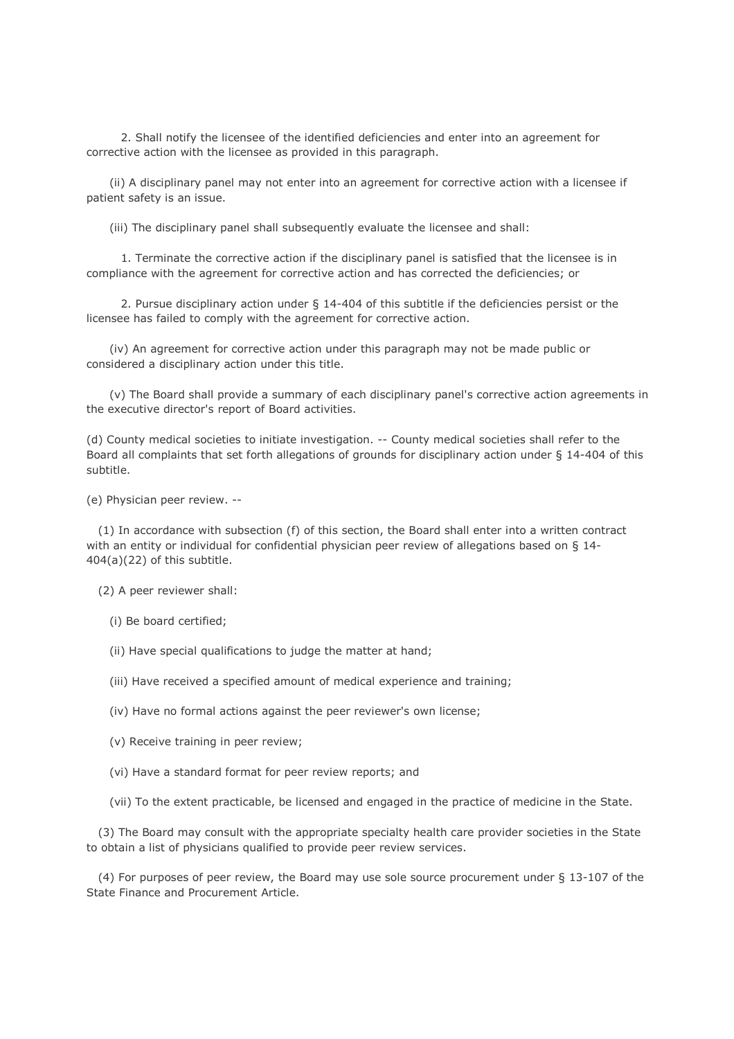2. Shall notify the licensee of the identified deficiencies and enter into an agreement for corrective action with the licensee as provided in this paragraph.

(ii) A disciplinary panel may not enter into an agreement for corrective action with a licensee if patient safety is an issue.

(iii) The disciplinary panel shall subsequently evaluate the licensee and shall:

1. Terminate the corrective action if the disciplinary panel is satisfied that the licensee is in compliance with the agreement for corrective action and has corrected the deficiencies; or

2. Pursue disciplinary action under § 14-404 of this subtitle if the deficiencies persist or the licensee has failed to comply with the agreement for corrective action.

(iv) An agreement for corrective action under this paragraph may not be made public or considered a disciplinary action under this title.

(v) The Board shall provide a summary of each disciplinary panel's corrective action agreements in the executive director's report of Board activities.

(d) County medical societies to initiate investigation. -- County medical societies shall refer to the Board all complaints that set forth allegations of grounds for disciplinary action under § 14-404 of this subtitle.

(e) Physician peer review. --

(1) In accordance with subsection (f) of this section, the Board shall enter into a written contract with an entity or individual for confidential physician peer review of allegations based on § 14-404(a)(22) of this subtitle.

(2) A peer reviewer shall:

(i) Be board certified;

(ii) Have special qualifications to judge the matter at hand;

(iii) Have received a specified amount of medical experience and training;

(iv) Have no formal actions against the peer reviewer's own license;

(v) Receive training in peer review;

(vi) Have a standard format for peer review reports; and

(vii) To the extent practicable, be licensed and engaged in the practice of medicine in the State.

(3) The Board may consult with the appropriate specialty health care provider societies in the State to obtain a list of physicians qualified to provide peer review services.

(4) For purposes of peer review, the Board may use sole source procurement under § 13-107 of the State Finance and Procurement Article.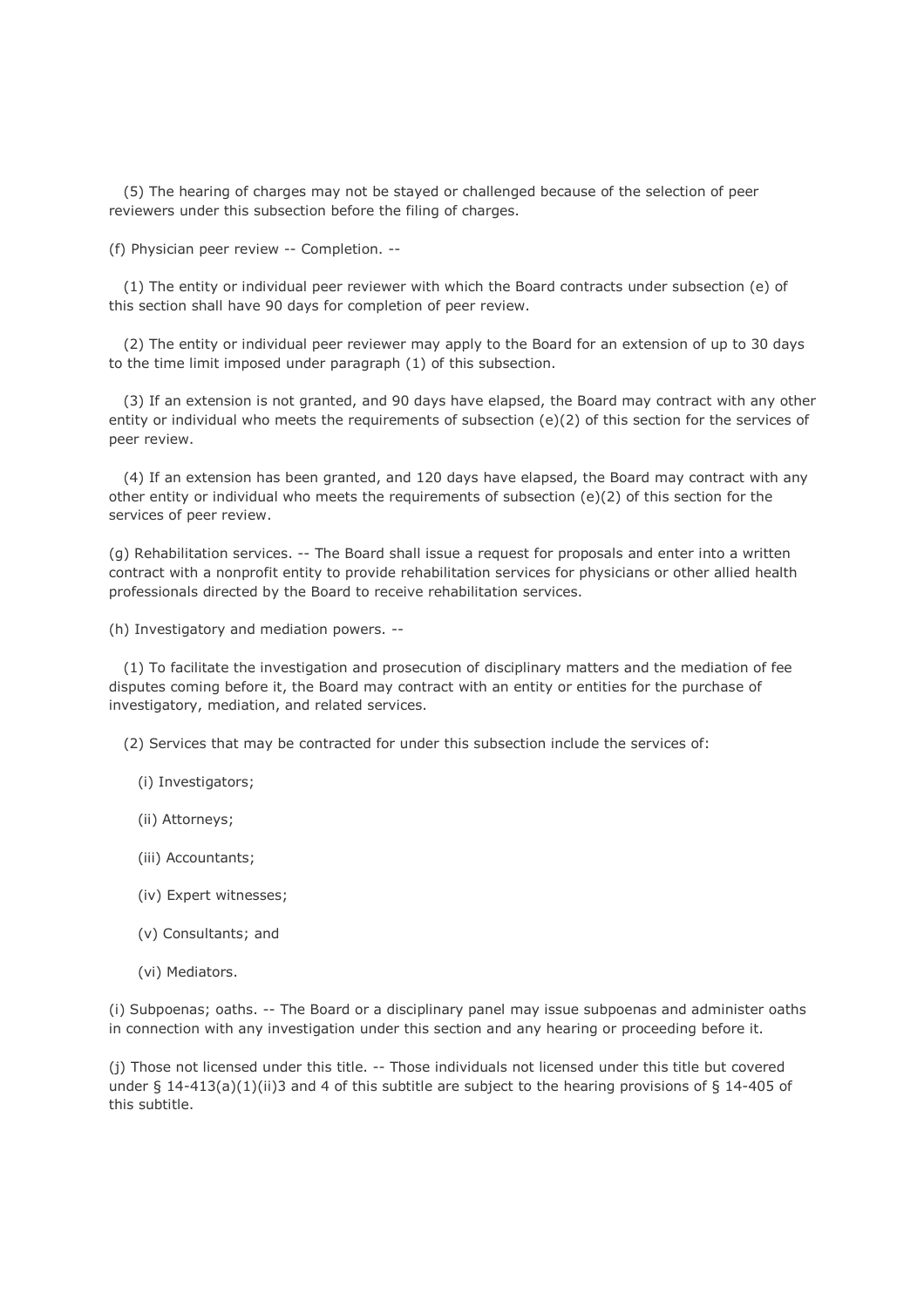(5) The hearing of charges may not be stayed or challenged because of the selection of peer reviewers under this subsection before the filing of charges.

(f) Physician peer review -- Completion. --

(1) The entity or individual peer reviewer with which the Board contracts under subsection (e) of this section shall have 90 days for completion of peer review.

(2) The entity or individual peer reviewer may apply to the Board for an extension of up to 30 days to the time limit imposed under paragraph (1) of this subsection.

(3) If an extension is not granted, and 90 days have elapsed, the Board may contract with any other entity or individual who meets the requirements of subsection (e)(2) of this section for the services of peer review.

(4) If an extension has been granted, and 120 days have elapsed, the Board may contract with any other entity or individual who meets the requirements of subsection (e)(2) of this section for the services of peer review.

(g) Rehabilitation services. -- The Board shall issue a request for proposals and enter into a written contract with a nonprofit entity to provide rehabilitation services for physicians or other allied health professionals directed by the Board to receive rehabilitation services.

(h) Investigatory and mediation powers. --

(1) To facilitate the investigation and prosecution of disciplinary matters and the mediation of fee disputes coming before it, the Board may contract with an entity or entities for the purchase of investigatory, mediation, and related services.

(2) Services that may be contracted for under this subsection include the services of:

(i) Investigators;

(ii) Attorneys;

(iii) Accountants;

(iv) Expert witnesses;

(v) Consultants; and

(vi) Mediators.

(i) Subpoenas; oaths. -- The Board or a disciplinary panel may issue subpoenas and administer oaths in connection with any investigation under this section and any hearing or proceeding before it.

(j) Those not licensed under this title. -- Those individuals not licensed under this title but covered under § 14-413(a)(1)(ii)3 and 4 of this subtitle are subject to the hearing provisions of § 14-405 of this subtitle.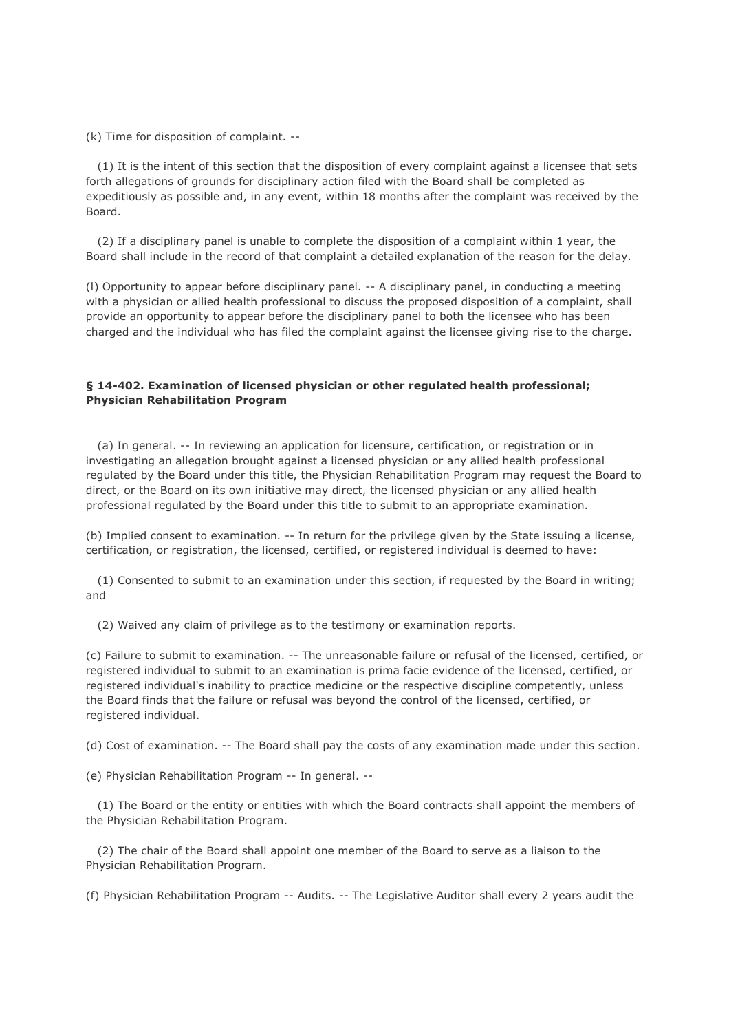(k) Time for disposition of complaint. --

(1) It is the intent of this section that the disposition of every complaint against a licensee that sets forth allegations of grounds for disciplinary action filed with the Board shall be completed as expeditiously as possible and, in any event, within 18 months after the complaint was received by the Board.

(2) If a disciplinary panel is unable to complete the disposition of a complaint within 1 year, the Board shall include in the record of that complaint a detailed explanation of the reason for the delay.

(l) Opportunity to appear before disciplinary panel. -- A disciplinary panel, in conducting a meeting with a physician or allied health professional to discuss the proposed disposition of a complaint, shall provide an opportunity to appear before the disciplinary panel to both the licensee who has been charged and the individual who has filed the complaint against the licensee giving rise to the charge.

### § 14-402. Examination of licensed physician or other regulated health professional; Physician Rehabilitation Program

(a) In general. -- In reviewing an application for licensure, certification, or registration or in investigating an allegation brought against a licensed physician or any allied health professional regulated by the Board under this title, the Physician Rehabilitation Program may request the Board to direct, or the Board on its own initiative may direct, the licensed physician or any allied health professional regulated by the Board under this title to submit to an appropriate examination.

(b) Implied consent to examination. -- In return for the privilege given by the State issuing a license, certification, or registration, the licensed, certified, or registered individual is deemed to have:

(1) Consented to submit to an examination under this section, if requested by the Board in writing; and

(2) Waived any claim of privilege as to the testimony or examination reports.

(c) Failure to submit to examination. -- The unreasonable failure or refusal of the licensed, certified, or registered individual to submit to an examination is prima facie evidence of the licensed, certified, or registered individual's inability to practice medicine or the respective discipline competently, unless the Board finds that the failure or refusal was beyond the control of the licensed, certified, or registered individual.

(d) Cost of examination. -- The Board shall pay the costs of any examination made under this section.

(e) Physician Rehabilitation Program -- In general. --

(1) The Board or the entity or entities with which the Board contracts shall appoint the members of the Physician Rehabilitation Program.

(2) The chair of the Board shall appoint one member of the Board to serve as a liaison to the Physician Rehabilitation Program.

(f) Physician Rehabilitation Program -- Audits. -- The Legislative Auditor shall every 2 years audit the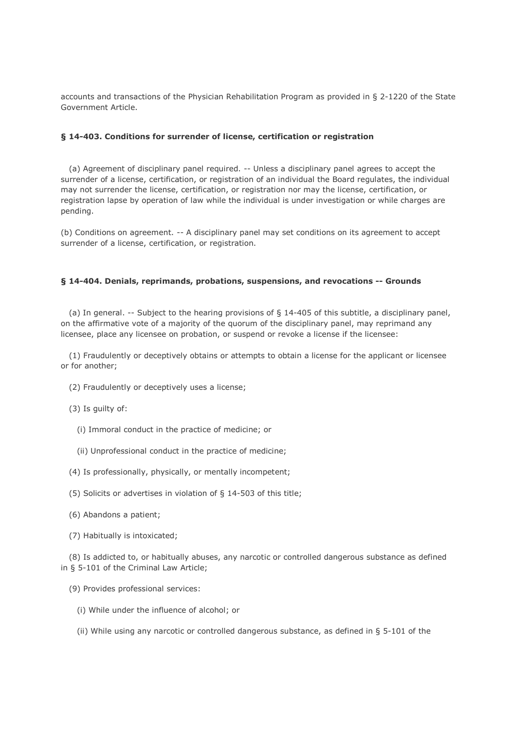accounts and transactions of the Physician Rehabilitation Program as provided in § 2-1220 of the State Government Article.

### § 14-403. Conditions for surrender of license, certification or registration

(a) Agreement of disciplinary panel required. -- Unless a disciplinary panel agrees to accept the surrender of a license, certification, or registration of an individual the Board regulates, the individual may not surrender the license, certification, or registration nor may the license, certification, or registration lapse by operation of law while the individual is under investigation or while charges are pending.

(b) Conditions on agreement. -- A disciplinary panel may set conditions on its agreement to accept surrender of a license, certification, or registration.

### § 14-404. Denials, reprimands, probations, suspensions, and revocations -- Grounds

(a) In general. -- Subject to the hearing provisions of § 14-405 of this subtitle, a disciplinary panel, on the affirmative vote of a majority of the quorum of the disciplinary panel, may reprimand any licensee, place any licensee on probation, or suspend or revoke a license if the licensee:

(1) Fraudulently or deceptively obtains or attempts to obtain a license for the applicant or licensee or for another;

(2) Fraudulently or deceptively uses a license;

(3) Is guilty of:

(i) Immoral conduct in the practice of medicine; or

(ii) Unprofessional conduct in the practice of medicine;

(4) Is professionally, physically, or mentally incompetent;

(5) Solicits or advertises in violation of § 14-503 of this title;

(6) Abandons a patient;

(7) Habitually is intoxicated;

(8) Is addicted to, or habitually abuses, any narcotic or controlled dangerous substance as defined in § 5-101 of the Criminal Law Article;

(9) Provides professional services:

(i) While under the influence of alcohol; or

(ii) While using any narcotic or controlled dangerous substance, as defined in § 5-101 of the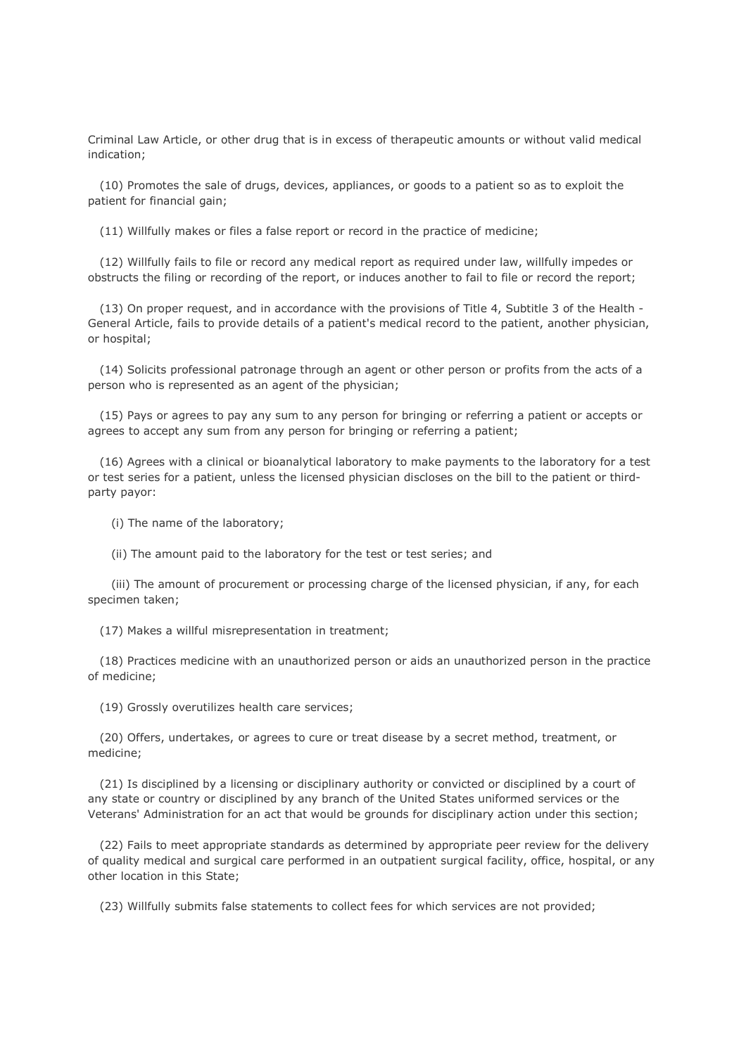Criminal Law Article, or other drug that is in excess of therapeutic amounts or without valid medical indication;

(10) Promotes the sale of drugs, devices, appliances, or goods to a patient so as to exploit the patient for financial gain;

(11) Willfully makes or files a false report or record in the practice of medicine;

(12) Willfully fails to file or record any medical report as required under law, willfully impedes or obstructs the filing or recording of the report, or induces another to fail to file or record the report;

(13) On proper request, and in accordance with the provisions of Title 4, Subtitle 3 of the Health - General Article, fails to provide details of a patient's medical record to the patient, another physician, or hospital;

(14) Solicits professional patronage through an agent or other person or profits from the acts of a person who is represented as an agent of the physician;

(15) Pays or agrees to pay any sum to any person for bringing or referring a patient or accepts or agrees to accept any sum from any person for bringing or referring a patient;

(16) Agrees with a clinical or bioanalytical laboratory to make payments to the laboratory for a test or test series for a patient, unless the licensed physician discloses on the bill to the patient or third-party payor:

(i) The name of the laboratory;

(ii) The amount paid to the laboratory for the test or test series; and

(iii) The amount of procurement or processing charge of the licensed physician, if any, for each specimen taken;

(17) Makes a willful misrepresentation in treatment;

(18) Practices medicine with an unauthorized person or aids an unauthorized person in the practice of medicine;

(19) Grossly overutilizes health care services;

(20) Offers, undertakes, or agrees to cure or treat disease by a secret method, treatment, or medicine;

(21) Is disciplined by a licensing or disciplinary authority or convicted or disciplined by a court of any state or country or disciplined by any branch of the United States uniformed services or the Veterans' Administration for an act that would be grounds for disciplinary action under this section;

(22) Fails to meet appropriate standards as determined by appropriate peer review for the delivery of quality medical and surgical care performed in an outpatient surgical facility, office, hospital, or any other location in this State;

(23) Willfully submits false statements to collect fees for which services are not provided;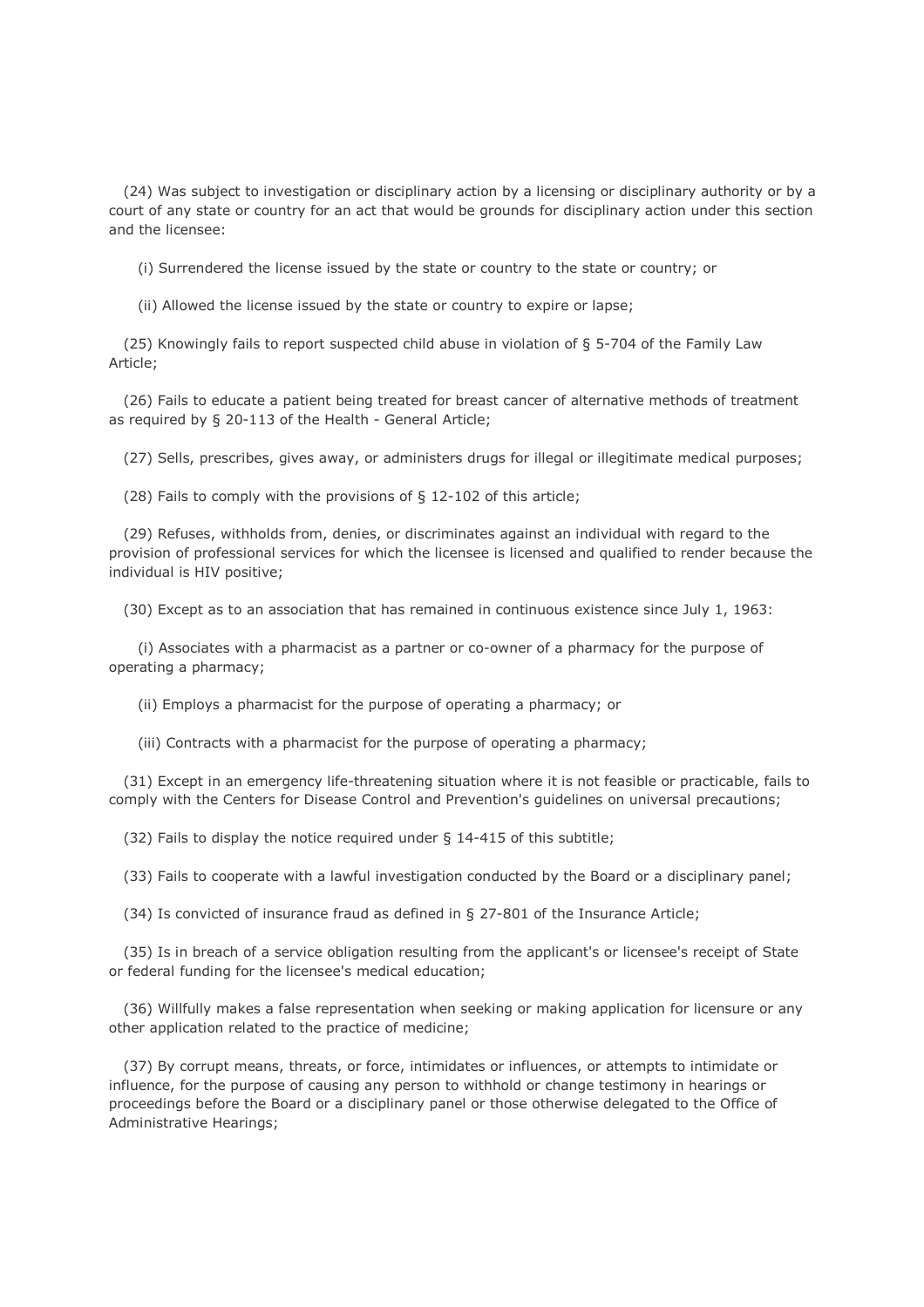(24) Was subject to investigation or disciplinary action by a licensing or disciplinary authority or by a court of any state or country for an act that would be grounds for disciplinary action under this section and the licensee:

(i) Surrendered the license issued by the state or country to the state or country; or

(ii) Allowed the license issued by the state or country to expire or lapse;

(25) Knowingly fails to report suspected child abuse in violation of § 5-704 of the Family Law Article;

(26) Fails to educate a patient being treated for breast cancer of alternative methods of treatment as required by § 20-113 of the Health - General Article;

(27) Sells, prescribes, gives away, or administers drugs for illegal or illegitimate medical purposes;

(28) Fails to comply with the provisions of § 12-102 of this article;

(29) Refuses, withholds from, denies, or discriminates against an individual with regard to the provision of professional services for which the licensee is licensed and qualified to render because the individual is HIV positive;

(30) Except as to an association that has remained in continuous existence since July 1, 1963:

(i) Associates with a pharmacist as a partner or co-owner of a pharmacy for the purpose of operating a pharmacy;

(ii) Employs a pharmacist for the purpose of operating a pharmacy; or

(iii) Contracts with a pharmacist for the purpose of operating a pharmacy;

(31) Except in an emergency life-threatening situation where it is not feasible or practicable, fails to comply with the Centers for Disease Control and Prevention's guidelines on universal precautions;

(32) Fails to display the notice required under § 14-415 of this subtitle;

(33) Fails to cooperate with a lawful investigation conducted by the Board or a disciplinary panel;

(34) Is convicted of insurance fraud as defined in § 27-801 of the Insurance Article;

(35) Is in breach of a service obligation resulting from the applicant's or licensee's receipt of State or federal funding for the licensee's medical education;

(36) Willfully makes a false representation when seeking or making application for licensure or any other application related to the practice of medicine;

(37) By corrupt means, threats, or force, intimidates or influences, or attempts to intimidate or influence, for the purpose of causing any person to withhold or change testimony in hearings or proceedings before the Board or a disciplinary panel or those otherwise delegated to the Office of Administrative Hearings;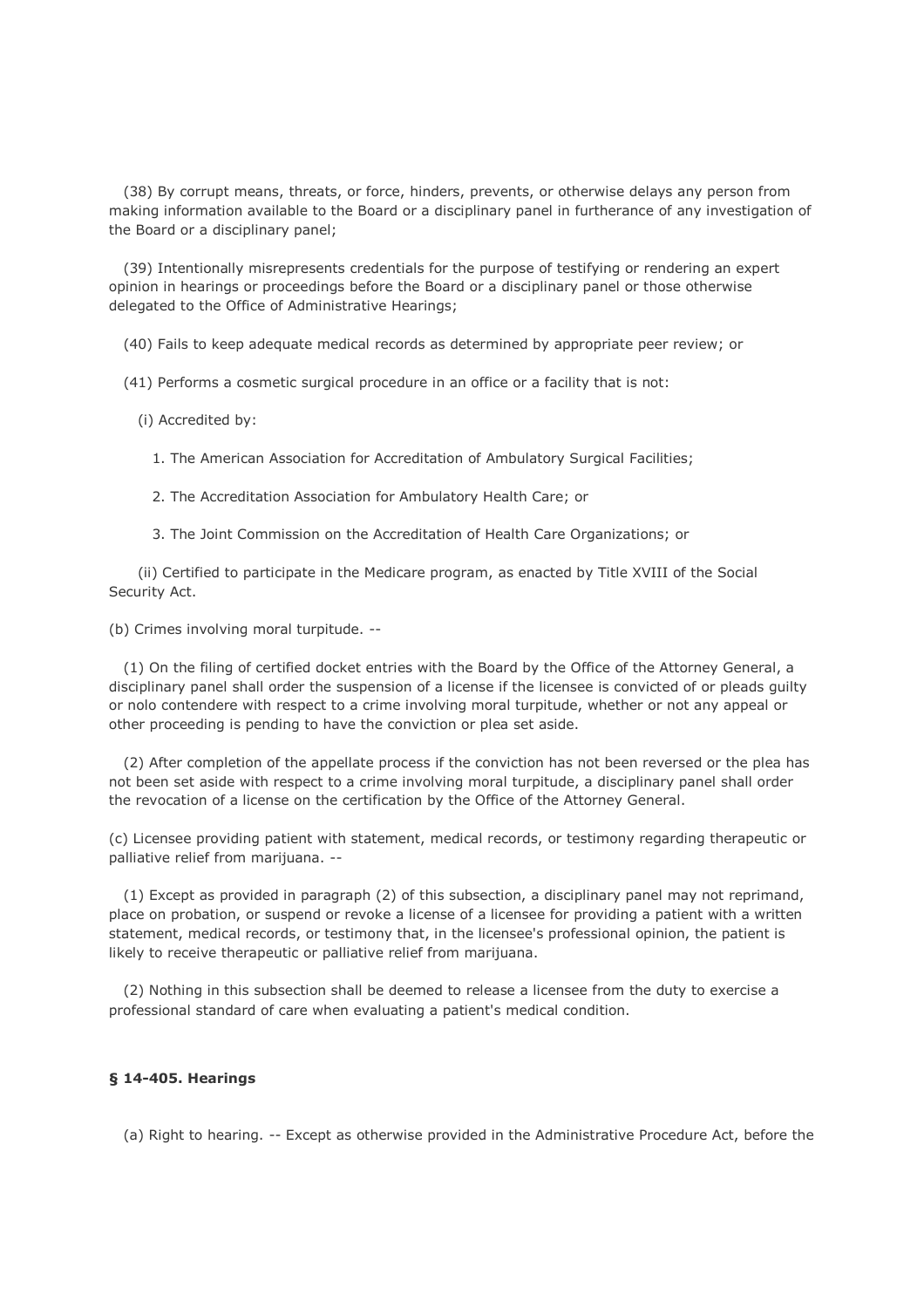(38) By corrupt means, threats, or force, hinders, prevents, or otherwise delays any person from making information available to the Board or a disciplinary panel in furtherance of any investigation of the Board or a disciplinary panel;

(39) Intentionally misrepresents credentials for the purpose of testifying or rendering an expert opinion in hearings or proceedings before the Board or a disciplinary panel or those otherwise delegated to the Office of Administrative Hearings;

(40) Fails to keep adequate medical records as determined by appropriate peer review; or

(41) Performs a cosmetic surgical procedure in an office or a facility that is not:

(i) Accredited by:

1. The American Association for Accreditation of Ambulatory Surgical Facilities;

2. The Accreditation Association for Ambulatory Health Care; or

3. The Joint Commission on the Accreditation of Health Care Organizations; or

(ii) Certified to participate in the Medicare program, as enacted by Title XVIII of the Social Security Act.

(b) Crimes involving moral turpitude. --

(1) On the filing of certified docket entries with the Board by the Office of the Attorney General, a disciplinary panel shall order the suspension of a license if the licensee is convicted of or pleads guilty or nolo contendere with respect to a crime involving moral turpitude, whether or not any appeal or other proceeding is pending to have the conviction or plea set aside.

(2) After completion of the appellate process if the conviction has not been reversed or the plea has not been set aside with respect to a crime involving moral turpitude, a disciplinary panel shall order the revocation of a license on the certification by the Office of the Attorney General.

(c) Licensee providing patient with statement, medical records, or testimony regarding therapeutic or palliative relief from marijuana. --

(1) Except as provided in paragraph (2) of this subsection, a disciplinary panel may not reprimand, place on probation, or suspend or revoke a license of a licensee for providing a patient with a written statement, medical records, or testimony that, in the licensee's professional opinion, the patient is likely to receive therapeutic or palliative relief from marijuana.

(2) Nothing in this subsection shall be deemed to release a licensee from the duty to exercise a professional standard of care when evaluating a patient's medical condition.

**§ 14-405. Hearings**

(a) Right to hearing. -- Except as otherwise provided in the Administrative Procedure Act, before the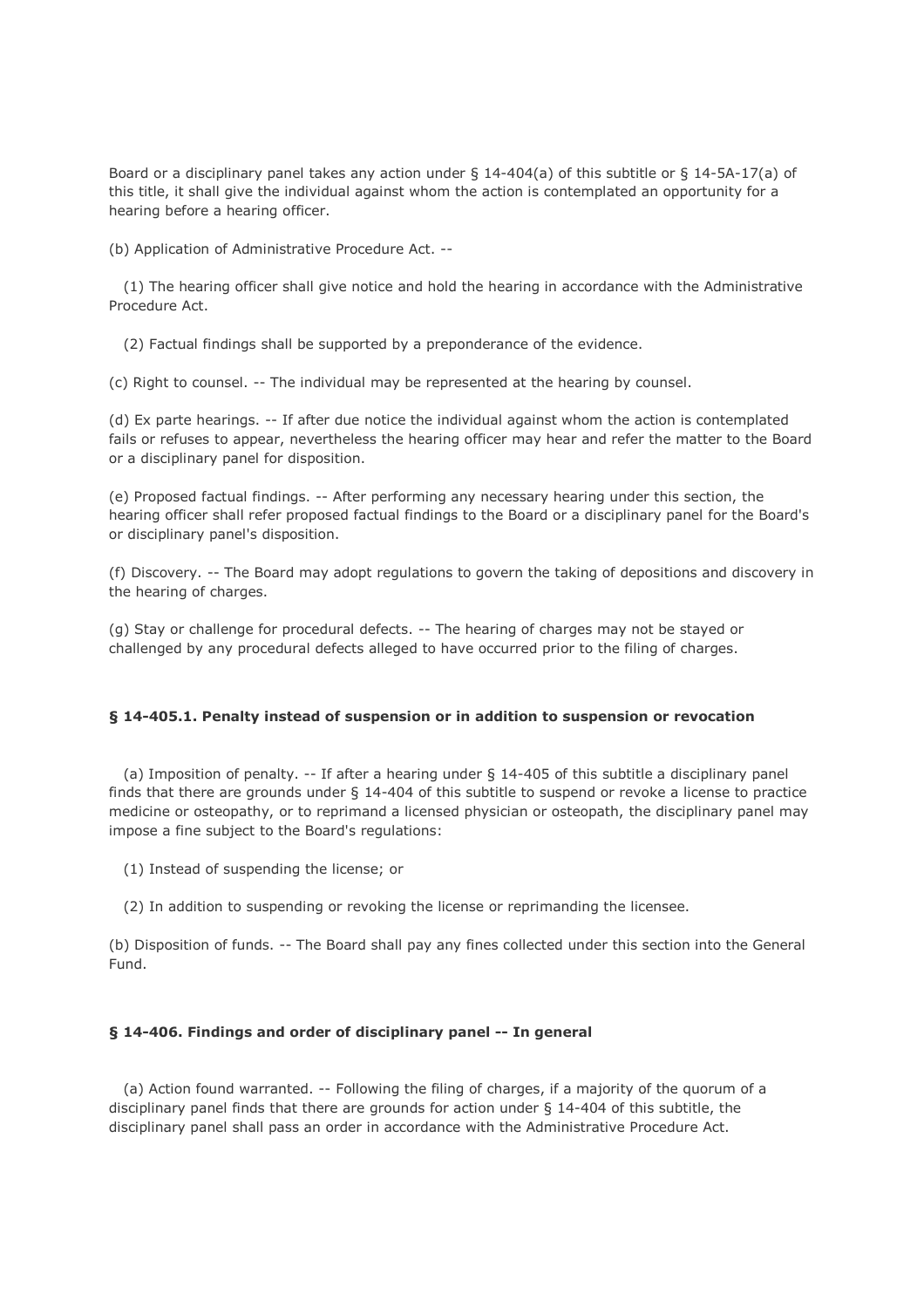Board or a disciplinary panel takes any action under § 14-404(a) of this subtitle or § 14-5A-17(a) of this title, it shall give the individual against whom the action is contemplated an opportunity for a hearing before a hearing officer.

(b) Application of Administrative Procedure Act. --

(1) The hearing officer shall give notice and hold the hearing in accordance with the Administrative Procedure Act.

(2) Factual findings shall be supported by a preponderance of the evidence.

(c) Right to counsel. -- The individual may be represented at the hearing by counsel.

(d) Ex parte hearings. -- If after due notice the individual against whom the action is contemplated fails or refuses to appear, nevertheless the hearing officer may hear and refer the matter to the Board or a disciplinary panel for disposition.

(e) Proposed factual findings. -- After performing any necessary hearing under this section, the hearing officer shall refer proposed factual findings to the Board or a disciplinary panel for the Board's or disciplinary panel's disposition.

(f) Discovery. -- The Board may adopt regulations to govern the taking of depositions and discovery in the hearing of charges.

(g) Stay or challenge for procedural defects. -- The hearing of charges may not be stayed or challenged by any procedural defects alleged to have occurred prior to the filing of charges.

### § 14-405.1. Penalty instead of suspension or in addition to suspension or revocation

(a) Imposition of penalty. -- If after a hearing under § 14-405 of this subtitle a disciplinary panel finds that there are grounds under § 14-404 of this subtitle to suspend or revoke a license to practice medicine or osteopathy, or to reprimand a licensed physician or osteopath, the disciplinary panel may impose a fine subject to the Board's regulations:

(1) Instead of suspending the license; or

(2) In addition to suspending or revoking the license or reprimanding the licensee.

(b) Disposition of funds. -- The Board shall pay any fines collected under this section into the General Fund.

### § 14-406. Findings and order of disciplinary panel -- In general

(a) Action found warranted. -- Following the filing of charges, if a majority of the quorum of a disciplinary panel finds that there are grounds for action under § 14-404 of this subtitle, the disciplinary panel shall pass an order in accordance with the Administrative Procedure Act.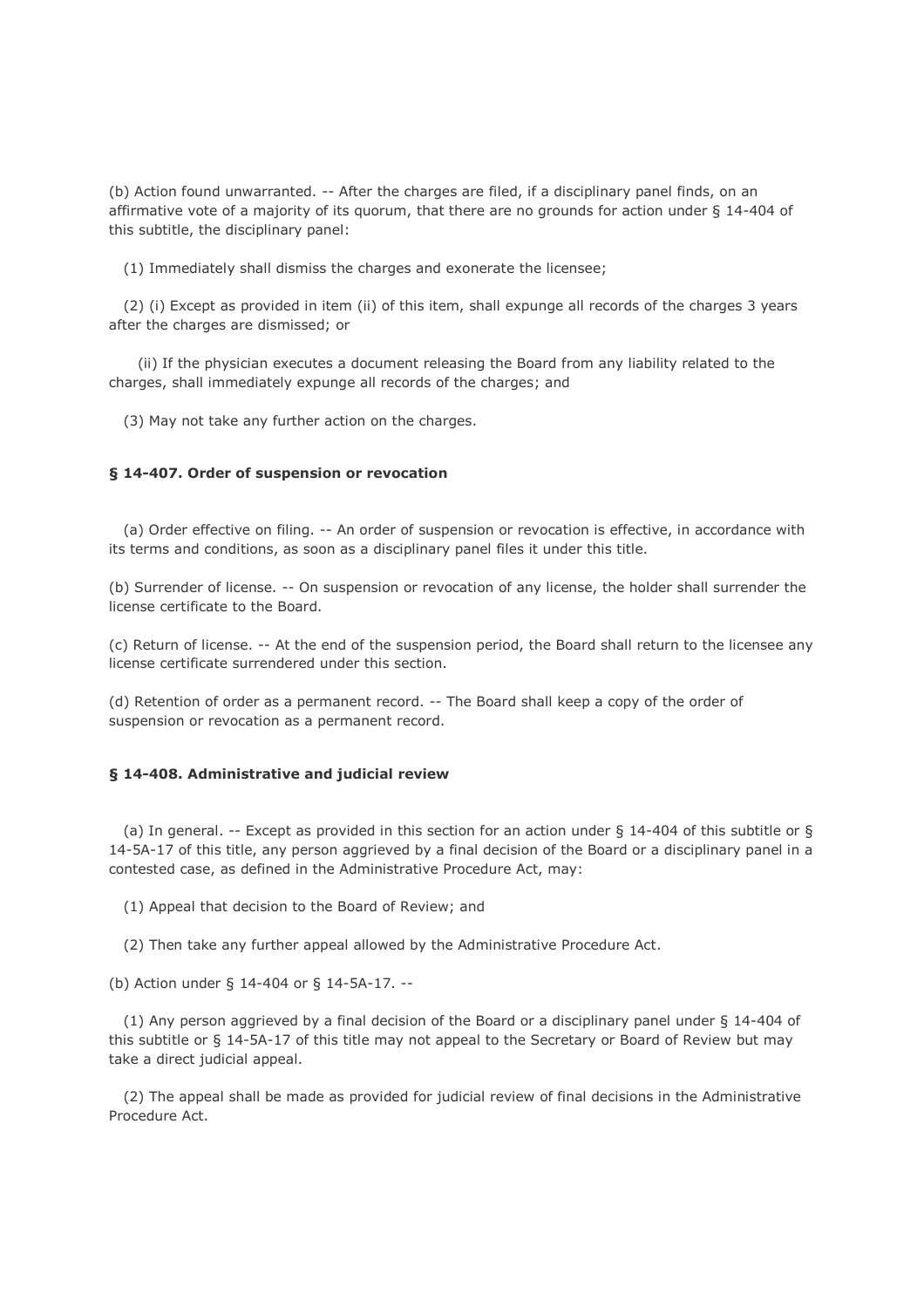(b) Action found unwarranted. -- After the charges are filed, if a disciplinary panel finds, on an affirmative vote of a majority of its quorum, that there are no grounds for action under § 14-404 of this subtitle, the disciplinary panel:

(1) Immediately shall dismiss the charges and exonerate the licensee;

(2) (i) Except as provided in item (ii) of this item, shall expunge all records of the charges 3 years after the charges are dismissed; or

(ii) If the physician executes a document releasing the Board from any liability related to the charges, shall immediately expunge all records of the charges; and

(3) May not take any further action on the charges.

#### § 14-407. Order of suspension or revocation

(a) Order effective on filing. -- An order of suspension or revocation is effective, in accordance with its terms and conditions, as soon as a disciplinary panel files it under this title.

(b) Surrender of license. -- On suspension or revocation of any license, the holder shall surrender the license certificate to the Board.

(c) Return of license. -- At the end of the suspension period, the Board shall return to the licensee any license certificate surrendered under this section.

(d) Retention of order as a permanent record. -- The Board shall keep a copy of the order of suspension or revocation as a permanent record.

#### § 14-408. Administrative and judicial review

(a) In general. -- Except as provided in this section for an action under § 14-404 of this subtitle or § 14-5A-17 of this title, any person aggrieved by a final decision of the Board or a disciplinary panel in a contested case, as defined in the Administrative Procedure Act, may:

(1) Appeal that decision to the Board of Review; and

(2) Then take any further appeal allowed by the Administrative Procedure Act.

(b) Action under § 14-404 or § 14-5A-17. --

(1) Any person aggrieved by a final decision of the Board or a disciplinary panel under § 14-404 of this subtitle or § 14-5A-17 of this title may not appeal to the Secretary or Board of Review but may take a direct judicial appeal.

(2) The appeal shall be made as provided for judicial review of final decisions in the Administrative Procedure Act.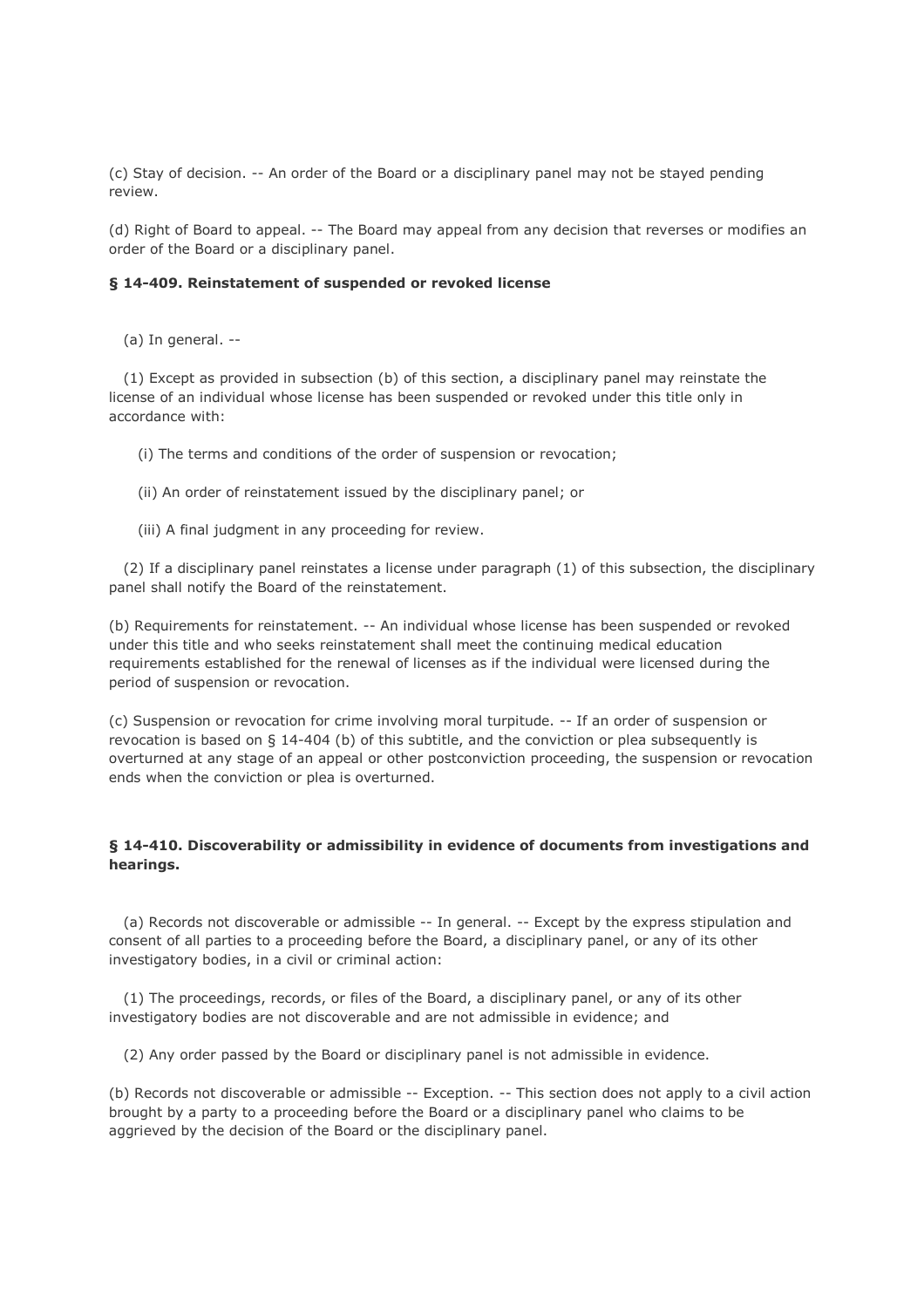(c) Stay of decision. -- An order of the Board or a disciplinary panel may not be stayed pending review.

(d) Right of Board to appeal. -- The Board may appeal from any decision that reverses or modifies an order of the Board or a disciplinary panel.

**§ 14-409. Reinstatement of suspended or revoked license**

(a) In general. --

(1) Except as provided in subsection (b) of this section, a disciplinary panel may reinstate the license of an individual whose license has been suspended or revoked under this title only in accordance with:

(i) The terms and conditions of the order of suspension or revocation;

(ii) An order of reinstatement issued by the disciplinary panel; or

(iii) A final judgment in any proceeding for review.

(2) If a disciplinary panel reinstates a license under paragraph (1) of this subsection, the disciplinary panel shall notify the Board of the reinstatement.

(b) Requirements for reinstatement. -- An individual whose license has been suspended or revoked under this title and who seeks reinstatement shall meet the continuing medical education requirements established for the renewal of licenses as if the individual were licensed during the period of suspension or revocation.

(c) Suspension or revocation for crime involving moral turpitude. -- If an order of suspension or revocation is based on § 14-404 (b) of this subtitle, and the conviction or plea subsequently is overturned at any stage of an appeal or other postconviction proceeding, the suspension or revocation ends when the conviction or plea is overturned.

**§ 14-410. Discoverability or admissibility in evidence of documents from investigations and hearings.**

(a) Records not discoverable or admissible -- In general. -- Except by the express stipulation and consent of all parties to a proceeding before the Board, a disciplinary panel, or any of its other investigatory bodies, in a civil or criminal action:

(1) The proceedings, records, or files of the Board, a disciplinary panel, or any of its other investigatory bodies are not discoverable and are not admissible in evidence; and

(2) Any order passed by the Board or disciplinary panel is not admissible in evidence.

(b) Records not discoverable or admissible -- Exception. -- This section does not apply to a civil action brought by a party to a proceeding before the Board or a disciplinary panel who claims to be aggrieved by the decision of the Board or the disciplinary panel.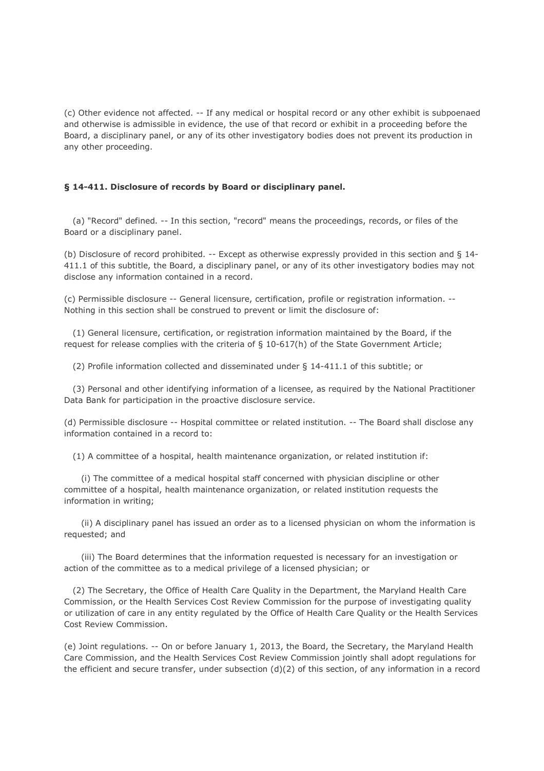(c) Other evidence not affected. -- If any medical or hospital record or any other exhibit is subpoenaed and otherwise is admissible in evidence, the use of that record or exhibit in a proceeding before the Board, a disciplinary panel, or any of its other investigatory bodies does not prevent its production in any other proceeding.

**§ 14-411. Disclosure of records by Board or disciplinary panel.**

(a) "Record" defined. -- In this section, "record" means the proceedings, records, or files of the Board or a disciplinary panel.

(b) Disclosure of record prohibited. -- Except as otherwise expressly provided in this section and § 14-411.1 of this subtitle, the Board, a disciplinary panel, or any of its other investigatory bodies may not disclose any information contained in a record.

(c) Permissible disclosure -- General licensure, certification, profile or registration information. -- Nothing in this section shall be construed to prevent or limit the disclosure of:

(1) General licensure, certification, or registration information maintained by the Board, if the request for release complies with the criteria of § 10-617(h) of the State Government Article;

(2) Profile information collected and disseminated under § 14-411.1 of this subtitle; or

(3) Personal and other identifying information of a licensee, as required by the National Practitioner Data Bank for participation in the proactive disclosure service.

(d) Permissible disclosure -- Hospital committee or related institution. -- The Board shall disclose any information contained in a record to:

(1) A committee of a hospital, health maintenance organization, or related institution if:

(i) The committee of a medical hospital staff concerned with physician discipline or other committee of a hospital, health maintenance organization, or related institution requests the information in writing;

(ii) A disciplinary panel has issued an order as to a licensed physician on whom the information is requested; and

(iii) The Board determines that the information requested is necessary for an investigation or action of the committee as to a medical privilege of a licensed physician; or

(2) The Secretary, the Office of Health Care Quality in the Department, the Maryland Health Care Commission, or the Health Services Cost Review Commission for the purpose of investigating quality or utilization of care in any entity regulated by the Office of Health Care Quality or the Health Services Cost Review Commission.

(e) Joint regulations. -- On or before January 1, 2013, the Board, the Secretary, the Maryland Health Care Commission, and the Health Services Cost Review Commission jointly shall adopt regulations for the efficient and secure transfer, under subsection (d)(2) of this section, of any information in a record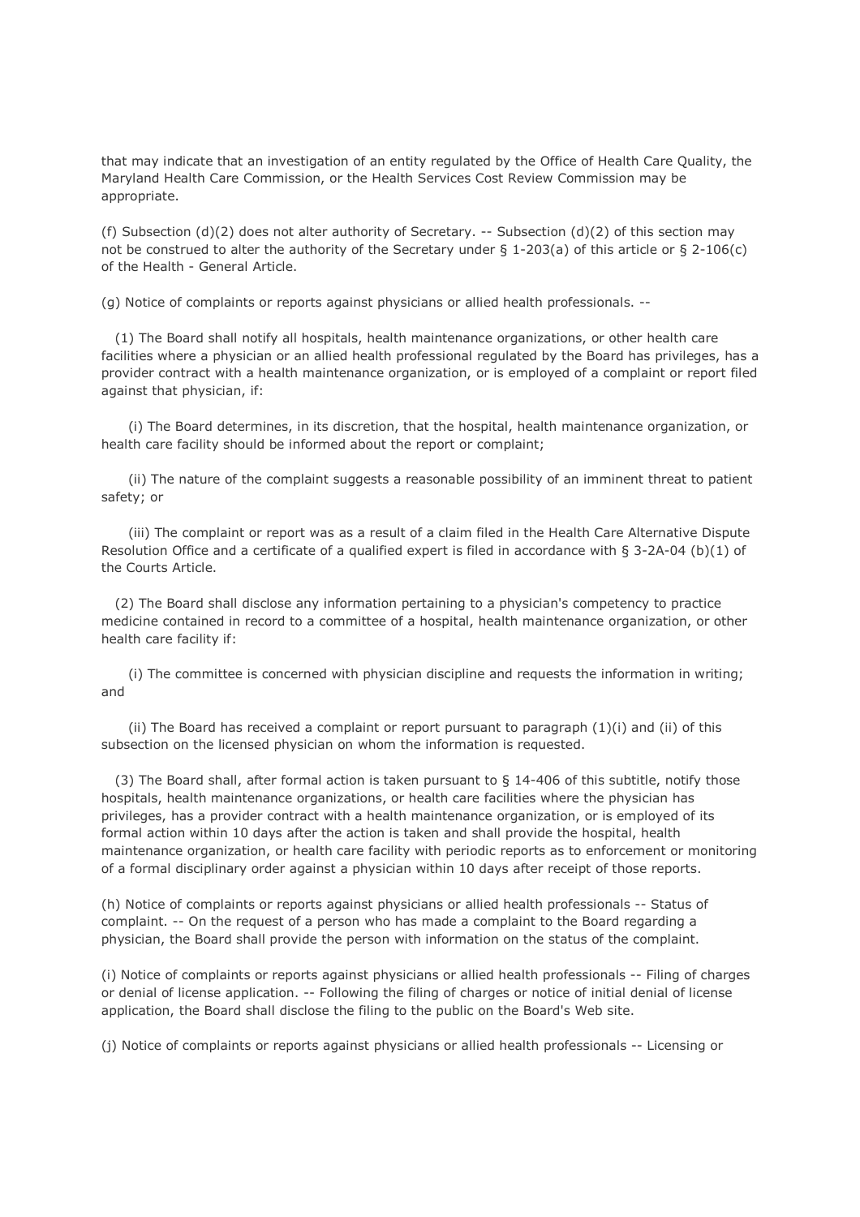that may indicate that an investigation of an entity regulated by the Office of Health Care Quality, the Maryland Health Care Commission, or the Health Services Cost Review Commission may be appropriate.

(f) Subsection (d)(2) does not alter authority of Secretary. -- Subsection (d)(2) of this section may not be construed to alter the authority of the Secretary under § 1-203(a) of this article or § 2-106(c) of the Health - General Article.

(g) Notice of complaints or reports against physicians or allied health professionals. --

(1) The Board shall notify all hospitals, health maintenance organizations, or other health care facilities where a physician or an allied health professional regulated by the Board has privileges, has a provider contract with a health maintenance organization, or is employed of a complaint or report filed against that physician, if:

(i) The Board determines, in its discretion, that the hospital, health maintenance organization, or health care facility should be informed about the report or complaint;

(ii) The nature of the complaint suggests a reasonable possibility of an imminent threat to patient safety; or

(iii) The complaint or report was as a result of a claim filed in the Health Care Alternative Dispute Resolution Office and a certificate of a qualified expert is filed in accordance with § 3-2A-04 (b)(1) of the Courts Article.

(2) The Board shall disclose any information pertaining to a physician's competency to practice medicine contained in record to a committee of a hospital, health maintenance organization, or other health care facility if:

(i) The committee is concerned with physician discipline and requests the information in writing; and

(ii) The Board has received a complaint or report pursuant to paragraph (1)(i) and (ii) of this subsection on the licensed physician on whom the information is requested.

(3) The Board shall, after formal action is taken pursuant to § 14-406 of this subtitle, notify those hospitals, health maintenance organizations, or health care facilities where the physician has privileges, has a provider contract with a health maintenance organization, or is employed of its formal action within 10 days after the action is taken and shall provide the hospital, health maintenance organization, or health care facility with periodic reports as to enforcement or monitoring of a formal disciplinary order against a physician within 10 days after receipt of those reports.

(h) Notice of complaints or reports against physicians or allied health professionals -- Status of complaint. -- On the request of a person who has made a complaint to the Board regarding a physician, the Board shall provide the person with information on the status of the complaint.

(i) Notice of complaints or reports against physicians or allied health professionals -- Filing of charges or denial of license application. -- Following the filing of charges or notice of initial denial of license application, the Board shall disclose the filing to the public on the Board's Web site.

(j) Notice of complaints or reports against physicians or allied health professionals -- Licensing or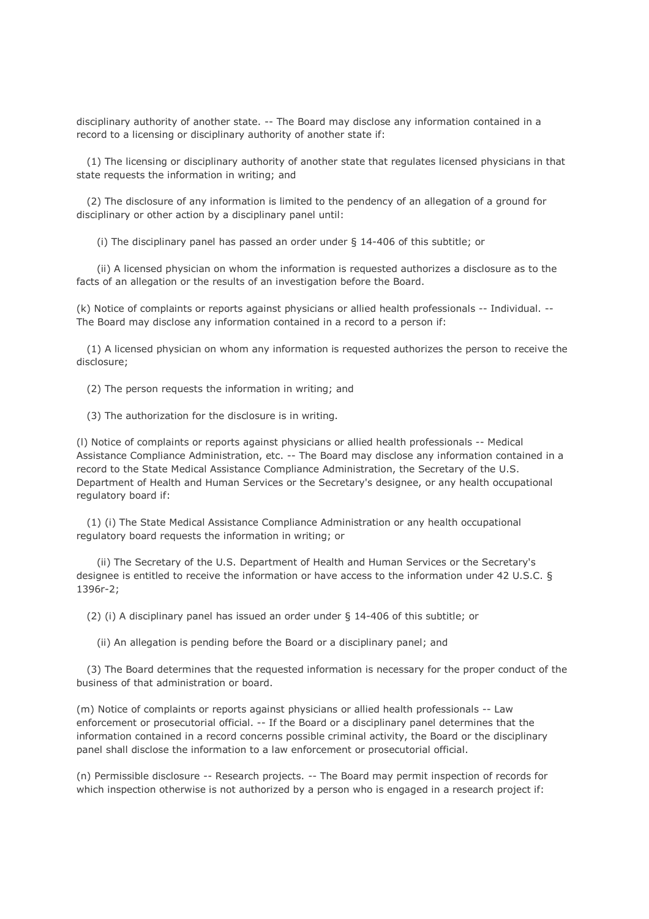disciplinary authority of another state. -- The Board may disclose any information contained in a record to a licensing or disciplinary authority of another state if:

(1) The licensing or disciplinary authority of another state that regulates licensed physicians in that state requests the information in writing; and

(2) The disclosure of any information is limited to the pendency of an allegation of a ground for disciplinary or other action by a disciplinary panel until:

(i) The disciplinary panel has passed an order under § 14-406 of this subtitle; or

(ii) A licensed physician on whom the information is requested authorizes a disclosure as to the facts of an allegation or the results of an investigation before the Board.

(k) Notice of complaints or reports against physicians or allied health professionals -- Individual. -- The Board may disclose any information contained in a record to a person if:

(1) A licensed physician on whom any information is requested authorizes the person to receive the disclosure;

(2) The person requests the information in writing; and

(3) The authorization for the disclosure is in writing.

(l) Notice of complaints or reports against physicians or allied health professionals -- Medical Assistance Compliance Administration, etc. -- The Board may disclose any information contained in a record to the State Medical Assistance Compliance Administration, the Secretary of the U.S. Department of Health and Human Services or the Secretary's designee, or any health occupational regulatory board if:

(1) (i) The State Medical Assistance Compliance Administration or any health occupational regulatory board requests the information in writing; or

(ii) The Secretary of the U.S. Department of Health and Human Services or the Secretary's designee is entitled to receive the information or have access to the information under 42 U.S.C. § 1396r-2;

(2) (i) A disciplinary panel has issued an order under § 14-406 of this subtitle; or

(ii) An allegation is pending before the Board or a disciplinary panel; and

(3) The Board determines that the requested information is necessary for the proper conduct of the business of that administration or board.

(m) Notice of complaints or reports against physicians or allied health professionals -- Law enforcement or prosecutorial official. -- If the Board or a disciplinary panel determines that the information contained in a record concerns possible criminal activity, the Board or the disciplinary panel shall disclose the information to a law enforcement or prosecutorial official.

(n) Permissible disclosure -- Research projects. -- The Board may permit inspection of records for which inspection otherwise is not authorized by a person who is engaged in a research project if: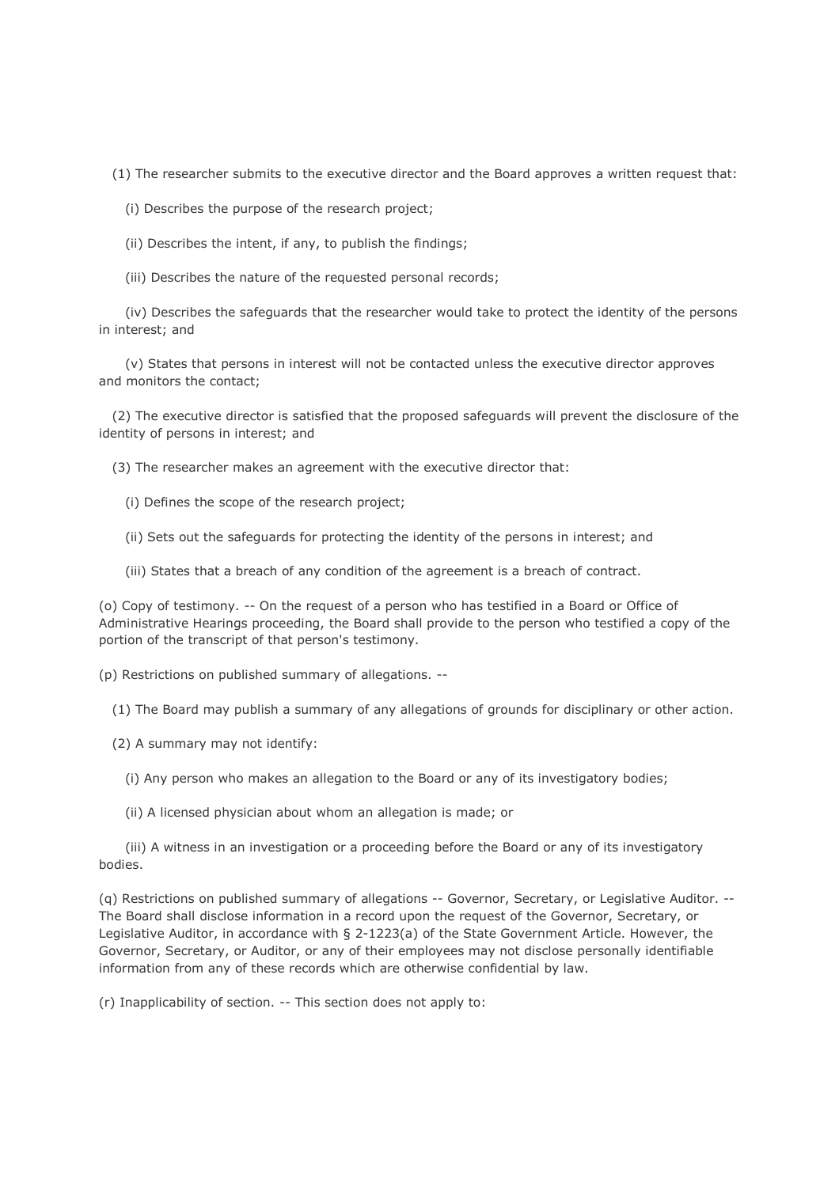(1) The researcher submits to the executive director and the Board approves a written request that:

(i) Describes the purpose of the research project;

(ii) Describes the intent, if any, to publish the findings;

(iii) Describes the nature of the requested personal records;

(iv) Describes the safeguards that the researcher would take to protect the identity of the persons in interest; and

(v) States that persons in interest will not be contacted unless the executive director approves and monitors the contact;

(2) The executive director is satisfied that the proposed safeguards will prevent the disclosure of the identity of persons in interest; and

(3) The researcher makes an agreement with the executive director that:

(i) Defines the scope of the research project;

(ii) Sets out the safeguards for protecting the identity of the persons in interest; and

(iii) States that a breach of any condition of the agreement is a breach of contract.

(o) Copy of testimony. -- On the request of a person who has testified in a Board or Office of Administrative Hearings proceeding, the Board shall provide to the person who testified a copy of the portion of the transcript of that person's testimony.

(p) Restrictions on published summary of allegations. --

(1) The Board may publish a summary of any allegations of grounds for disciplinary or other action.

(2) A summary may not identify:

(i) Any person who makes an allegation to the Board or any of its investigatory bodies;

(ii) A licensed physician about whom an allegation is made; or

(iii) A witness in an investigation or a proceeding before the Board or any of its investigatory bodies.

(q) Restrictions on published summary of allegations -- Governor, Secretary, or Legislative Auditor. -- The Board shall disclose information in a record upon the request of the Governor, Secretary, or Legislative Auditor, in accordance with § 2-1223(a) of the State Government Article. However, the Governor, Secretary, or Auditor, or any of their employees may not disclose personally identifiable information from any of these records which are otherwise confidential by law.

(r) Inapplicability of section. -- This section does not apply to: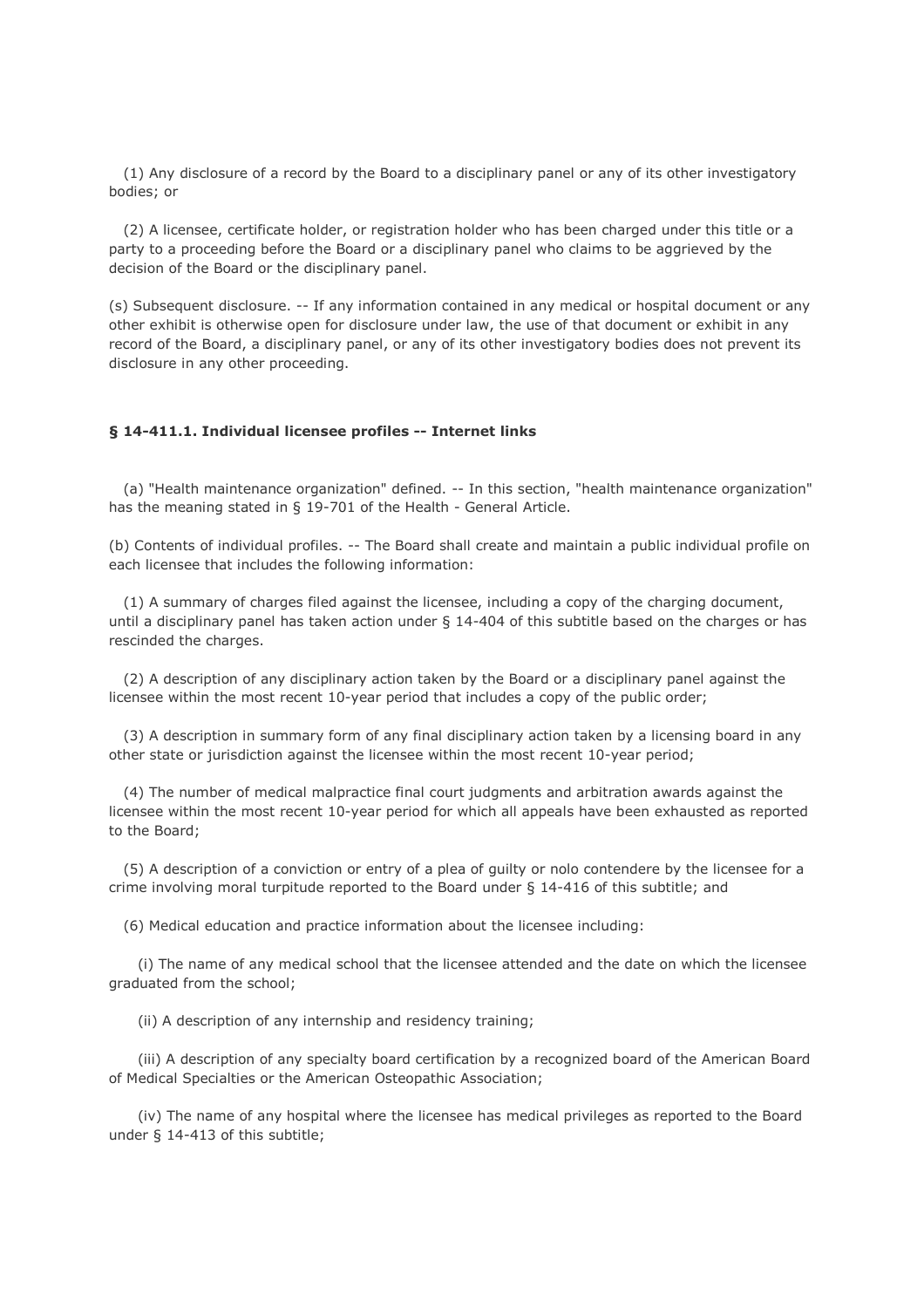(1) Any disclosure of a record by the Board to a disciplinary panel or any of its other investigatory bodies; or

(2) A licensee, certificate holder, or registration holder who has been charged under this title or a party to a proceeding before the Board or a disciplinary panel who claims to be aggrieved by the decision of the Board or the disciplinary panel.

(s) Subsequent disclosure. -- If any information contained in any medical or hospital document or any other exhibit is otherwise open for disclosure under law, the use of that document or exhibit in any record of the Board, a disciplinary panel, or any of its other investigatory bodies does not prevent its disclosure in any other proceeding.

#### § 14-411.1. Individual licensee profiles -- Internet links

(a) "Health maintenance organization" defined. -- In this section, "health maintenance organization" has the meaning stated in § 19-701 of the Health - General Article.

(b) Contents of individual profiles. -- The Board shall create and maintain a public individual profile on each licensee that includes the following information:

(1) A summary of charges filed against the licensee, including a copy of the charging document, until a disciplinary panel has taken action under § 14-404 of this subtitle based on the charges or has rescinded the charges.

(2) A description of any disciplinary action taken by the Board or a disciplinary panel against the licensee within the most recent 10-year period that includes a copy of the public order;

(3) A description in summary form of any final disciplinary action taken by a licensing board in any other state or jurisdiction against the licensee within the most recent 10-year period;

(4) The number of medical malpractice final court judgments and arbitration awards against the licensee within the most recent 10-year period for which all appeals have been exhausted as reported to the Board;

(5) A description of a conviction or entry of a plea of guilty or nolo contendere by the licensee for a crime involving moral turpitude reported to the Board under § 14-416 of this subtitle; and

(6) Medical education and practice information about the licensee including:

(i) The name of any medical school that the licensee attended and the date on which the licensee graduated from the school;

(ii) A description of any internship and residency training;

(iii) A description of any specialty board certification by a recognized board of the American Board of Medical Specialties or the American Osteopathic Association;

(iv) The name of any hospital where the licensee has medical privileges as reported to the Board under § 14-413 of this subtitle;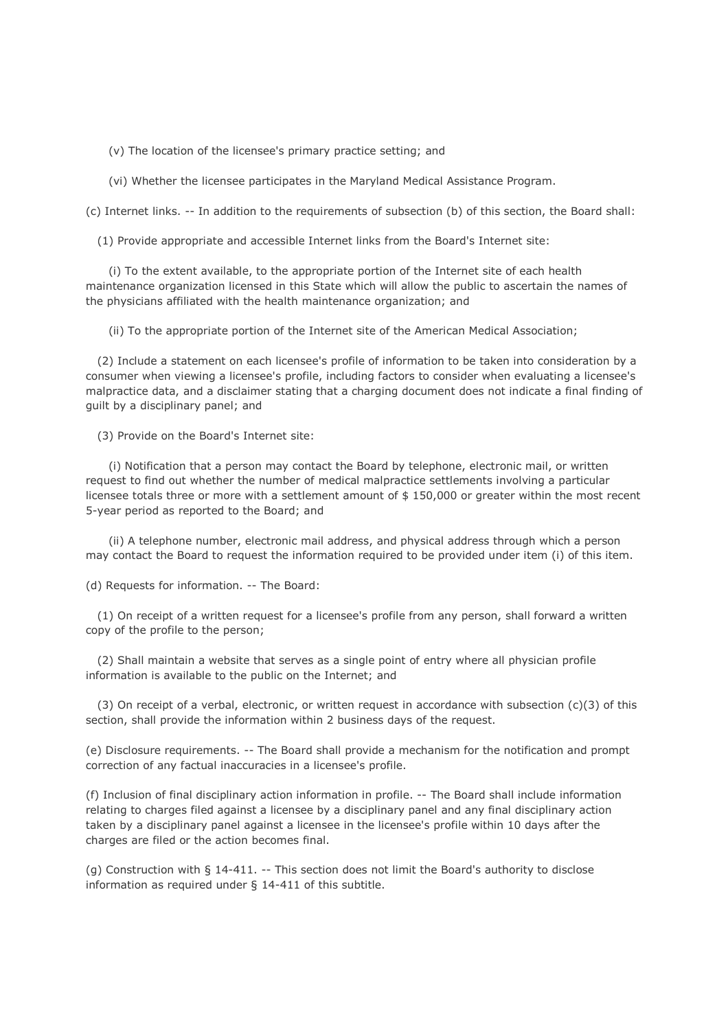(v) The location of the licensee's primary practice setting; and

(vi) Whether the licensee participates in the Maryland Medical Assistance Program.

(c) Internet links. -- In addition to the requirements of subsection (b) of this section, the Board shall:

(1) Provide appropriate and accessible Internet links from the Board's Internet site:

(i) To the extent available, to the appropriate portion of the Internet site of each health maintenance organization licensed in this State which will allow the public to ascertain the names of the physicians affiliated with the health maintenance organization; and

(ii) To the appropriate portion of the Internet site of the American Medical Association;

(2) Include a statement on each licensee's profile of information to be taken into consideration by a consumer when viewing a licensee's profile, including factors to consider when evaluating a licensee's malpractice data, and a disclaimer stating that a charging document does not indicate a final finding of guilt by a disciplinary panel; and

(3) Provide on the Board's Internet site:

(i) Notification that a person may contact the Board by telephone, electronic mail, or written request to find out whether the number of medical malpractice settlements involving a particular licensee totals three or more with a settlement amount of $ 150,000 or greater within the most recent 5-year period as reported to the Board; and

(ii) A telephone number, electronic mail address, and physical address through which a person may contact the Board to request the information required to be provided under item (i) of this item.

(d) Requests for information. -- The Board:

(1) On receipt of a written request for a licensee's profile from any person, shall forward a written copy of the profile to the person;

(2) Shall maintain a website that serves as a single point of entry where all physician profile information is available to the public on the Internet; and

(3) On receipt of a verbal, electronic, or written request in accordance with subsection (c)(3) of this section, shall provide the information within 2 business days of the request.

(e) Disclosure requirements. -- The Board shall provide a mechanism for the notification and prompt correction of any factual inaccuracies in a licensee's profile.

(f) Inclusion of final disciplinary action information in profile. -- The Board shall include information relating to charges filed against a licensee by a disciplinary panel and any final disciplinary action taken by a disciplinary panel against a licensee in the licensee's profile within 10 days after the charges are filed or the action becomes final.

(g) Construction with § 14-411. -- This section does not limit the Board's authority to disclose information as required under § 14-411 of this subtitle.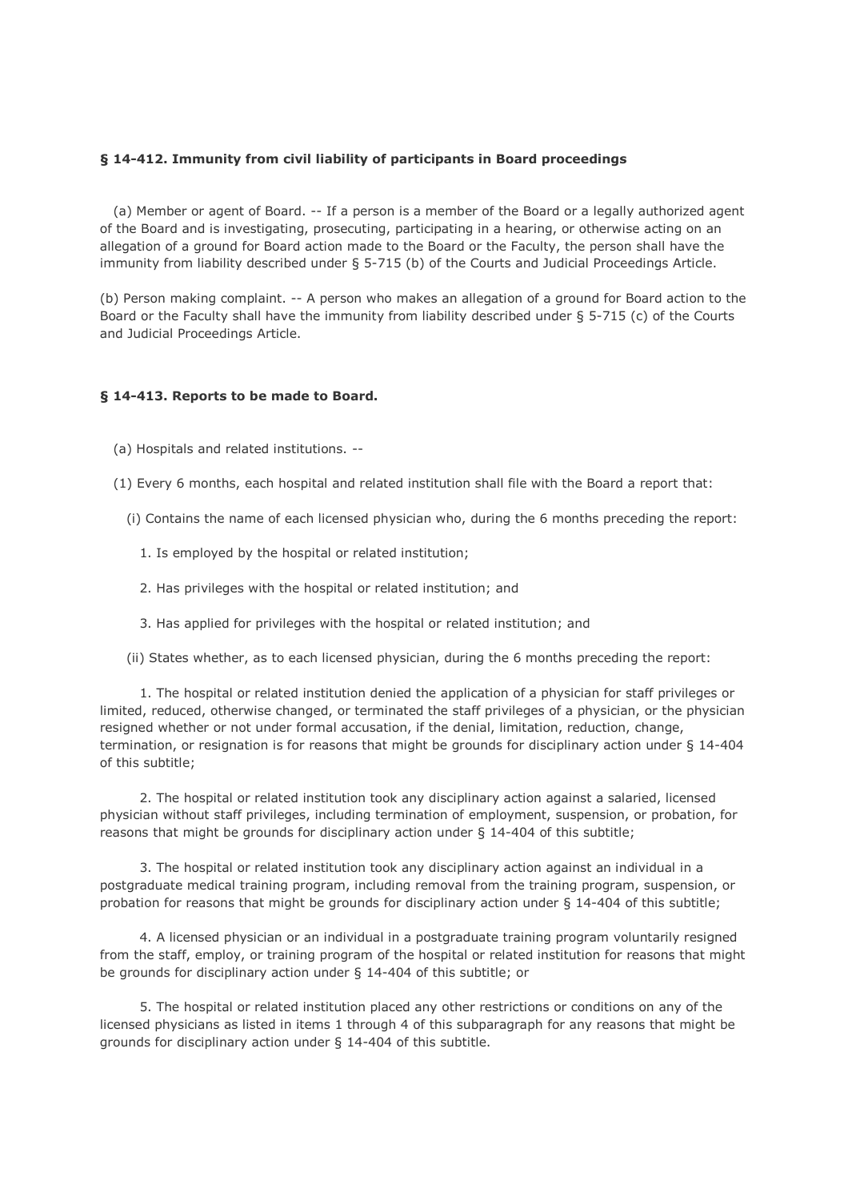**§ 14-412. Immunity from civil liability of participants in Board proceedings**

(a) Member or agent of Board. -- If a person is a member of the Board or a legally authorized agent of the Board and is investigating, prosecuting, participating in a hearing, or otherwise acting on an allegation of a ground for Board action made to the Board or the Faculty, the person shall have the immunity from liability described under § 5-715 (b) of the Courts and Judicial Proceedings Article.

(b) Person making complaint. -- A person who makes an allegation of a ground for Board action to the Board or the Faculty shall have the immunity from liability described under § 5-715 (c) of the Courts and Judicial Proceedings Article.

**§ 14-413. Reports to be made to Board.**

(a) Hospitals and related institutions. --

(1) Every 6 months, each hospital and related institution shall file with the Board a report that:

(i) Contains the name of each licensed physician who, during the 6 months preceding the report:

1. Is employed by the hospital or related institution;

2. Has privileges with the hospital or related institution; and

3. Has applied for privileges with the hospital or related institution; and

(ii) States whether, as to each licensed physician, during the 6 months preceding the report:

1. The hospital or related institution denied the application of a physician for staff privileges or limited, reduced, otherwise changed, or terminated the staff privileges of a physician, or the physician resigned whether or not under formal accusation, if the denial, limitation, reduction, change, termination, or resignation is for reasons that might be grounds for disciplinary action under § 14-404 of this subtitle;

2. The hospital or related institution took any disciplinary action against a salaried, licensed physician without staff privileges, including termination of employment, suspension, or probation, for reasons that might be grounds for disciplinary action under § 14-404 of this subtitle;

3. The hospital or related institution took any disciplinary action against an individual in a postgraduate medical training program, including removal from the training program, suspension, or probation for reasons that might be grounds for disciplinary action under § 14-404 of this subtitle;

4. A licensed physician or an individual in a postgraduate training program voluntarily resigned from the staff, employ, or training program of the hospital or related institution for reasons that might be grounds for disciplinary action under § 14-404 of this subtitle; or

5. The hospital or related institution placed any other restrictions or conditions on any of the licensed physicians as listed in items 1 through 4 of this subparagraph for any reasons that might be grounds for disciplinary action under § 14-404 of this subtitle.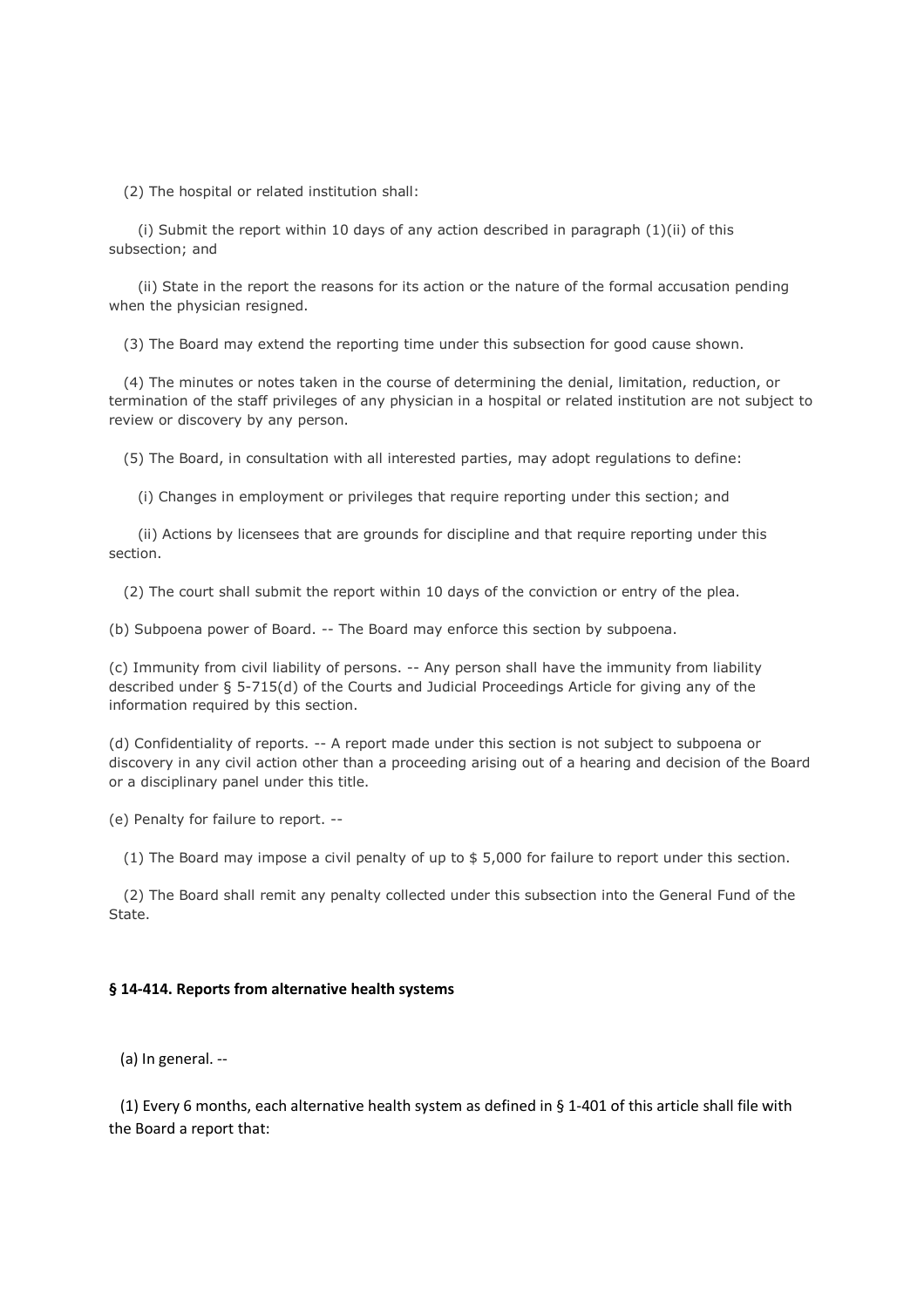(2) The hospital or related institution shall:

(i) Submit the report within 10 days of any action described in paragraph (1)(ii) of this subsection; and

(ii) State in the report the reasons for its action or the nature of the formal accusation pending when the physician resigned.

(3) The Board may extend the reporting time under this subsection for good cause shown.

(4) The minutes or notes taken in the course of determining the denial, limitation, reduction, or termination of the staff privileges of any physician in a hospital or related institution are not subject to review or discovery by any person.

(5) The Board, in consultation with all interested parties, may adopt regulations to define:

(i) Changes in employment or privileges that require reporting under this section; and

(ii) Actions by licensees that are grounds for discipline and that require reporting under this section.

(2) The court shall submit the report within 10 days of the conviction or entry of the plea.

(b) Subpoena power of Board. -- The Board may enforce this section by subpoena.

(c) Immunity from civil liability of persons. -- Any person shall have the immunity from liability described under § 5-715(d) of the Courts and Judicial Proceedings Article for giving any of the information required by this section.

(d) Confidentiality of reports. -- A report made under this section is not subject to subpoena or discovery in any civil action other than a proceeding arising out of a hearing and decision of the Board or a disciplinary panel under this title.

(e) Penalty for failure to report. --

(1) The Board may impose a civil penalty of up to $ 5,000 for failure to report under this section.

(2) The Board shall remit any penalty collected under this subsection into the General Fund of the State.

**§ 14-414. Reports from alternative health systems**

(a) In general. --

(1) Every 6 months, each alternative health system as defined in § 1-401 of this article shall file with the Board a report that: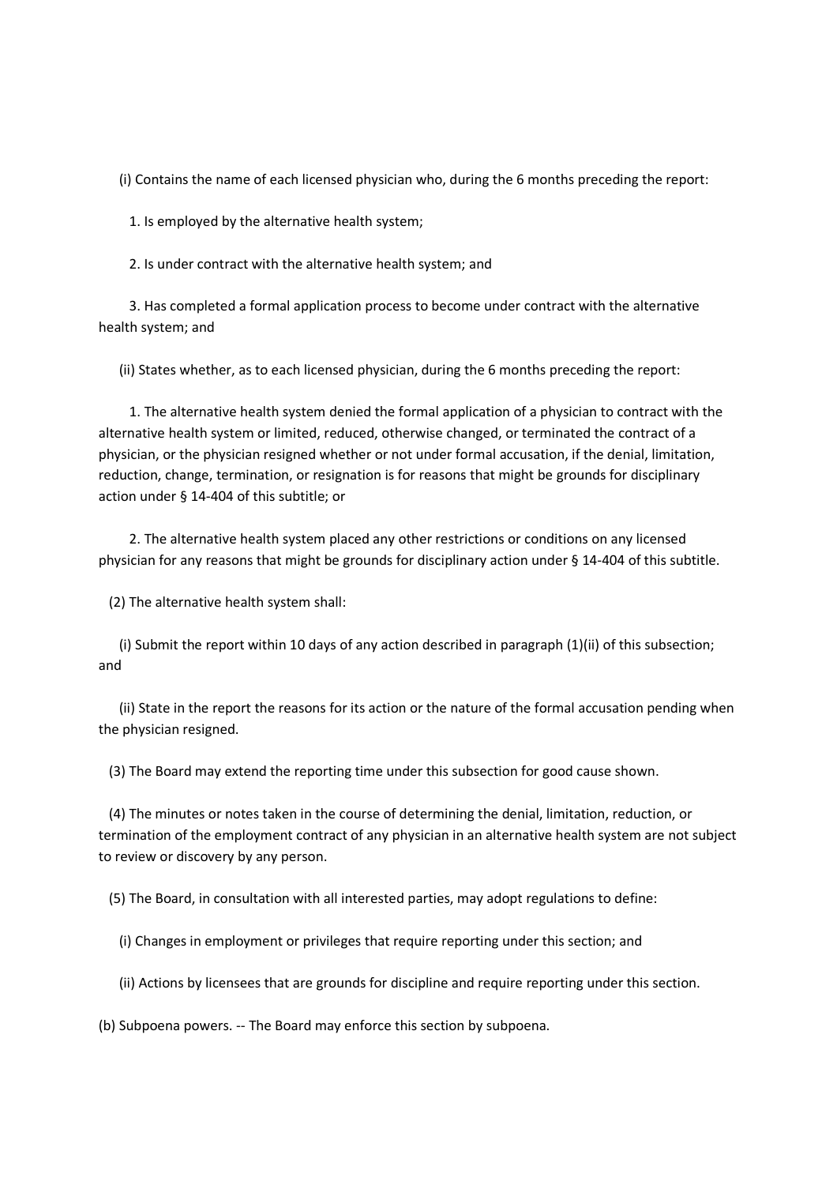(i) Contains the name of each licensed physician who, during the 6 months preceding the report:

1. Is employed by the alternative health system;

2. Is under contract with the alternative health system; and

3. Has completed a formal application process to become under contract with the alternative health system; and

(ii) States whether, as to each licensed physician, during the 6 months preceding the report:

1. The alternative health system denied the formal application of a physician to contract with the alternative health system or limited, reduced, otherwise changed, or terminated the contract of a physician, or the physician resigned whether or not under formal accusation, if the denial, limitation, reduction, change, termination, or resignation is for reasons that might be grounds for disciplinary action under § 14-404 of this subtitle; or

2. The alternative health system placed any other restrictions or conditions on any licensed physician for any reasons that might be grounds for disciplinary action under § 14-404 of this subtitle.

(2) The alternative health system shall:

(i) Submit the report within 10 days of any action described in paragraph (1)(ii) of this subsection; and

(ii) State in the report the reasons for its action or the nature of the formal accusation pending when the physician resigned.

(3) The Board may extend the reporting time under this subsection for good cause shown.

(4) The minutes or notes taken in the course of determining the denial, limitation, reduction, or termination of the employment contract of any physician in an alternative health system are not subject to review or discovery by any person.

(5) The Board, in consultation with all interested parties, may adopt regulations to define:

(i) Changes in employment or privileges that require reporting under this section; and

(ii) Actions by licensees that are grounds for discipline and require reporting under this section.

(b) Subpoena powers. -- The Board may enforce this section by subpoena.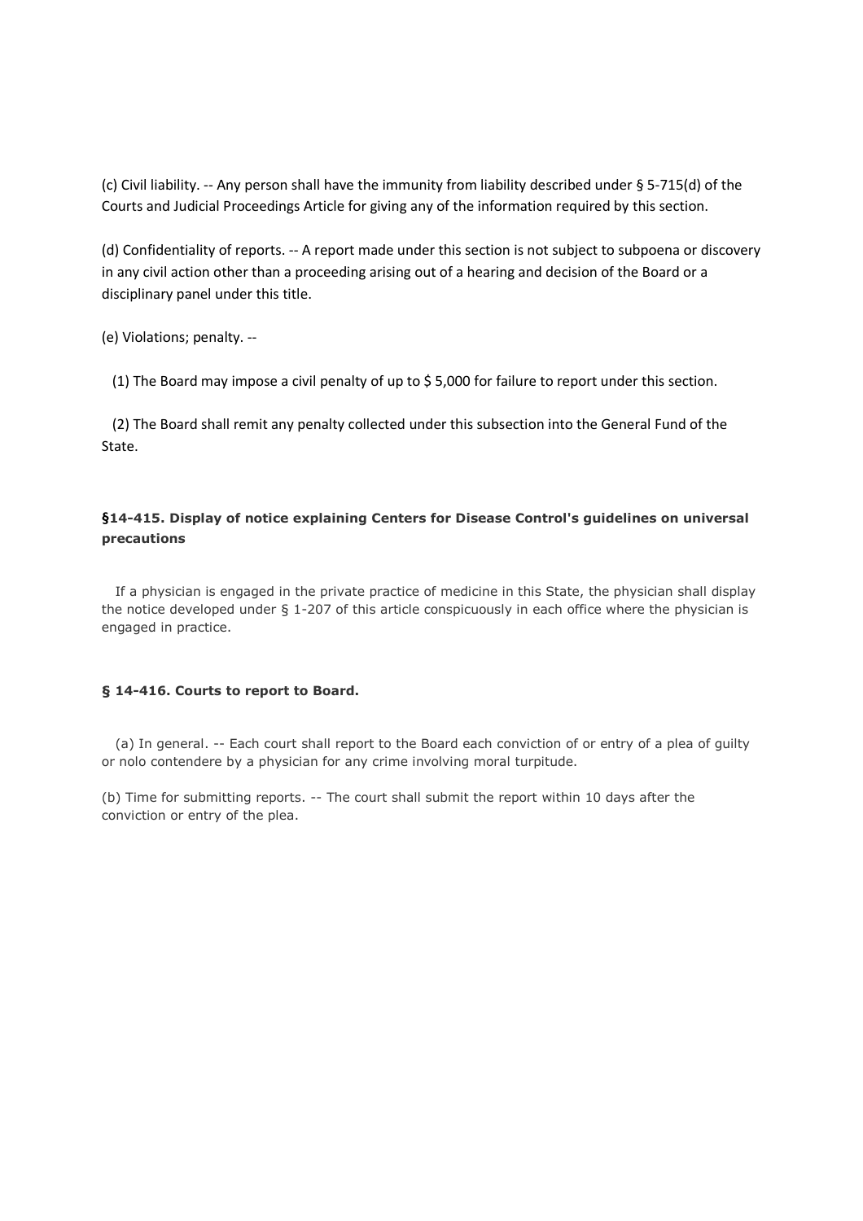(c) Civil liability. -- Any person shall have the immunity from liability described under § 5-715(d) of the Courts and Judicial Proceedings Article for giving any of the information required by this section.

(d) Confidentiality of reports. -- A report made under this section is not subject to subpoena or discovery in any civil action other than a proceeding arising out of a hearing and decision of the Board or a disciplinary panel under this title.

(e) Violations; penalty. --

(1) The Board may impose a civil penalty of up to $ 5,000 for failure to report under this section.

(2) The Board shall remit any penalty collected under this subsection into the General Fund of the State.

### §14-415. Display of notice explaining Centers for Disease Control's guidelines on universal precautions

If a physician is engaged in the private practice of medicine in this State, the physician shall display the notice developed under § 1-207 of this article conspicuously in each office where the physician is engaged in practice.

### § 14-416. Courts to report to Board.

(a) In general. -- Each court shall report to the Board each conviction of or entry of a plea of guilty or nolo contendere by a physician for any crime involving moral turpitude.

(b) Time for submitting reports. -- The court shall submit the report within 10 days after the conviction or entry of the plea.